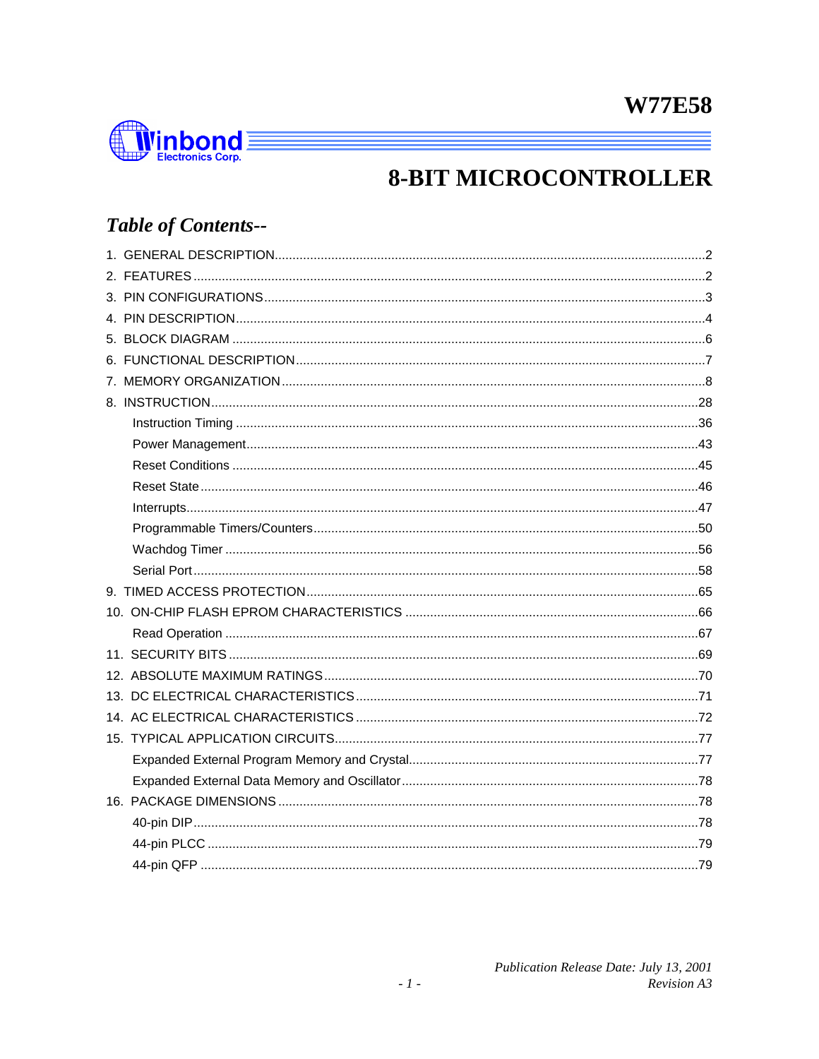# W77E58

# 8-BIT MICROCONTROLLER

## *Table of Contents--*

1. GENERAL DESCRIPTION........................................................................................................2
2. FEATURES ...............................................................................................................................2
3. PIN CONFIGURATIONS...........................................................................................................3
4. PIN DESCRIPTION...................................................................................................................4
5. BLOCK DIAGRAM ....................................................................................................................6
6. FUNCTIONAL DESCRIPTION..................................................................................................7
7. MEMORY ORGANIZATION......................................................................................................8
8. INSTRUCTION........................................................................................................................28
   - Instruction Timing .................................................................................................................36
   - Power Management..............................................................................................................43
   - Reset Conditions ..................................................................................................................45
   - Reset State...........................................................................................................................46
   - Interrupts...............................................................................................................................47
   - Programmable Timers/Counters...........................................................................................50
   - Wachdog Timer ....................................................................................................................56
   - Serial Port.............................................................................................................................58
9. TIMED ACCESS PROTECTION.............................................................................................65
10. ON-CHIP FLASH EPROM CHARACTERISTICS ..................................................................66
    - Read Operation ....................................................................................................................67
11. SECURITY BITS ...................................................................................................................69
12. ABSOLUTE MAXIMUM RATINGS.........................................................................................70
13. DC ELECTRICAL CHARACTERISTICS................................................................................71
14. AC ELECTRICAL CHARACTERISTICS ................................................................................72
15. TYPICAL APPLICATION CIRCUITS......................................................................................77
    - Expanded External Program Memory and Crystal.................................................................77
    - Expanded External Data Memory and Oscillator...................................................................78
16. PACKAGE DIMENSIONS ......................................................................................................78
    - 40-pin DIP.............................................................................................................................78
    - 44-pin PLCC .........................................................................................................................79
    - 44-pin QFP ...........................................................................................................................79

*Publication Release Date: July 13, 2001*
*Revision A3*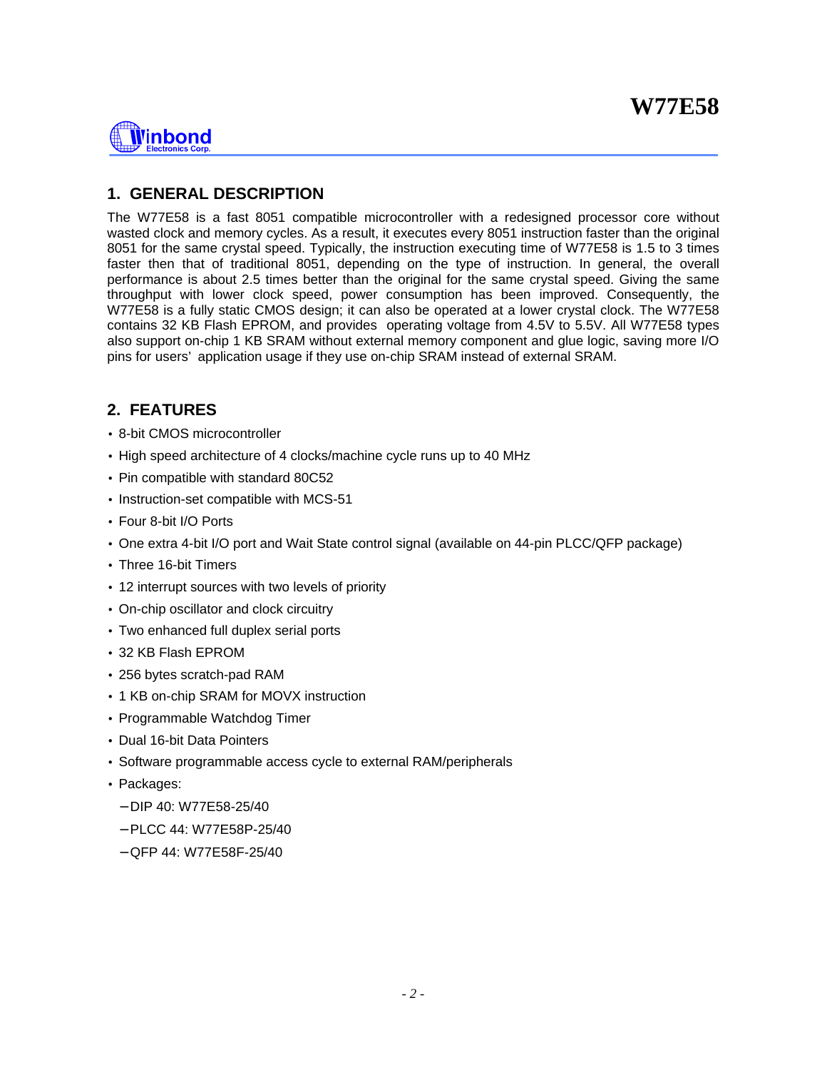## 1. GENERAL DESCRIPTION

The W77E58 is a fast 8051 compatible microcontroller with a redesigned processor core without wasted clock and memory cycles. As a result, it executes every 8051 instruction faster than the original 8051 for the same crystal speed. Typically, the instruction executing time of W77E58 is 1.5 to 3 times faster then that of traditional 8051, depending on the type of instruction. In general, the overall performance is about 2.5 times better than the original for the same crystal speed. Giving the same throughput with lower clock speed, power consumption has been improved. Consequently, the W77E58 is a fully static CMOS design; it can also be operated at a lower crystal clock. The W77E58 contains 32 KB Flash EPROM, and provides operating voltage from 4.5V to 5.5V. All W77E58 types also support on-chip 1 KB SRAM without external memory component and glue logic, saving more I/O pins for users' application usage if they use on-chip SRAM instead of external SRAM.

## 2. FEATURES

- 8-bit CMOS microcontroller
- High speed architecture of 4 clocks/machine cycle runs up to 40 MHz
- Pin compatible with standard 80C52
- Instruction-set compatible with MCS-51
- Four 8-bit I/O Ports
- One extra 4-bit I/O port and Wait State control signal (available on 44-pin PLCC/QFP package)
- Three 16-bit Timers
- 12 interrupt sources with two levels of priority
- On-chip oscillator and clock circuitry
- Two enhanced full duplex serial ports
- 32 KB Flash EPROM
- 256 bytes scratch-pad RAM
- 1 KB on-chip SRAM for MOVX instruction
- Programmable Watchdog Timer
- Dual 16-bit Data Pointers
- Software programmable access cycle to external RAM/peripherals
- Packages:
  - DIP 40: W77E58-25/40
  - PLCC 44: W77E58P-25/40
  - QFP 44: W77E58F-25/40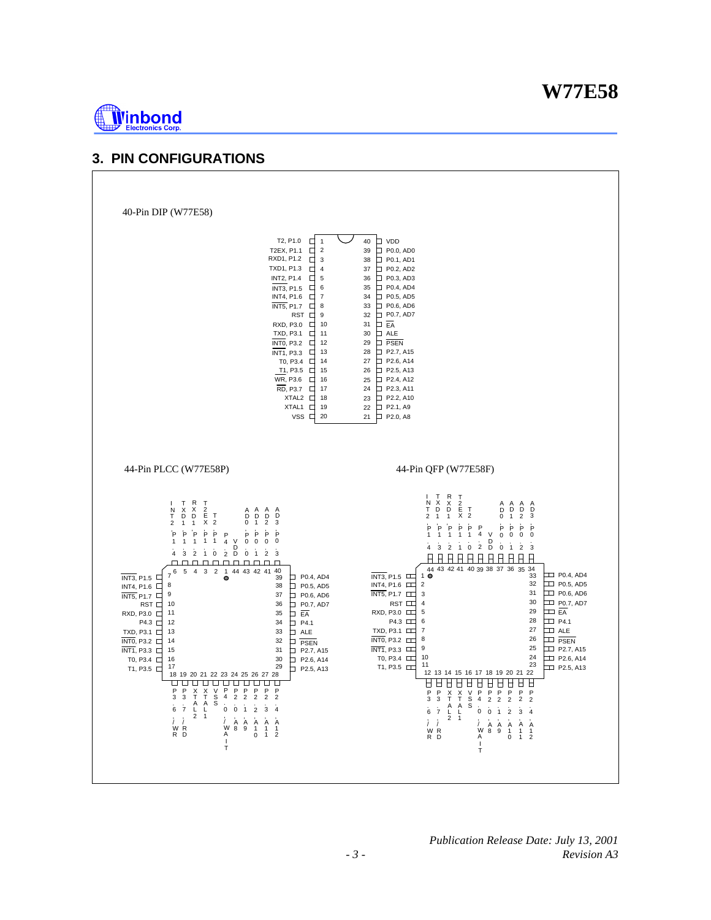## 3. PIN CONFIGURATIONS

40-Pin DIP (W77E58)

| Left Pin Name | Pin | Pin | Right Pin Name |
|---|---|---|---|
| T2, P1.0 | 1 | 40 | VDD |
| T2EX, P1.1 | 2 | 39 | P0.0, AD0 |
| RXD1, P1.2 | 3 | 38 | P0.1, AD1 |
| TXD1, P1.3 | 4 | 37 | P0.2, AD2 |
| INT2, P1.4 | 5 | 36 | P0.3, AD3 |
| $\overline{INT3}$, P1.5 | 6 | 35 | P0.4, AD4 |
| INT4, P1.6 | 7 | 34 | P0.5, AD5 |
| $\overline{INT5}$, P1.7 | 8 | 33 | P0.6, AD6 |
| RST | 9 | 32 | P0.7, AD7 |
| RXD, P3.0 | 10 | 31 | $\overline{EA}$ |
| TXD, P3.1 | 11 | 30 | ALE |
| $\overline{INT0}$, P3.2 | 12 | 29 | $\overline{PSEN}$ |
| $\overline{INT1}$, P3.3 | 13 | 28 | P2.7, A15 |
| T0, P3.4 | 14 | 27 | P2.6, A14 |
| T1, P3.5 | 15 | 26 | P2.5, A13 |
| $\overline{WR}$, P3.6 | 16 | 25 | P2.4, A12 |
| $\overline{RD}$, P3.7 | 17 | 24 | P2.3, A11 |
| XTAL2 | 18 | 23 | P2.2, A10 |
| XTAL1 | 19 | 22 | P2.1, A9 |
| VSS | 20 | 21 | P2.0, A8 |

44-Pin PLCC (W77E58P)

| Pin | Name | Pin | Name |
|---|---|---|---|
| 1 | P1.0, T2 | 23 | P2.1, A9 |
| 2 | VDD | 24 | P2.2, A10 |
| 3 | P1.1, T2EX | 25 | P2.3, A11 |
| 4 | P1.2, RXD1 | 26 | P2.4, A12 |
| 5 | P1.3, TXD1 | 27 | P2.5, A13 |
| 6 | P1.4, INT2 | 28 | P2.6, A14 |
| 7 | $\overline{INT3}$, P1.5 | 29 | P2.5, A13 |
| 8 | INT4, P1.6 | 30 | P2.6, A14 |
| 9 | $\overline{INT5}$, P1.7 | 31 | P2.7, A15 |
| 10 | RST | 32 | $\overline{PSEN}$ |
| 11 | RXD, P3.0 | 33 | ALE |
| 12 | P4.3 | 34 | P4.1 |
| 13 | TXD, P3.1 | 35 | $\overline{EA}$ |
| 14 | $\overline{INT0}$, P3.2 | 36 | P0.7, AD7 |
| 15 | $\overline{INT1}$, P3.3 | 37 | P0.6, AD6 |
| 16 | T0, P3.4 | 38 | P0.5, AD5 |
| 17 | T1, P3.5 | 39 | P0.4, AD4 |
| 18 | P3.6, /WR | 40 | P0.3, AD3 |
| 19 | P3.7, /RD | 41 | P0.2, AD2 |
| 20 | XTAL2 | 42 | P0.1, AD1 |
| 21 | XTAL1 | 43 | P0.0, AD0 |
| 22 | VSS | 44 | VDD |

Top side (pins 6 to 40): INT2, P1.4 (6); TXD1, P1.3 (5); RXD1, P1.2 (4); T2EX, P1.1 (3); T2, P1.0 (2); P4.2 (1); VDD (44); AD0, P0.0 (43); AD1, P0.1 (42); AD2, P0.2 (41); AD3, P0.3 (40)

Bottom side (pins 18 to 28): P3.6, /WR (18); P3.7, /RD (19); XTAL2 (20); XTAL1 (21); VSS (22); P4.0, /WAIT (23); P2.0, A8 (24); P2.1, A9 (25); P2.2, A10 (26); P2.3, A11 (27); P2.4, A12 (28)

Left side (pins 7 to 17): $\overline{INT3}$, P1.5 (7); INT4, P1.6 (8); $\overline{INT5}$, P1.7 (9); RST (10); RXD, P3.0 (11); P4.3 (12); TXD, P3.1 (13); $\overline{INT0}$, P3.2 (14); $\overline{INT1}$, P3.3 (15); T0, P3.4 (16); T1, P3.5 (17)

Right side (pins 39 to 29): P0.4, AD4 (39); P0.5, AD5 (38); P0.6, AD6 (37); P0.7, AD7 (36); $\overline{EA}$ (35); P4.1 (34); ALE (33); $\overline{PSEN}$ (32); P2.7, A15 (31); P2.6, A14 (30); P2.5, A13 (29)

44-Pin QFP (W77E58F)

Top side (pins 44 to 34): INT2, P1.4 (44); TXD1, P1.3 (43); RXD1, P1.2 (42); T2EX, P1.1 (41); T2, P1.0 (40); P4.2 (39); VDD (38); AD0, P0.0 (37); AD1, P0.1 (36); AD2, P0.2 (35); AD3, P0.3 (34)

Left side (pins 1 to 11): $\overline{INT3}$, P1.5 (1); INT4, P1.6 (2); $\overline{INT5}$, P1.7 (3); RST (4); RXD, P3.0 (5); P4.3 (6); TXD, P3.1 (7); $\overline{INT0}$, P3.2 (8); $\overline{INT1}$, P3.3 (9); T0, P3.4 (10); T1, P3.5 (11)

Bottom side (pins 12 to 22): P3.6, /WR (12); P3.7, /RD (13); XTAL2 (14); XTAL1 (15); VSS (16); P4.0, /WAIT (17); P2.0, A8 (18); P2.1, A9 (19); P2.2, A10 (20); P2.3, A11 (21); P2.4, A12 (22)

Right side (pins 33 to 23): P0.4, AD4 (33); P0.5, AD5 (32); P0.6, AD6 (31); P0.7, AD7 (30); $\overline{EA}$ (29); P4.1 (28); ALE (27); $\overline{PSEN}$ (26); P2.7, A15 (25); P2.6, A14 (24); P2.5, A13 (23)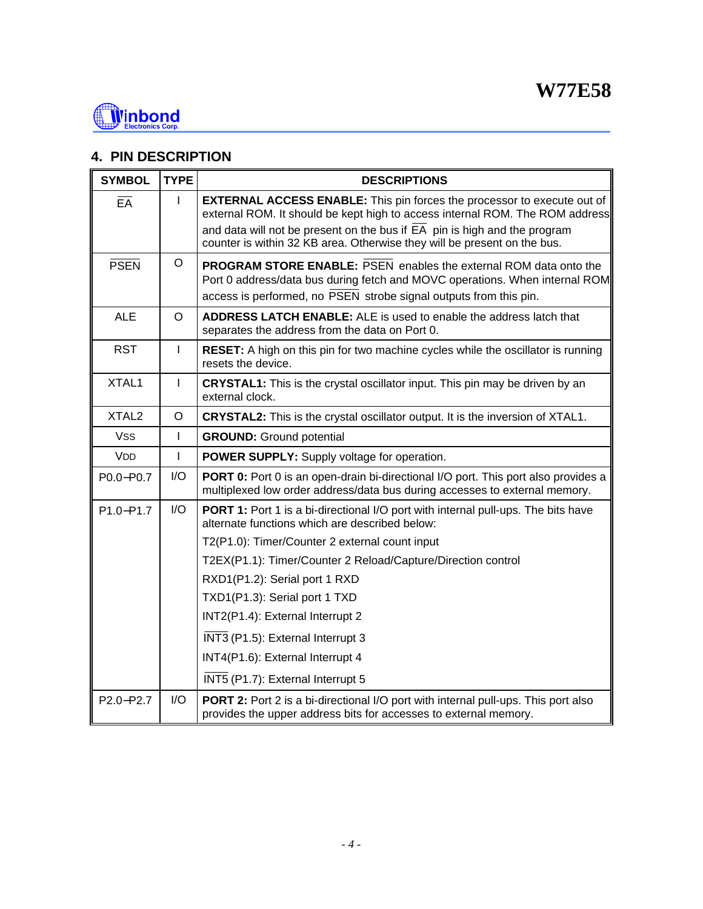## 4. PIN DESCRIPTION

| SYMBOL | TYPE | DESCRIPTIONS |
|---|---|---|
| $\overline{EA}$ | I | **EXTERNAL ACCESS ENABLE:** This pin forces the processor to execute out of external ROM. It should be kept high to access internal ROM. The ROM address and data will not be present on the bus if $\overline{EA}$ pin is high and the program counter is within 32 KB area. Otherwise they will be present on the bus. |
| $\overline{PSEN}$ | O | **PROGRAM STORE ENABLE:** $\overline{PSEN}$ enables the external ROM data onto the Port 0 address/data bus during fetch and MOVC operations. When internal ROM access is performed, no $\overline{PSEN}$ strobe signal outputs from this pin. |
| ALE | O | **ADDRESS LATCH ENABLE:** ALE is used to enable the address latch that separates the address from the data on Port 0. |
| RST | I | **RESET:** A high on this pin for two machine cycles while the oscillator is running resets the device. |
| XTAL1 | I | **CRYSTAL1:** This is the crystal oscillator input. This pin may be driven by an external clock. |
| XTAL2 | O | **CRYSTAL2:** This is the crystal oscillator output. It is the inversion of XTAL1. |
| VSS | I | **GROUND:** Ground potential |
| VDD | I | **POWER SUPPLY:** Supply voltage for operation. |
| P0.0−P0.7 | I/O | **PORT 0:** Port 0 is an open-drain bi-directional I/O port. This port also provides a multiplexed low order address/data bus during accesses to external memory. |
| P1.0−P1.7 | I/O | **PORT 1:** Port 1 is a bi-directional I/O port with internal pull-ups. The bits have alternate functions which are described below:<br>T2(P1.0): Timer/Counter 2 external count input<br>T2EX(P1.1): Timer/Counter 2 Reload/Capture/Direction control<br>RXD1(P1.2): Serial port 1 RXD<br>TXD1(P1.3): Serial port 1 TXD<br>INT2(P1.4): External Interrupt 2<br>$\overline{INT3}$ (P1.5): External Interrupt 3<br>INT4(P1.6): External Interrupt 4<br>$\overline{INT5}$ (P1.7): External Interrupt 5 |
| P2.0−P2.7 | I/O | **PORT 2:** Port 2 is a bi-directional I/O port with internal pull-ups. This port also provides the upper address bits for accesses to external memory. |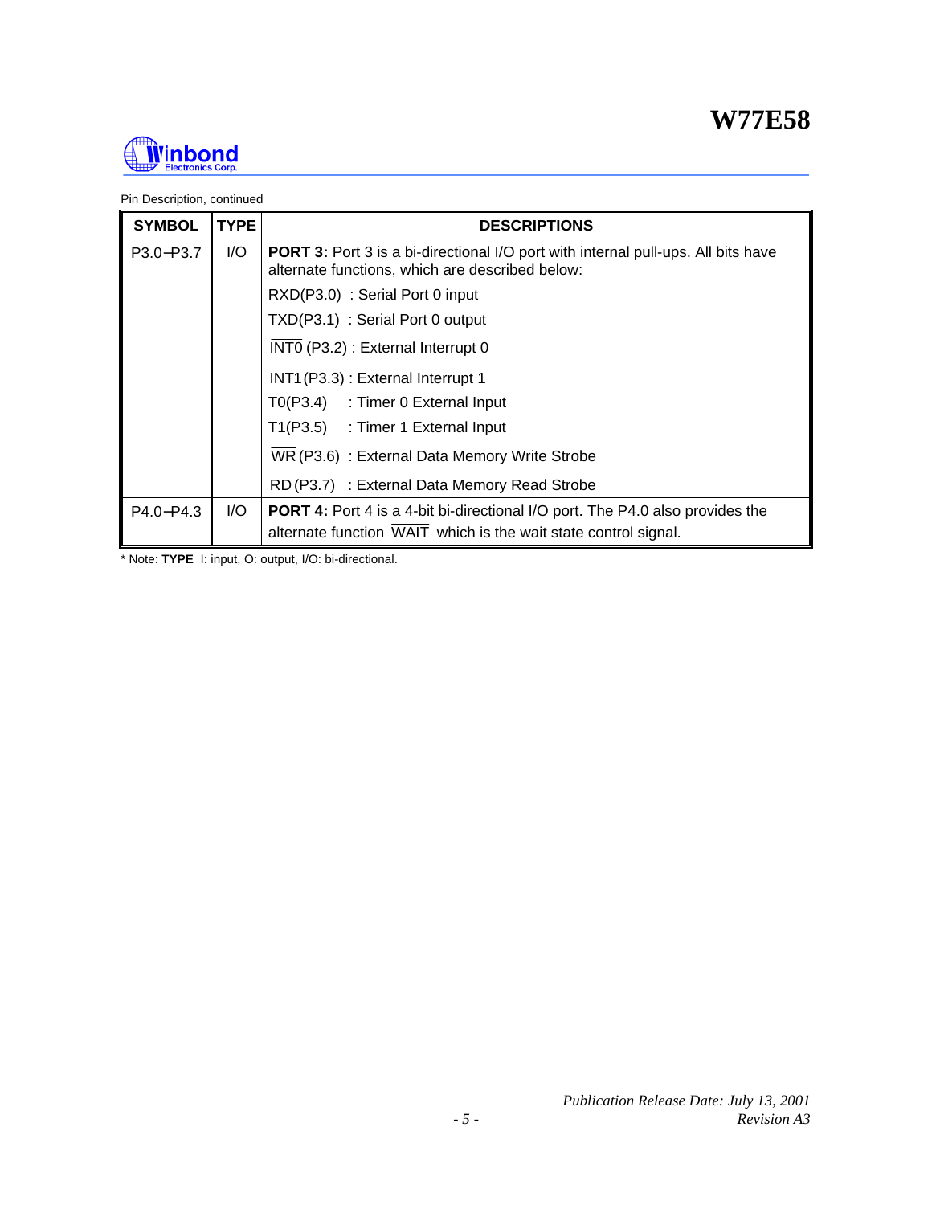Pin Description, continued

| SYMBOL | TYPE | DESCRIPTIONS |
|---|---|---|
| P3.0−P3.7 | I/O | **PORT 3:** Port 3 is a bi-directional I/O port with internal pull-ups. All bits have alternate functions, which are described below:<br>RXD(P3.0) : Serial Port 0 input<br>TXD(P3.1) : Serial Port 0 output<br>$\overline{\text{INT0}}$ (P3.2) : External Interrupt 0<br>$\overline{\text{INT1}}$ (P3.3) : External Interrupt 1<br>T0(P3.4) : Timer 0 External Input<br>T1(P3.5) : Timer 1 External Input<br>$\overline{\text{WR}}$ (P3.6) : External Data Memory Write Strobe<br>$\overline{\text{RD}}$ (P3.7) : External Data Memory Read Strobe |
| P4.0−P4.3 | I/O | **PORT 4:** Port 4 is a 4-bit bi-directional I/O port. The P4.0 also provides the alternate function $\overline{\text{WAIT}}$ which is the wait state control signal. |

* Note: **TYPE** I: input, O: output, I/O: bi-directional.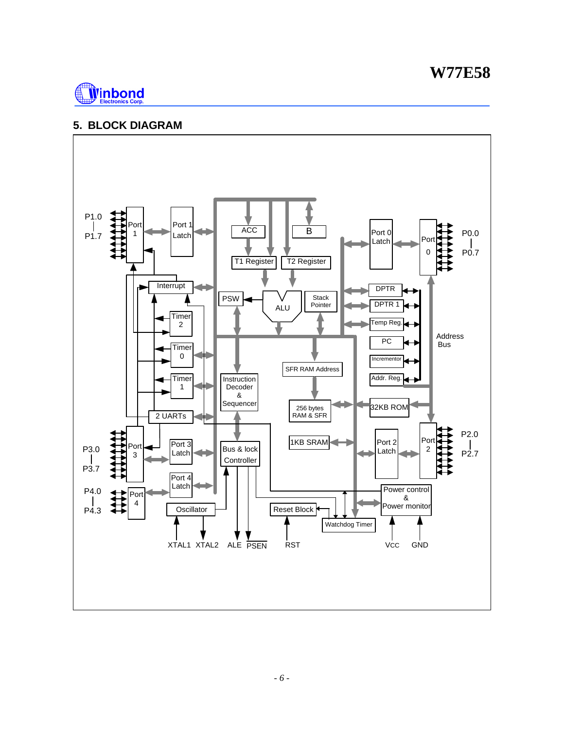## 5. BLOCK DIAGRAM

P1.0 | P1.7 — Port 1 — Port 1 Latch

Interrupt

Timer 2

Timer 0

Timer 1

2 UARTs

P3.0 | P3.7 — Port 3 — Port 3 Latch

P4.0 | P4.3 — Port 4 — Port 4 Latch

Oscillator

XTAL1 XTAL2 ALE PSEN

ACC

B

T1 Register

T2 Register

PSW

ALU

Stack Pointer

Instruction Decoder & Sequencer

Bus & lock Controller

SFR RAM Address

256 bytes RAM & SFR

1KB SRAM

Reset Block

RST

Watchdog Timer

Port 0 Latch — Port 0 — P0.0 | P0.7

DPTR

DPTR 1

Temp Reg.

PC

Incrementor

Addr. Reg.

Address Bus

32KB ROM

Port 2 Latch — Port 2 — P2.0 | P2.7

Power control & Power monitor

VCC GND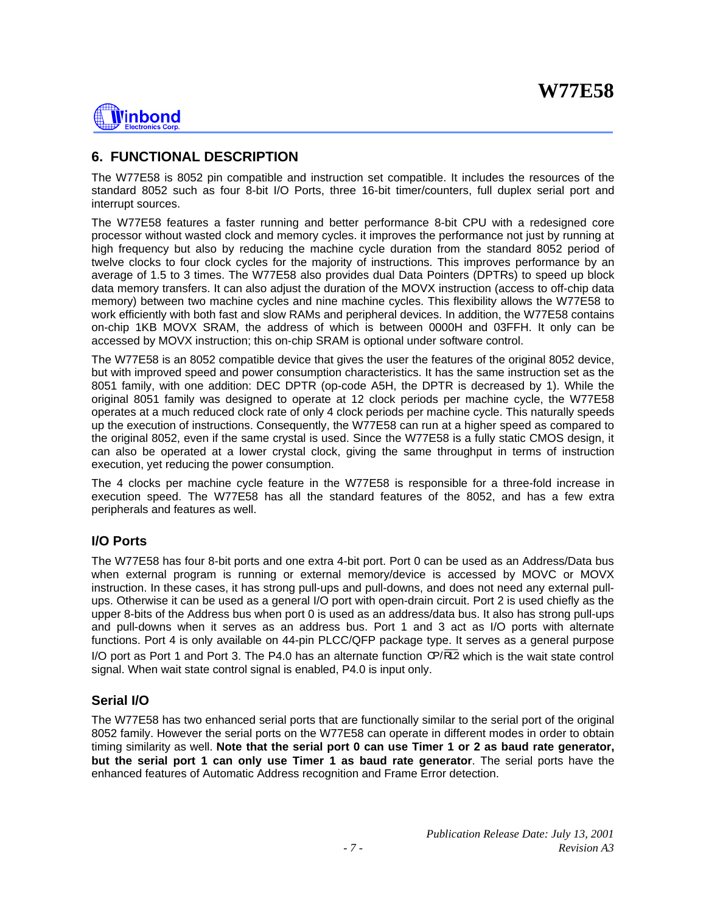## 6. FUNCTIONAL DESCRIPTION

The W77E58 is 8052 pin compatible and instruction set compatible. It includes the resources of the standard 8052 such as four 8-bit I/O Ports, three 16-bit timer/counters, full duplex serial port and interrupt sources.

The W77E58 features a faster running and better performance 8-bit CPU with a redesigned core processor without wasted clock and memory cycles. it improves the performance not just by running at high frequency but also by reducing the machine cycle duration from the standard 8052 period of twelve clocks to four clock cycles for the majority of instructions. This improves performance by an average of 1.5 to 3 times. The W77E58 also provides dual Data Pointers (DPTRs) to speed up block data memory transfers. It can also adjust the duration of the MOVX instruction (access to off-chip data memory) between two machine cycles and nine machine cycles. This flexibility allows the W77E58 to work efficiently with both fast and slow RAMs and peripheral devices. In addition, the W77E58 contains on-chip 1KB MOVX SRAM, the address of which is between 0000H and 03FFH. It only can be accessed by MOVX instruction; this on-chip SRAM is optional under software control.

The W77E58 is an 8052 compatible device that gives the user the features of the original 8052 device, but with improved speed and power consumption characteristics. It has the same instruction set as the 8051 family, with one addition: DEC DPTR (op-code A5H, the DPTR is decreased by 1). While the original 8051 family was designed to operate at 12 clock periods per machine cycle, the W77E58 operates at a much reduced clock rate of only 4 clock periods per machine cycle. This naturally speeds up the execution of instructions. Consequently, the W77E58 can run at a higher speed as compared to the original 8052, even if the same crystal is used. Since the W77E58 is a fully static CMOS design, it can also be operated at a lower crystal clock, giving the same throughput in terms of instruction execution, yet reducing the power consumption.

The 4 clocks per machine cycle feature in the W77E58 is responsible for a three-fold increase in execution speed. The W77E58 has all the standard features of the 8052, and has a few extra peripherals and features as well.

### I/O Ports

The W77E58 has four 8-bit ports and one extra 4-bit port. Port 0 can be used as an Address/Data bus when external program is running or external memory/device is accessed by MOVC or MOVX instruction. In these cases, it has strong pull-ups and pull-downs, and does not need any external pull-ups. Otherwise it can be used as a general I/O port with open-drain circuit. Port 2 is used chiefly as the upper 8-bits of the Address bus when port 0 is used as an address/data bus. It also has strong pull-ups and pull-downs when it serves as an address bus. Port 1 and 3 act as I/O ports with alternate functions. Port 4 is only available on 44-pin PLCC/QFP package type. It serves as a general purpose I/O port as Port 1 and Port 3. The P4.0 has an alternate function CP/$\overline{\text{RL2}}$ which is the wait state control signal. When wait state control signal is enabled, P4.0 is input only.

### Serial I/O

The W77E58 has two enhanced serial ports that are functionally similar to the serial port of the original 8052 family. However the serial ports on the W77E58 can operate in different modes in order to obtain timing similarity as well. **Note that the serial port 0 can use Timer 1 or 2 as baud rate generator, but the serial port 1 can only use Timer 1 as baud rate generator**. The serial ports have the enhanced features of Automatic Address recognition and Frame Error detection.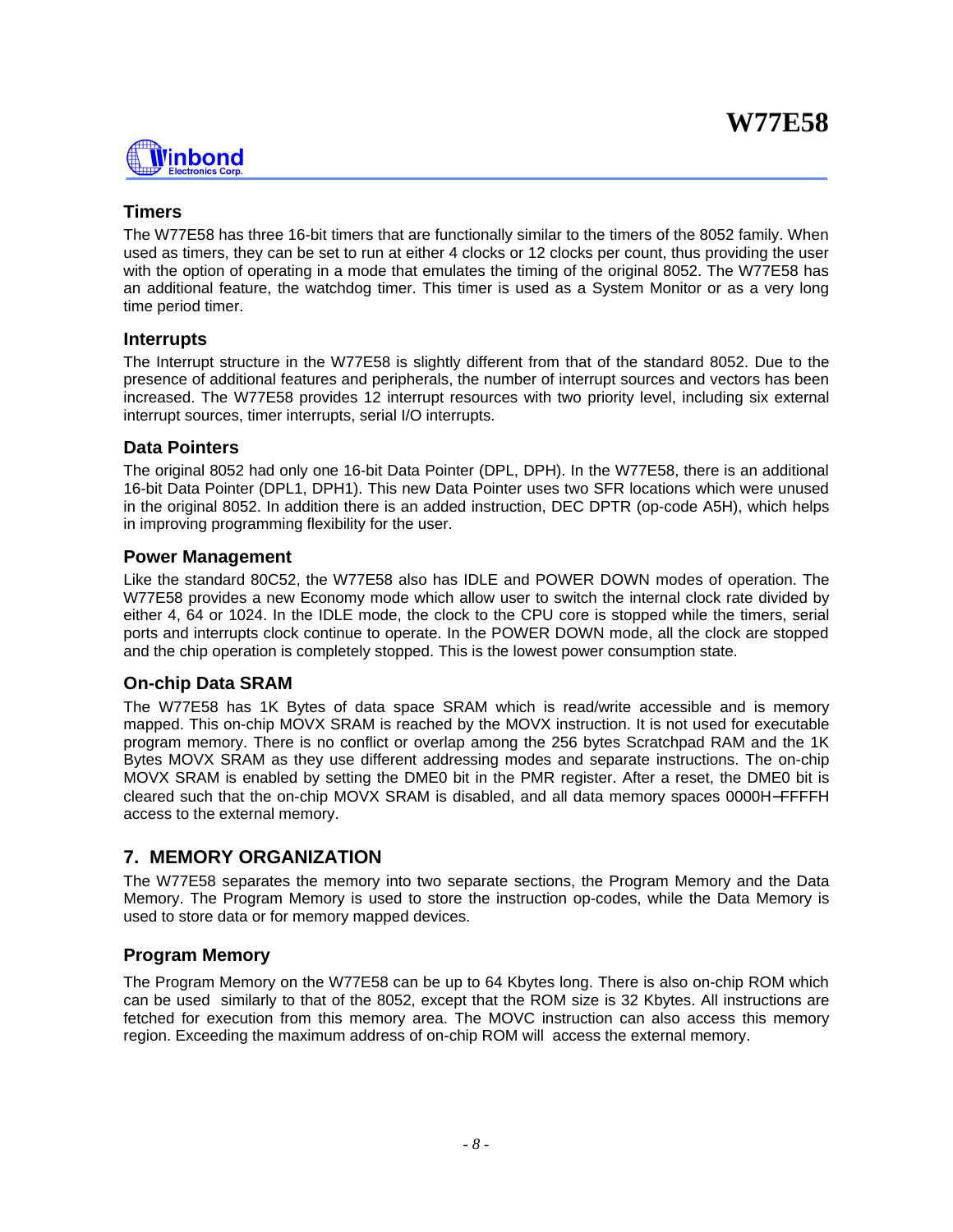### Timers

The W77E58 has three 16-bit timers that are functionally similar to the timers of the 8052 family. When used as timers, they can be set to run at either 4 clocks or 12 clocks per count, thus providing the user with the option of operating in a mode that emulates the timing of the original 8052. The W77E58 has an additional feature, the watchdog timer. This timer is used as a System Monitor or as a very long time period timer.

### Interrupts

The Interrupt structure in the W77E58 is slightly different from that of the standard 8052. Due to the presence of additional features and peripherals, the number of interrupt sources and vectors has been increased. The W77E58 provides 12 interrupt resources with two priority level, including six external interrupt sources, timer interrupts, serial I/O interrupts.

### Data Pointers

The original 8052 had only one 16-bit Data Pointer (DPL, DPH). In the W77E58, there is an additional 16-bit Data Pointer (DPL1, DPH1). This new Data Pointer uses two SFR locations which were unused in the original 8052. In addition there is an added instruction, DEC DPTR (op-code A5H), which helps in improving programming flexibility for the user.

### Power Management

Like the standard 80C52, the W77E58 also has IDLE and POWER DOWN modes of operation. The W77E58 provides a new Economy mode which allow user to switch the internal clock rate divided by either 4, 64 or 1024. In the IDLE mode, the clock to the CPU core is stopped while the timers, serial ports and interrupts clock continue to operate. In the POWER DOWN mode, all the clock are stopped and the chip operation is completely stopped. This is the lowest power consumption state.

### On-chip Data SRAM

The W77E58 has 1K Bytes of data space SRAM which is read/write accessible and is memory mapped. This on-chip MOVX SRAM is reached by the MOVX instruction. It is not used for executable program memory. There is no conflict or overlap among the 256 bytes Scratchpad RAM and the 1K Bytes MOVX SRAM as they use different addressing modes and separate instructions. The on-chip MOVX SRAM is enabled by setting the DME0 bit in the PMR register. After a reset, the DME0 bit is cleared such that the on-chip MOVX SRAM is disabled, and all data memory spaces 0000H−FFFFH access to the external memory.

## 7. MEMORY ORGANIZATION

The W77E58 separates the memory into two separate sections, the Program Memory and the Data Memory. The Program Memory is used to store the instruction op-codes, while the Data Memory is used to store data or for memory mapped devices.

### Program Memory

The Program Memory on the W77E58 can be up to 64 Kbytes long. There is also on-chip ROM which can be used similarly to that of the 8052, except that the ROM size is 32 Kbytes. All instructions are fetched for execution from this memory area. The MOVC instruction can also access this memory region. Exceeding the maximum address of on-chip ROM will access the external memory.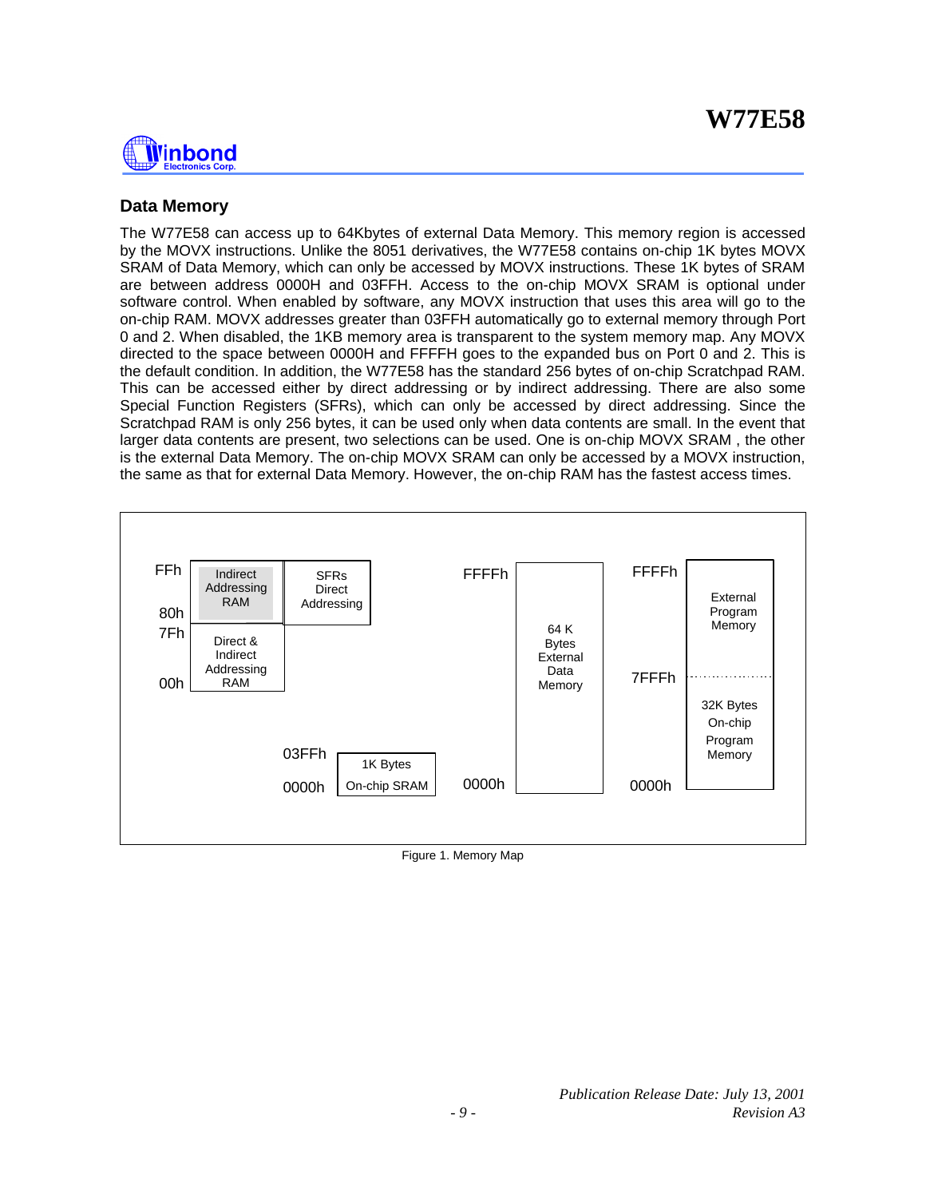## Data Memory

The W77E58 can access up to 64Kbytes of external Data Memory. This memory region is accessed by the MOVX instructions. Unlike the 8051 derivatives, the W77E58 contains on-chip 1K bytes MOVX SRAM of Data Memory, which can only be accessed by MOVX instructions. These 1K bytes of SRAM are between address 0000H and 03FFH. Access to the on-chip MOVX SRAM is optional under software control. When enabled by software, any MOVX instruction that uses this area will go to the on-chip RAM. MOVX addresses greater than 03FFH automatically go to external memory through Port 0 and 2. When disabled, the 1KB memory area is transparent to the system memory map. Any MOVX directed to the space between 0000H and FFFFH goes to the expanded bus on Port 0 and 2. This is the default condition. In addition, the W77E58 has the standard 256 bytes of on-chip Scratchpad RAM. This can be accessed either by direct addressing or by indirect addressing. There are also some Special Function Registers (SFRs), which can only be accessed by direct addressing. Since the Scratchpad RAM is only 256 bytes, it can be used only when data contents are small. In the event that larger data contents are present, two selections can be used. One is on-chip MOVX SRAM , the other is the external Data Memory. The on-chip MOVX SRAM can only be accessed by a MOVX instruction, the same as that for external Data Memory. However, the on-chip RAM has the fastest access times.

| Address | Region |
|---|---|
| FFh – 80h | Indirect Addressing RAM / SFRs Direct Addressing |
| 7Fh – 00h | Direct & Indirect Addressing RAM |
| 03FFh – 0000h | 1K Bytes On-chip SRAM |
| FFFFh – 0000h | 64 K Bytes External Data Memory |
| FFFFh – 7FFFh | External Program Memory |
| 7FFFh – 0000h | 32K Bytes On-chip Program Memory |

Figure 1. Memory Map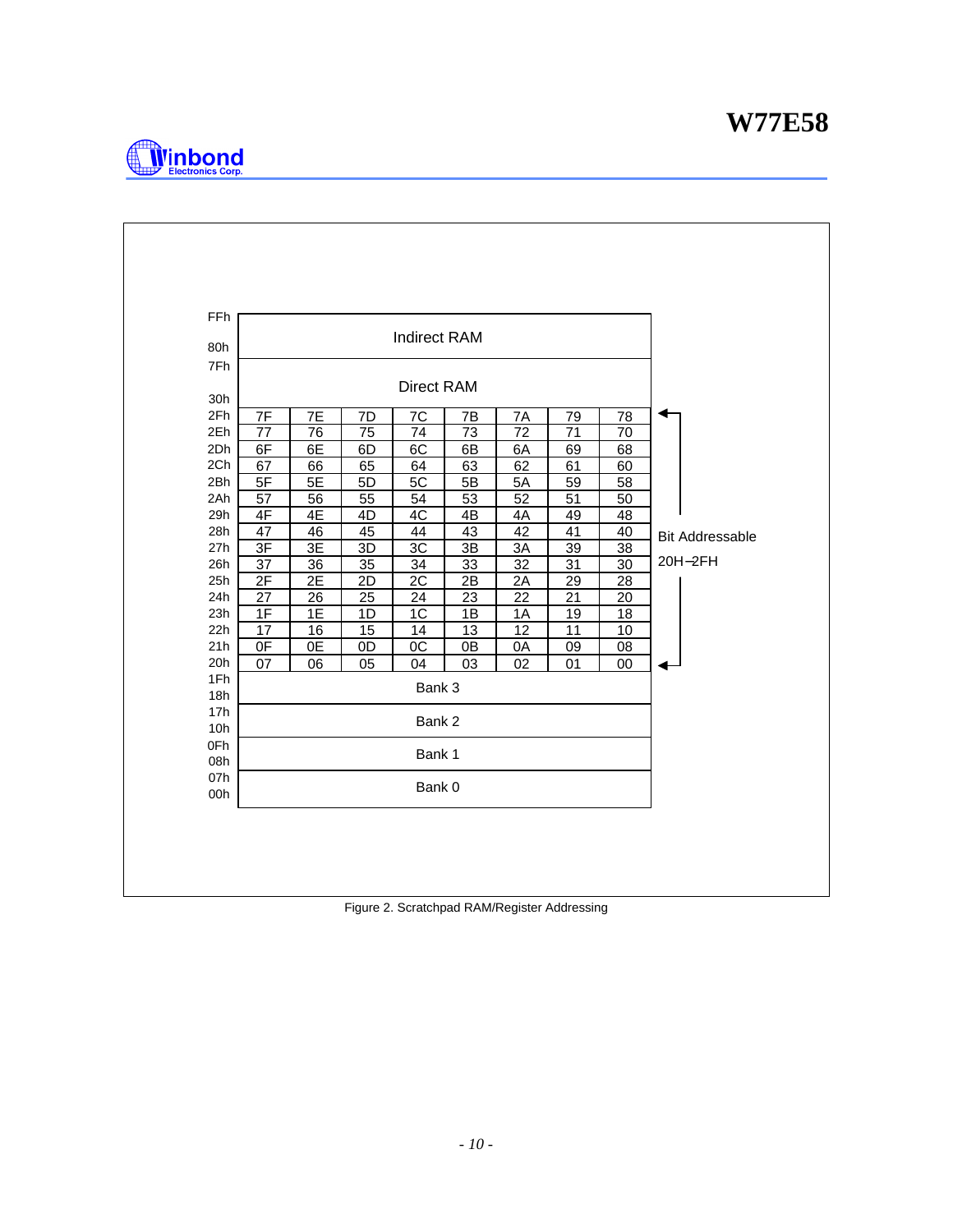| Address | | | | | | | | | |
|---|---|---|---|---|---|---|---|---|---|
| FFh–80h | Indirect RAM | | | | | | | | |
| 7Fh–30h | Direct RAM | | | | | | | | |
| 2Fh | 7F | 7E | 7D | 7C | 7B | 7A | 79 | 78 | Bit Addressable 20H–2FH |
| 2Eh | 77 | 76 | 75 | 74 | 73 | 72 | 71 | 70 | |
| 2Dh | 6F | 6E | 6D | 6C | 6B | 6A | 69 | 68 | |
| 2Ch | 67 | 66 | 65 | 64 | 63 | 62 | 61 | 60 | |
| 2Bh | 5F | 5E | 5D | 5C | 5B | 5A | 59 | 58 | |
| 2Ah | 57 | 56 | 55 | 54 | 53 | 52 | 51 | 50 | |
| 29h | 4F | 4E | 4D | 4C | 4B | 4A | 49 | 48 | |
| 28h | 47 | 46 | 45 | 44 | 43 | 42 | 41 | 40 | |
| 27h | 3F | 3E | 3D | 3C | 3B | 3A | 39 | 38 | |
| 26h | 37 | 36 | 35 | 34 | 33 | 32 | 31 | 30 | |
| 25h | 2F | 2E | 2D | 2C | 2B | 2A | 29 | 28 | |
| 24h | 27 | 26 | 25 | 24 | 23 | 22 | 21 | 20 | |
| 23h | 1F | 1E | 1D | 1C | 1B | 1A | 19 | 18 | |
| 22h | 17 | 16 | 15 | 14 | 13 | 12 | 11 | 10 | |
| 21h | 0F | 0E | 0D | 0C | 0B | 0A | 09 | 08 | |
| 20h | 07 | 06 | 05 | 04 | 03 | 02 | 01 | 00 | |
| 1Fh–18h | Bank 3 | | | | | | | | |
| 17h–10h | Bank 2 | | | | | | | | |
| 0Fh–08h | Bank 1 | | | | | | | | |
| 07h–00h | Bank 0 | | | | | | | | |

Figure 2. Scratchpad RAM/Register Addressing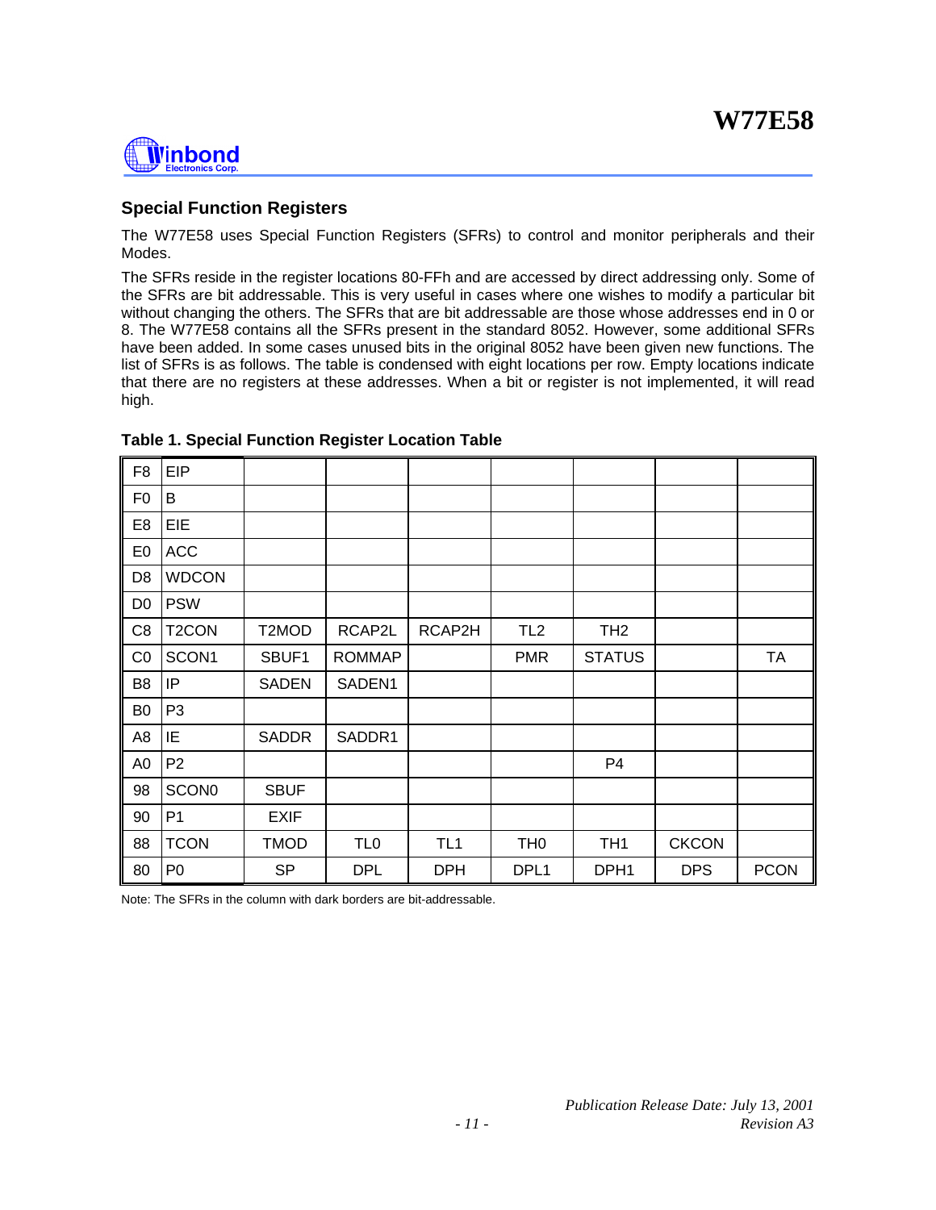## Special Function Registers

The W77E58 uses Special Function Registers (SFRs) to control and monitor peripherals and their Modes.

The SFRs reside in the register locations 80-FFh and are accessed by direct addressing only. Some of the SFRs are bit addressable. This is very useful in cases where one wishes to modify a particular bit without changing the others. The SFRs that are bit addressable are those whose addresses end in 0 or 8. The W77E58 contains all the SFRs present in the standard 8052. However, some additional SFRs have been added. In some cases unused bits in the original 8052 have been given new functions. The list of SFRs is as follows. The table is condensed with eight locations per row. Empty locations indicate that there are no registers at these addresses. When a bit or register is not implemented, it will read high.

**Table 1. Special Function Register Location Table**

| | | | | | | | | |
|---|---|---|---|---|---|---|---|---|
| F8 | EIP | | | | | | | |
| F0 | B | | | | | | | |
| E8 | EIE | | | | | | | |
| E0 | ACC | | | | | | | |
| D8 | WDCON | | | | | | | |
| D0 | PSW | | | | | | | |
| C8 | T2CON | T2MOD | RCAP2L | RCAP2H | TL2 | TH2 | | |
| C0 | SCON1 | SBUF1 | ROMMAP | | PMR | STATUS | | TA |
| B8 | IP | SADEN | SADEN1 | | | | | |
| B0 | P3 | | | | | | | |
| A8 | IE | SADDR | SADDR1 | | | | | |
| A0 | P2 | | | | | P4 | | |
| 98 | SCON0 | SBUF | | | | | | |
| 90 | P1 | EXIF | | | | | | |
| 88 | TCON | TMOD | TL0 | TL1 | TH0 | TH1 | CKCON | |
| 80 | P0 | SP | DPL | DPH | DPL1 | DPH1 | DPS | PCON |

Note: The SFRs in the column with dark borders are bit-addressable.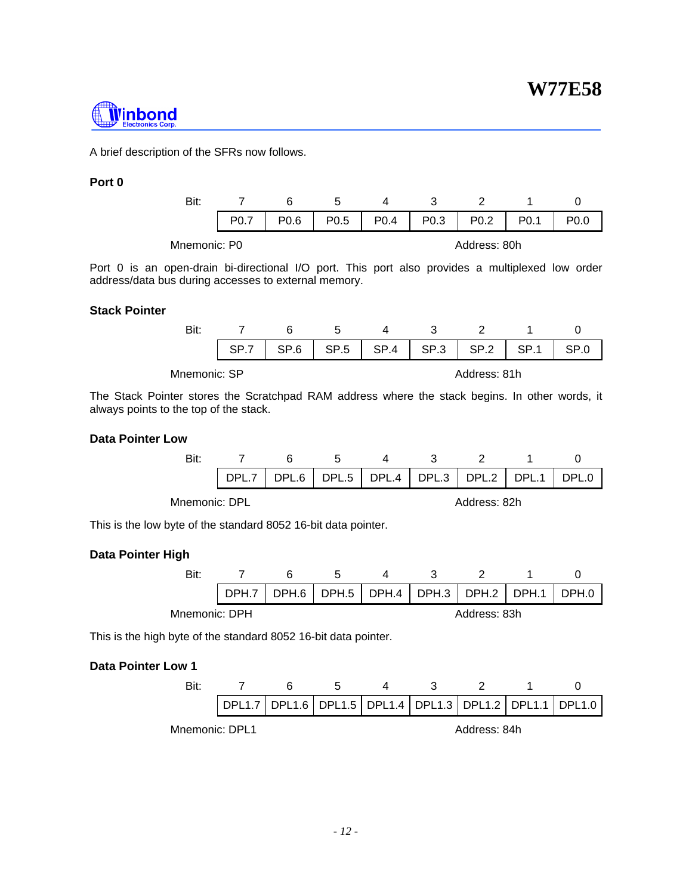A brief description of the SFRs now follows.

### Port 0

| Bit: | 7 | 6 | 5 | 4 | 3 | 2 | 1 | 0 |
|---|---|---|---|---|---|---|---|---|
| | P0.7 | P0.6 | P0.5 | P0.4 | P0.3 | P0.2 | P0.1 | P0.0 |

Mnemonic: P0 Address: 80h

Port 0 is an open-drain bi-directional I/O port. This port also provides a multiplexed low order address/data bus during accesses to external memory.

### Stack Pointer

| Bit: | 7 | 6 | 5 | 4 | 3 | 2 | 1 | 0 |
|---|---|---|---|---|---|---|---|---|
| | SP.7 | SP.6 | SP.5 | SP.4 | SP.3 | SP.2 | SP.1 | SP.0 |

Mnemonic: SP Address: 81h

The Stack Pointer stores the Scratchpad RAM address where the stack begins. In other words, it always points to the top of the stack.

### Data Pointer Low

| Bit: | 7 | 6 | 5 | 4 | 3 | 2 | 1 | 0 |
|---|---|---|---|---|---|---|---|---|
| | DPL.7 | DPL.6 | DPL.5 | DPL.4 | DPL.3 | DPL.2 | DPL.1 | DPL.0 |

Mnemonic: DPL Address: 82h

This is the low byte of the standard 8052 16-bit data pointer.

### Data Pointer High

| Bit: | 7 | 6 | 5 | 4 | 3 | 2 | 1 | 0 |
|---|---|---|---|---|---|---|---|---|
| | DPH.7 | DPH.6 | DPH.5 | DPH.4 | DPH.3 | DPH.2 | DPH.1 | DPH.0 |

Mnemonic: DPH Address: 83h

This is the high byte of the standard 8052 16-bit data pointer.

### Data Pointer Low 1

| Bit: | 7 | 6 | 5 | 4 | 3 | 2 | 1 | 0 |
|---|---|---|---|---|---|---|---|---|
| | DPL1.7 | DPL1.6 | DPL1.5 | DPL1.4 | DPL1.3 | DPL1.2 | DPL1.1 | DPL1.0 |

Mnemonic: DPL1 Address: 84h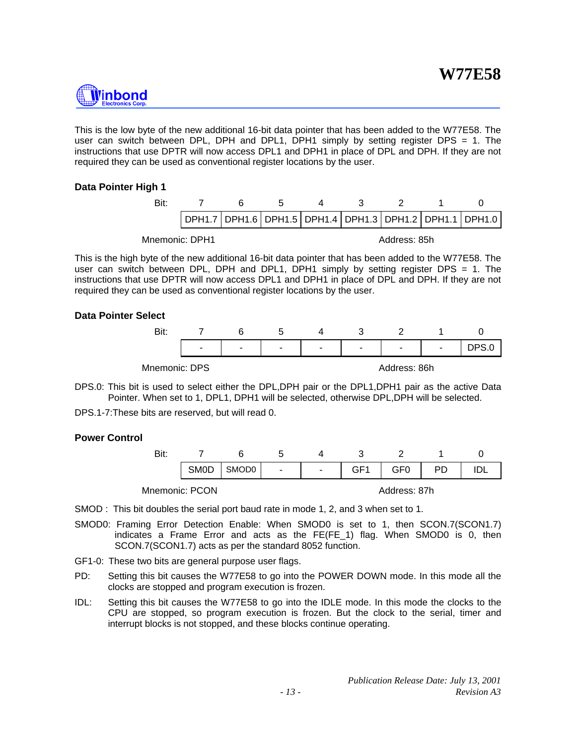This is the low byte of the new additional 16-bit data pointer that has been added to the W77E58. The user can switch between DPL, DPH and DPL1, DPH1 simply by setting register DPS = 1. The instructions that use DPTR will now access DPL1 and DPH1 in place of DPL and DPH. If they are not required they can be used as conventional register locations by the user.

**Data Pointer High 1**

| Bit: | 7 | 6 | 5 | 4 | 3 | 2 | 1 | 0 |
|---|---|---|---|---|---|---|---|---|
| | DPH1.7 | DPH1.6 | DPH1.5 | DPH1.4 | DPH1.3 | DPH1.2 | DPH1.1 | DPH1.0 |

Mnemonic: DPH1 Address: 85h

This is the high byte of the new additional 16-bit data pointer that has been added to the W77E58. The user can switch between DPL, DPH and DPL1, DPH1 simply by setting register DPS = 1. The instructions that use DPTR will now access DPL1 and DPH1 in place of DPL and DPH. If they are not required they can be used as conventional register locations by the user.

**Data Pointer Select**

| Bit: | 7 | 6 | 5 | 4 | 3 | 2 | 1 | 0 |
|---|---|---|---|---|---|---|---|---|
| | - | - | - | - | - | - | - | DPS.0 |

Mnemonic: DPS Address: 86h

DPS.0: This bit is used to select either the DPL,DPH pair or the DPL1,DPH1 pair as the active Data Pointer. When set to 1, DPL1, DPH1 will be selected, otherwise DPL,DPH will be selected.

DPS.1-7:These bits are reserved, but will read 0.

**Power Control**

| Bit: | 7 | 6 | 5 | 4 | 3 | 2 | 1 | 0 |
|---|---|---|---|---|---|---|---|---|
| | SM0D | SMOD0 | - | - | GF1 | GF0 | PD | IDL |

Mnemonic: PCON Address: 87h

SMOD : This bit doubles the serial port baud rate in mode 1, 2, and 3 when set to 1.

SMOD0: Framing Error Detection Enable: When SMOD0 is set to 1, then SCON.7(SCON1.7) indicates a Frame Error and acts as the FE(FE_1) flag. When SMOD0 is 0, then SCON.7(SCON1.7) acts as per the standard 8052 function.

GF1-0: These two bits are general purpose user flags.

PD: Setting this bit causes the W77E58 to go into the POWER DOWN mode. In this mode all the clocks are stopped and program execution is frozen.

IDL: Setting this bit causes the W77E58 to go into the IDLE mode. In this mode the clocks to the CPU are stopped, so program execution is frozen. But the clock to the serial, timer and interrupt blocks is not stopped, and these blocks continue operating.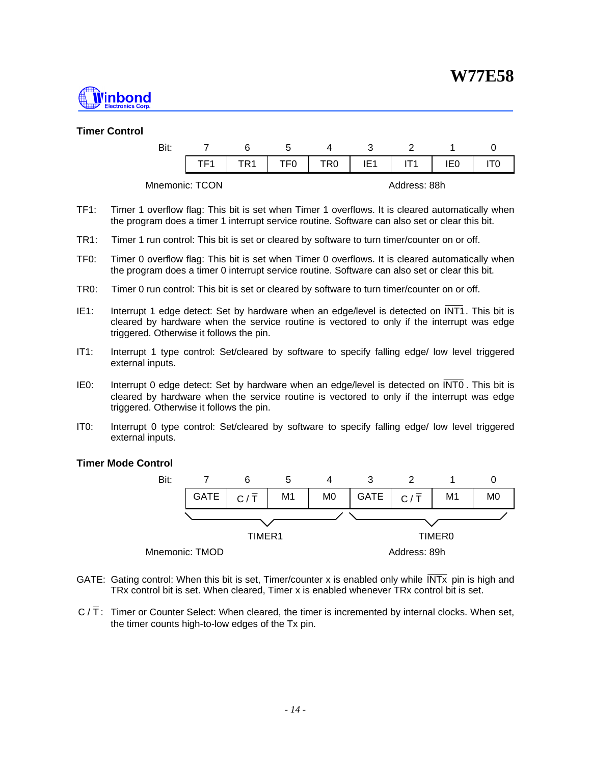**Timer Control**

| Bit: | 7 | 6 | 5 | 4 | 3 | 2 | 1 | 0 |
|---|---|---|---|---|---|---|---|---|
| | TF1 | TR1 | TF0 | TR0 | IE1 | IT1 | IE0 | IT0 |

Mnemonic: TCON  Address: 88h

TF1: Timer 1 overflow flag: This bit is set when Timer 1 overflows. It is cleared automatically when the program does a timer 1 interrupt service routine. Software can also set or clear this bit.

TR1: Timer 1 run control: This bit is set or cleared by software to turn timer/counter on or off.

TF0: Timer 0 overflow flag: This bit is set when Timer 0 overflows. It is cleared automatically when the program does a timer 0 interrupt service routine. Software can also set or clear this bit.

TR0: Timer 0 run control: This bit is set or cleared by software to turn timer/counter on or off.

IE1: Interrupt 1 edge detect: Set by hardware when an edge/level is detected on $\overline{\text{INT1}}$. This bit is cleared by hardware when the service routine is vectored to only if the interrupt was edge triggered. Otherwise it follows the pin.

IT1: Interrupt 1 type control: Set/cleared by software to specify falling edge/ low level triggered external inputs.

IE0: Interrupt 0 edge detect: Set by hardware when an edge/level is detected on $\overline{\text{INT0}}$. This bit is cleared by hardware when the service routine is vectored to only if the interrupt was edge triggered. Otherwise it follows the pin.

IT0: Interrupt 0 type control: Set/cleared by software to specify falling edge/ low level triggered external inputs.

**Timer Mode Control**

| Bit: | 7 | 6 | 5 | 4 | 3 | 2 | 1 | 0 |
|---|---|---|---|---|---|---|---|---|
| | GATE | C / $\overline{\text{T}}$ | M1 | M0 | GATE | C / $\overline{\text{T}}$ | M1 | M0 |
| | TIMER1 | | | | TIMER0 | | | |

Mnemonic: TMOD  Address: 89h

GATE: Gating control: When this bit is set, Timer/counter x is enabled only while $\overline{\text{INTx}}$ pin is high and TRx control bit is set. When cleared, Timer x is enabled whenever TRx control bit is set.

C / $\overline{\text{T}}$: Timer or Counter Select: When cleared, the timer is incremented by internal clocks. When set, the timer counts high-to-low edges of the Tx pin.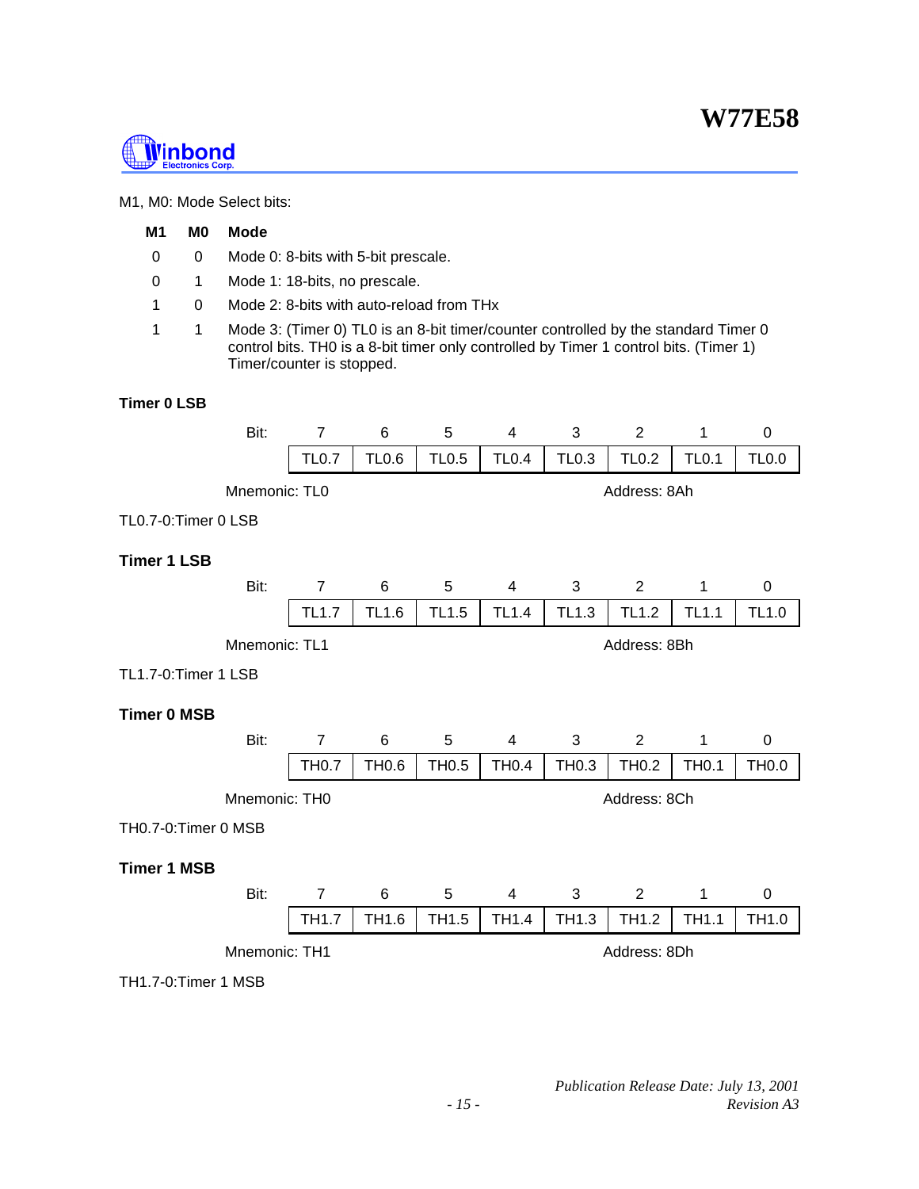M1, M0: Mode Select bits:

| M1 | M0 | Mode |
|---|---|---|
| 0 | 0 | Mode 0: 8-bits with 5-bit prescale. |
| 0 | 1 | Mode 1: 18-bits, no prescale. |
| 1 | 0 | Mode 2: 8-bits with auto-reload from THx |
| 1 | 1 | Mode 3: (Timer 0) TL0 is an 8-bit timer/counter controlled by the standard Timer 0 control bits. TH0 is a 8-bit timer only controlled by Timer 1 control bits. (Timer 1) Timer/counter is stopped. |

**Timer 0 LSB**

| Bit: | 7 | 6 | 5 | 4 | 3 | 2 | 1 | 0 |
|---|---|---|---|---|---|---|---|---|
| | TL0.7 | TL0.6 | TL0.5 | TL0.4 | TL0.3 | TL0.2 | TL0.1 | TL0.0 |

Mnemonic: TL0 Address: 8Ah

TL0.7-0:Timer 0 LSB

**Timer 1 LSB**

| Bit: | 7 | 6 | 5 | 4 | 3 | 2 | 1 | 0 |
|---|---|---|---|---|---|---|---|---|
| | TL1.7 | TL1.6 | TL1.5 | TL1.4 | TL1.3 | TL1.2 | TL1.1 | TL1.0 |

Mnemonic: TL1 Address: 8Bh

TL1.7-0:Timer 1 LSB

**Timer 0 MSB**

| Bit: | 7 | 6 | 5 | 4 | 3 | 2 | 1 | 0 |
|---|---|---|---|---|---|---|---|---|
| | TH0.7 | TH0.6 | TH0.5 | TH0.4 | TH0.3 | TH0.2 | TH0.1 | TH0.0 |

Mnemonic: TH0 Address: 8Ch

TH0.7-0:Timer 0 MSB

**Timer 1 MSB**

| Bit: | 7 | 6 | 5 | 4 | 3 | 2 | 1 | 0 |
|---|---|---|---|---|---|---|---|---|
| | TH1.7 | TH1.6 | TH1.5 | TH1.4 | TH1.3 | TH1.2 | TH1.1 | TH1.0 |

Mnemonic: TH1 Address: 8Dh

TH1.7-0:Timer 1 MSB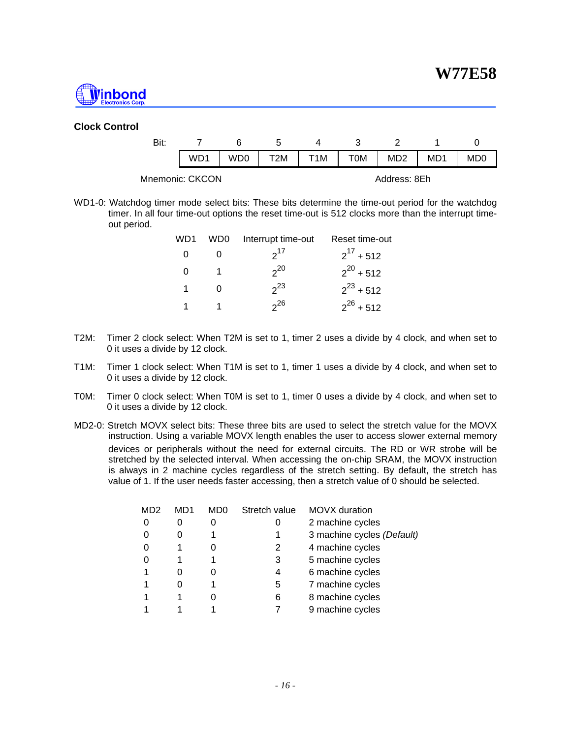### Clock Control

| Bit: | 7 | 6 | 5 | 4 | 3 | 2 | 1 | 0 |
|---|---|---|---|---|---|---|---|---|
| | WD1 | WD0 | T2M | T1M | T0M | MD2 | MD1 | MD0 |

Mnemonic: CKCON Address: 8Eh

WD1-0: Watchdog timer mode select bits: These bits determine the time-out period for the watchdog timer. In all four time-out options the reset time-out is 512 clocks more than the interrupt time-out period.

| WD1 | WD0 | Interrupt time-out | Reset time-out |
|---|---|---|---|
| 0 | 0 | $2^{17}$ | $2^{17} + 512$ |
| 0 | 1 | $2^{20}$ | $2^{20} + 512$ |
| 1 | 0 | $2^{23}$ | $2^{23} + 512$ |
| 1 | 1 | $2^{26}$ | $2^{26} + 512$ |

T2M: Timer 2 clock select: When T2M is set to 1, timer 2 uses a divide by 4 clock, and when set to 0 it uses a divide by 12 clock.

T1M: Timer 1 clock select: When T1M is set to 1, timer 1 uses a divide by 4 clock, and when set to 0 it uses a divide by 12 clock.

T0M: Timer 0 clock select: When T0M is set to 1, timer 0 uses a divide by 4 clock, and when set to 0 it uses a divide by 12 clock.

MD2-0: Stretch MOVX select bits: These three bits are used to select the stretch value for the MOVX instruction. Using a variable MOVX length enables the user to access slower external memory devices or peripherals without the need for external circuits. The $\overline{RD}$ or $\overline{WR}$ strobe will be stretched by the selected interval. When accessing the on-chip SRAM, the MOVX instruction is always in 2 machine cycles regardless of the stretch setting. By default, the stretch has value of 1. If the user needs faster accessing, then a stretch value of 0 should be selected.

| MD2 | MD1 | MD0 | Stretch value | MOVX duration |
|---|---|---|---|---|
| 0 | 0 | 0 | 0 | 2 machine cycles |
| 0 | 0 | 1 | 1 | 3 machine cycles *(Default)* |
| 0 | 1 | 0 | 2 | 4 machine cycles |
| 0 | 1 | 1 | 3 | 5 machine cycles |
| 1 | 0 | 0 | 4 | 6 machine cycles |
| 1 | 0 | 1 | 5 | 7 machine cycles |
| 1 | 1 | 0 | 6 | 8 machine cycles |
| 1 | 1 | 1 | 7 | 9 machine cycles |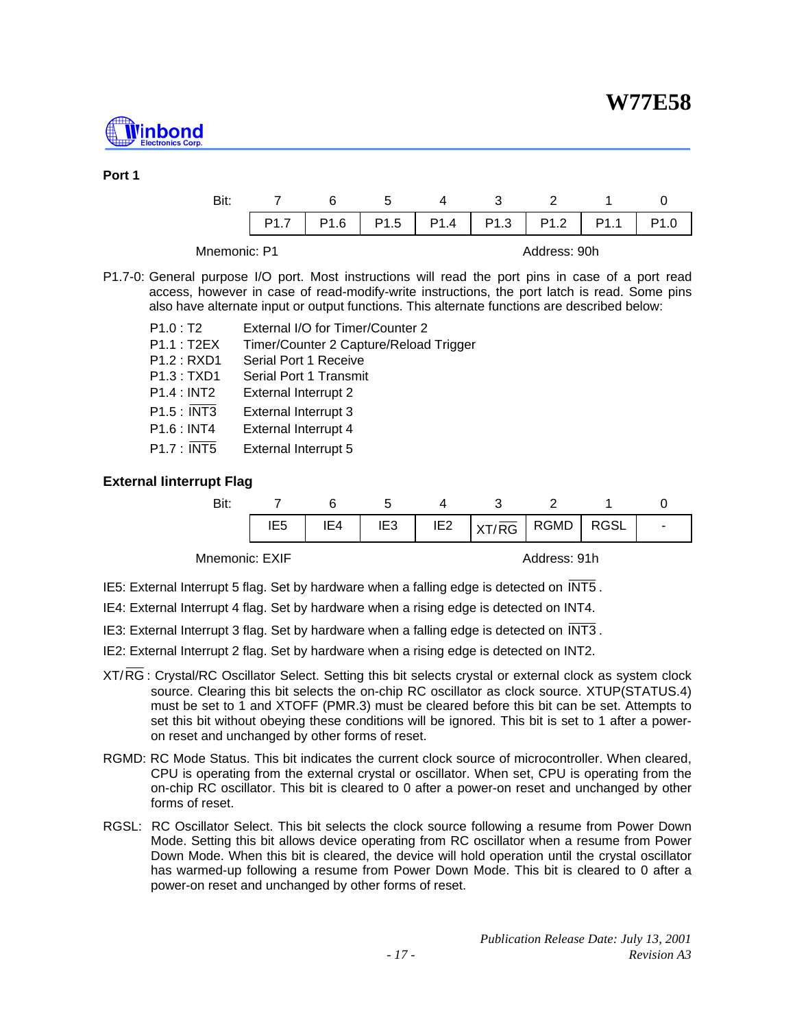### Port 1

| Bit: | 7 | 6 | 5 | 4 | 3 | 2 | 1 | 0 |
|---|---|---|---|---|---|---|---|---|
| | P1.7 | P1.6 | P1.5 | P1.4 | P1.3 | P1.2 | P1.1 | P1.0 |

Mnemonic: P1 Address: 90h

P1.7-0: General purpose I/O port. Most instructions will read the port pins in case of a port read access, however in case of read-modify-write instructions, the port latch is read. Some pins also have alternate input or output functions. This alternate functions are described below:

| | |
|---|---|
| P1.0 : T2 | External I/O for Timer/Counter 2 |
| P1.1 : T2EX | Timer/Counter 2 Capture/Reload Trigger |
| P1.2 : RXD1 | Serial Port 1 Receive |
| P1.3 : TXD1 | Serial Port 1 Transmit |
| P1.4 : INT2 | External Interrupt 2 |
| P1.5 : $\overline{\text{INT3}}$ | External Interrupt 3 |
| P1.6 : INT4 | External Interrupt 4 |
| P1.7 : $\overline{\text{INT5}}$ | External Interrupt 5 |

### External Iinterrupt Flag

| Bit: | 7 | 6 | 5 | 4 | 3 | 2 | 1 | 0 |
|---|---|---|---|---|---|---|---|---|
| | IE5 | IE4 | IE3 | IE2 | XT/$\overline{\text{RG}}$ | RGMD | RGSL | - |

Mnemonic: EXIF Address: 91h

IE5: External Interrupt 5 flag. Set by hardware when a falling edge is detected on $\overline{\text{INT5}}$.

IE4: External Interrupt 4 flag. Set by hardware when a rising edge is detected on INT4.

IE3: External Interrupt 3 flag. Set by hardware when a falling edge is detected on $\overline{\text{INT3}}$.

IE2: External Interrupt 2 flag. Set by hardware when a rising edge is detected on INT2.

XT/$\overline{\text{RG}}$: Crystal/RC Oscillator Select. Setting this bit selects crystal or external clock as system clock source. Clearing this bit selects the on-chip RC oscillator as clock source. XTUP(STATUS.4) must be set to 1 and XTOFF (PMR.3) must be cleared before this bit can be set. Attempts to set this bit without obeying these conditions will be ignored. This bit is set to 1 after a power-on reset and unchanged by other forms of reset.

RGMD: RC Mode Status. This bit indicates the current clock source of microcontroller. When cleared, CPU is operating from the external crystal or oscillator. When set, CPU is operating from the on-chip RC oscillator. This bit is cleared to 0 after a power-on reset and unchanged by other forms of reset.

RGSL: RC Oscillator Select. This bit selects the clock source following a resume from Power Down Mode. Setting this bit allows device operating from RC oscillator when a resume from Power Down Mode. When this bit is cleared, the device will hold operation until the crystal oscillator has warmed-up following a resume from Power Down Mode. This bit is cleared to 0 after a power-on reset and unchanged by other forms of reset.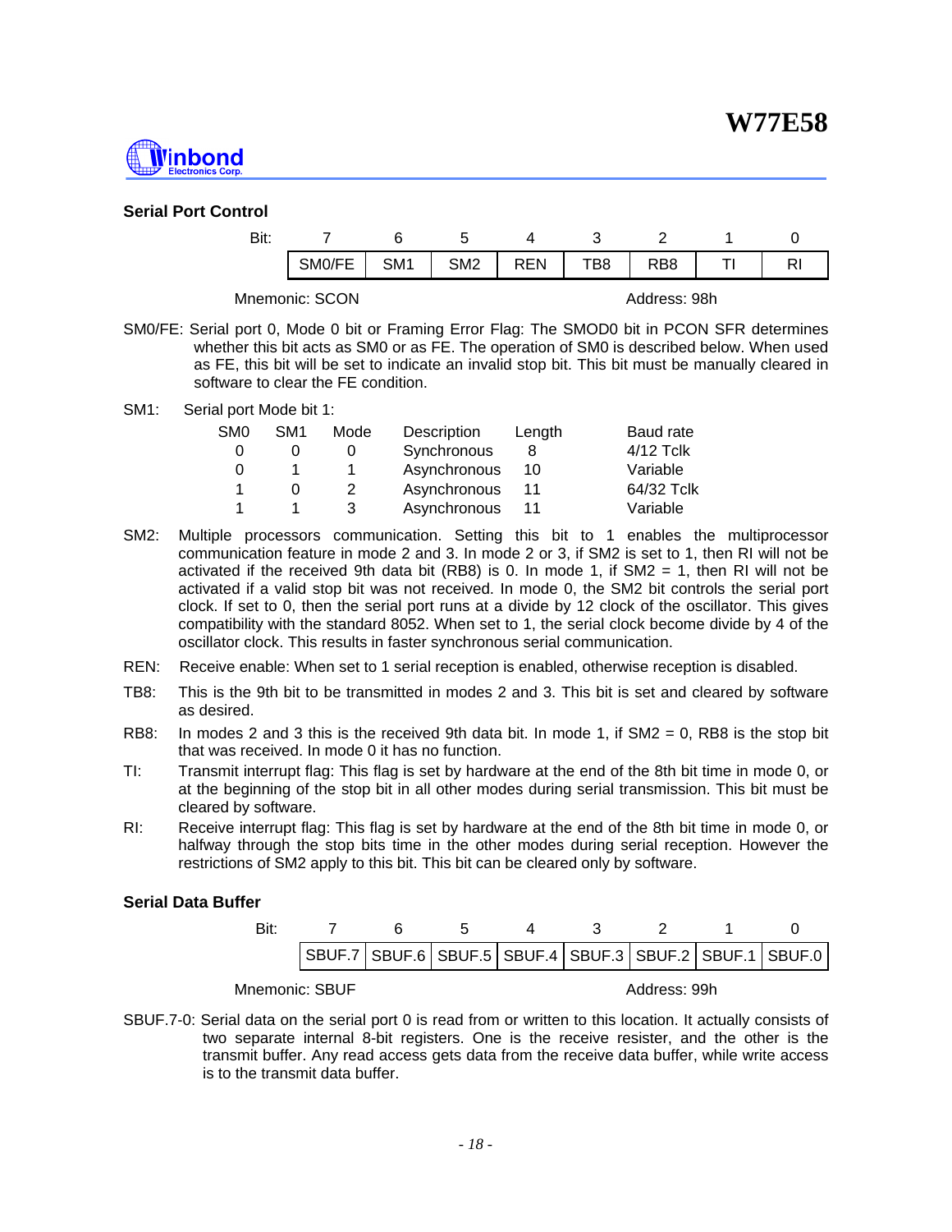**Serial Port Control**

| Bit: | 7 | 6 | 5 | 4 | 3 | 2 | 1 | 0 |
|---|---|---|---|---|---|---|---|---|
| | SM0/FE | SM1 | SM2 | REN | TB8 | RB8 | TI | RI |

Mnemonic: SCON Address: 98h

SM0/FE: Serial port 0, Mode 0 bit or Framing Error Flag: The SMOD0 bit in PCON SFR determines whether this bit acts as SM0 or as FE. The operation of SM0 is described below. When used as FE, this bit will be set to indicate an invalid stop bit. This bit must be manually cleared in software to clear the FE condition.

SM1: Serial port Mode bit 1:

| SM0 | SM1 | Mode | Description | Length | Baud rate |
|---|---|---|---|---|---|
| 0 | 0 | 0 | Synchronous | 8 | 4/12 Tclk |
| 0 | 1 | 1 | Asynchronous | 10 | Variable |
| 1 | 0 | 2 | Asynchronous | 11 | 64/32 Tclk |
| 1 | 1 | 3 | Asynchronous | 11 | Variable |

SM2: Multiple processors communication. Setting this bit to 1 enables the multiprocessor communication feature in mode 2 and 3. In mode 2 or 3, if SM2 is set to 1, then RI will not be activated if the received 9th data bit (RB8) is 0. In mode 1, if SM2 = 1, then RI will not be activated if a valid stop bit was not received. In mode 0, the SM2 bit controls the serial port clock. If set to 0, then the serial port runs at a divide by 12 clock of the oscillator. This gives compatibility with the standard 8052. When set to 1, the serial clock become divide by 4 of the oscillator clock. This results in faster synchronous serial communication.

REN: Receive enable: When set to 1 serial reception is enabled, otherwise reception is disabled.

TB8: This is the 9th bit to be transmitted in modes 2 and 3. This bit is set and cleared by software as desired.

RB8: In modes 2 and 3 this is the received 9th data bit. In mode 1, if SM2 = 0, RB8 is the stop bit that was received. In mode 0 it has no function.

TI: Transmit interrupt flag: This flag is set by hardware at the end of the 8th bit time in mode 0, or at the beginning of the stop bit in all other modes during serial transmission. This bit must be cleared by software.

RI: Receive interrupt flag: This flag is set by hardware at the end of the 8th bit time in mode 0, or halfway through the stop bits time in the other modes during serial reception. However the restrictions of SM2 apply to this bit. This bit can be cleared only by software.

**Serial Data Buffer**

| Bit: | 7 | 6 | 5 | 4 | 3 | 2 | 1 | 0 |
|---|---|---|---|---|---|---|---|---|
| | SBUF.7 | SBUF.6 | SBUF.5 | SBUF.4 | SBUF.3 | SBUF.2 | SBUF.1 | SBUF.0 |

Mnemonic: SBUF Address: 99h

SBUF.7-0: Serial data on the serial port 0 is read from or written to this location. It actually consists of two separate internal 8-bit registers. One is the receive resister, and the other is the transmit buffer. Any read access gets data from the receive data buffer, while write access is to the transmit data buffer.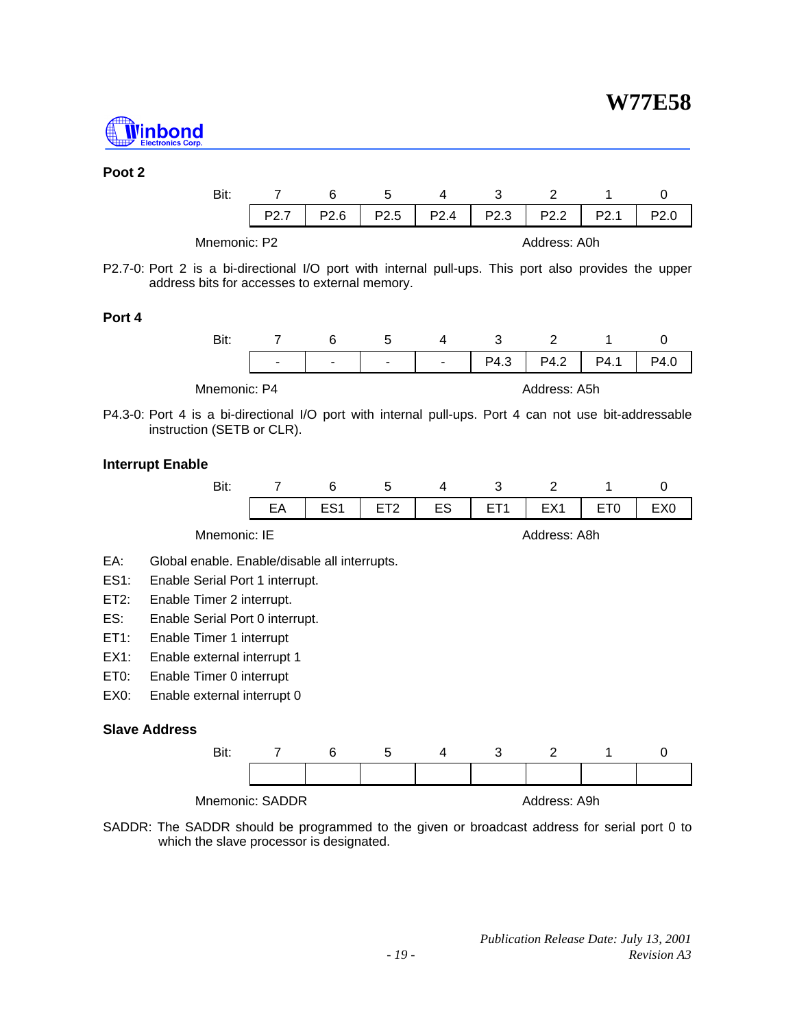### Poot 2

| Bit: | 7 | 6 | 5 | 4 | 3 | 2 | 1 | 0 |
|---|---|---|---|---|---|---|---|---|
| | P2.7 | P2.6 | P2.5 | P2.4 | P2.3 | P2.2 | P2.1 | P2.0 |

Mnemonic: P2 Address: A0h

P2.7-0: Port 2 is a bi-directional I/O port with internal pull-ups. This port also provides the upper address bits for accesses to external memory.

### Port 4

| Bit: | 7 | 6 | 5 | 4 | 3 | 2 | 1 | 0 |
|---|---|---|---|---|---|---|---|---|
| | - | - | - | - | P4.3 | P4.2 | P4.1 | P4.0 |

Mnemonic: P4 Address: A5h

P4.3-0: Port 4 is a bi-directional I/O port with internal pull-ups. Port 4 can not use bit-addressable instruction (SETB or CLR).

### Interrupt Enable

| Bit: | 7 | 6 | 5 | 4 | 3 | 2 | 1 | 0 |
|---|---|---|---|---|---|---|---|---|
| | EA | ES1 | ET2 | ES | ET1 | EX1 | ET0 | EX0 |

Mnemonic: IE Address: A8h

EA: Global enable. Enable/disable all interrupts.

ES1: Enable Serial Port 1 interrupt.

ET2: Enable Timer 2 interrupt.

ES: Enable Serial Port 0 interrupt.

ET1: Enable Timer 1 interrupt

EX1: Enable external interrupt 1

ET0: Enable Timer 0 interrupt

EX0: Enable external interrupt 0

### Slave Address

| Bit: | 7 | 6 | 5 | 4 | 3 | 2 | 1 | 0 |
|---|---|---|---|---|---|---|---|---|
| | | | | | | | | |

Mnemonic: SADDR Address: A9h

SADDR: The SADDR should be programmed to the given or broadcast address for serial port 0 to which the slave processor is designated.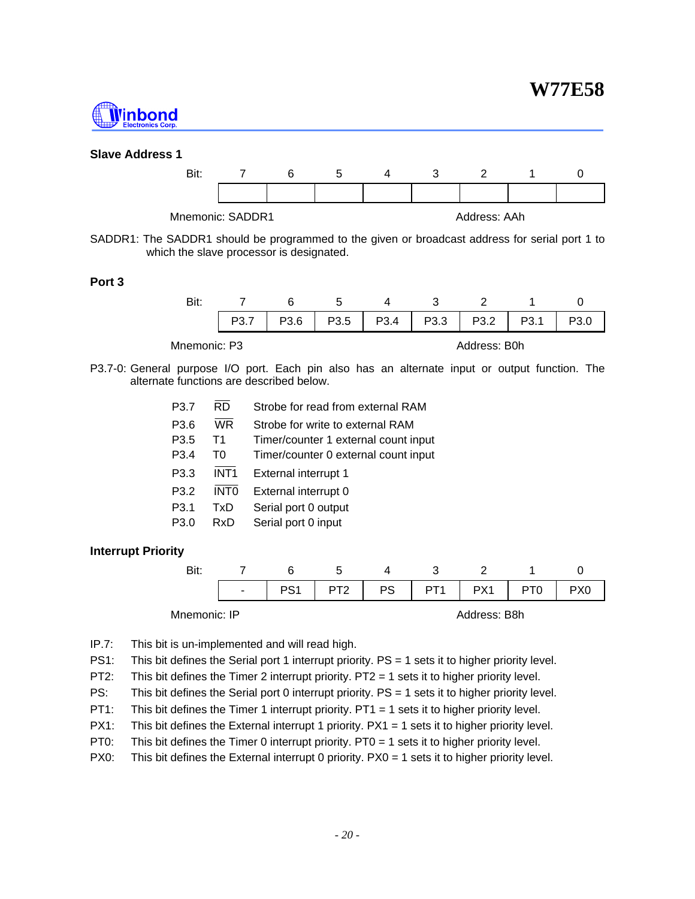### Slave Address 1

| Bit: | 7 | 6 | 5 | 4 | 3 | 2 | 1 | 0 |
|---|---|---|---|---|---|---|---|---|
| | | | | | | | | |

Mnemonic: SADDR1 Address: AAh

SADDR1: The SADDR1 should be programmed to the given or broadcast address for serial port 1 to which the slave processor is designated.

### Port 3

| Bit: | 7 | 6 | 5 | 4 | 3 | 2 | 1 | 0 |
|---|---|---|---|---|---|---|---|---|
| | P3.7 | P3.6 | P3.5 | P3.4 | P3.3 | P3.2 | P3.1 | P3.0 |

Mnemonic: P3 Address: B0h

P3.7-0: General purpose I/O port. Each pin also has an alternate input or output function. The alternate functions are described below.

| | | |
|---|---|---|
| P3.7 | $\overline{RD}$ | Strobe for read from external RAM |
| P3.6 | $\overline{WR}$ | Strobe for write to external RAM |
| P3.5 | T1 | Timer/counter 1 external count input |
| P3.4 | T0 | Timer/counter 0 external count input |
| P3.3 | $\overline{INT1}$ | External interrupt 1 |
| P3.2 | $\overline{INT0}$ | External interrupt 0 |
| P3.1 | TxD | Serial port 0 output |
| P3.0 | RxD | Serial port 0 input |

### Interrupt Priority

| Bit: | 7 | 6 | 5 | 4 | 3 | 2 | 1 | 0 |
|---|---|---|---|---|---|---|---|---|
| | - | PS1 | PT2 | PS | PT1 | PX1 | PT0 | PX0 |

Mnemonic: IP Address: B8h

IP.7: This bit is un-implemented and will read high.

PS1: This bit defines the Serial port 1 interrupt priority. PS = 1 sets it to higher priority level.

PT2: This bit defines the Timer 2 interrupt priority. PT2 = 1 sets it to higher priority level.

PS: This bit defines the Serial port 0 interrupt priority. PS = 1 sets it to higher priority level.

PT1: This bit defines the Timer 1 interrupt priority. PT1 = 1 sets it to higher priority level.

PX1: This bit defines the External interrupt 1 priority. PX1 = 1 sets it to higher priority level.

PT0: This bit defines the Timer 0 interrupt priority. PT0 = 1 sets it to higher priority level.

PX0: This bit defines the External interrupt 0 priority. PX0 = 1 sets it to higher priority level.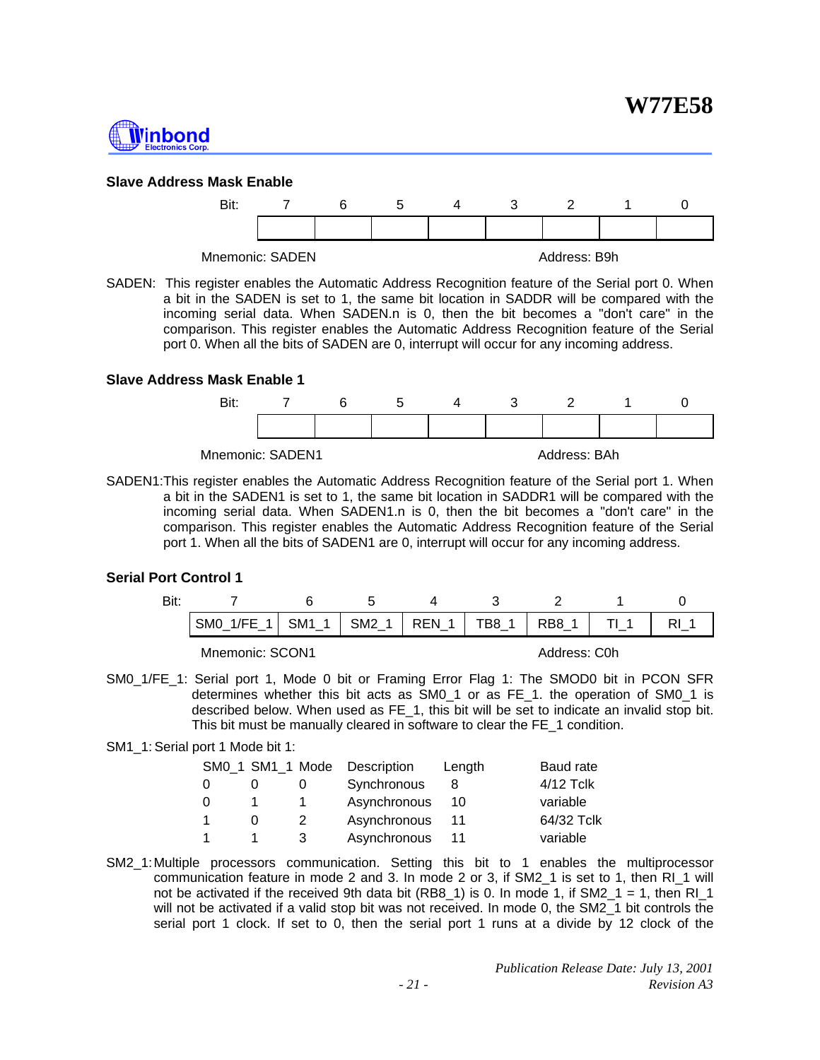### Slave Address Mask Enable

| Bit: | 7 | 6 | 5 | 4 | 3 | 2 | 1 | 0 |
|---|---|---|---|---|---|---|---|---|
| | | | | | | | | |

Mnemonic: SADEN Address: B9h

SADEN: This register enables the Automatic Address Recognition feature of the Serial port 0. When a bit in the SADEN is set to 1, the same bit location in SADDR will be compared with the incoming serial data. When SADEN.n is 0, then the bit becomes a "don't care" in the comparison. This register enables the Automatic Address Recognition feature of the Serial port 0. When all the bits of SADEN are 0, interrupt will occur for any incoming address.

### Slave Address Mask Enable 1

| Bit: | 7 | 6 | 5 | 4 | 3 | 2 | 1 | 0 |
|---|---|---|---|---|---|---|---|---|
| | | | | | | | | |

Mnemonic: SADEN1 Address: BAh

SADEN1: This register enables the Automatic Address Recognition feature of the Serial port 1. When a bit in the SADEN1 is set to 1, the same bit location in SADDR1 will be compared with the incoming serial data. When SADEN1.n is 0, then the bit becomes a "don't care" in the comparison. This register enables the Automatic Address Recognition feature of the Serial port 1. When all the bits of SADEN1 are 0, interrupt will occur for any incoming address.

### Serial Port Control 1

| Bit: | 7 | 6 | 5 | 4 | 3 | 2 | 1 | 0 |
|---|---|---|---|---|---|---|---|---|
| | SM0_1/FE_1 | SM1_1 | SM2_1 | REN_1 | TB8_1 | RB8_1 | TI_1 | RI_1 |

Mnemonic: SCON1 Address: C0h

SM0_1/FE_1: Serial port 1, Mode 0 bit or Framing Error Flag 1: The SMOD0 bit in PCON SFR determines whether this bit acts as SM0_1 or as FE_1. the operation of SM0_1 is described below. When used as FE_1, this bit will be set to indicate an invalid stop bit. This bit must be manually cleared in software to clear the FE_1 condition.

SM1_1: Serial port 1 Mode bit 1:

| SM0_1 | SM1_1 | Mode | Description | Length | Baud rate |
|---|---|---|---|---|---|
| 0 | 0 | 0 | Synchronous | 8 | 4/12 Tclk |
| 0 | 1 | 1 | Asynchronous | 10 | variable |
| 1 | 0 | 2 | Asynchronous | 11 | 64/32 Tclk |
| 1 | 1 | 3 | Asynchronous | 11 | variable |

SM2_1: Multiple processors communication. Setting this bit to 1 enables the multiprocessor communication feature in mode 2 and 3. In mode 2 or 3, if SM2_1 is set to 1, then RI_1 will not be activated if the received 9th data bit (RB8_1) is 0. In mode 1, if SM2_1 = 1, then RI_1 will not be activated if a valid stop bit was not received. In mode 0, the SM2_1 bit controls the serial port 1 clock. If set to 0, then the serial port 1 runs at a divide by 12 clock of the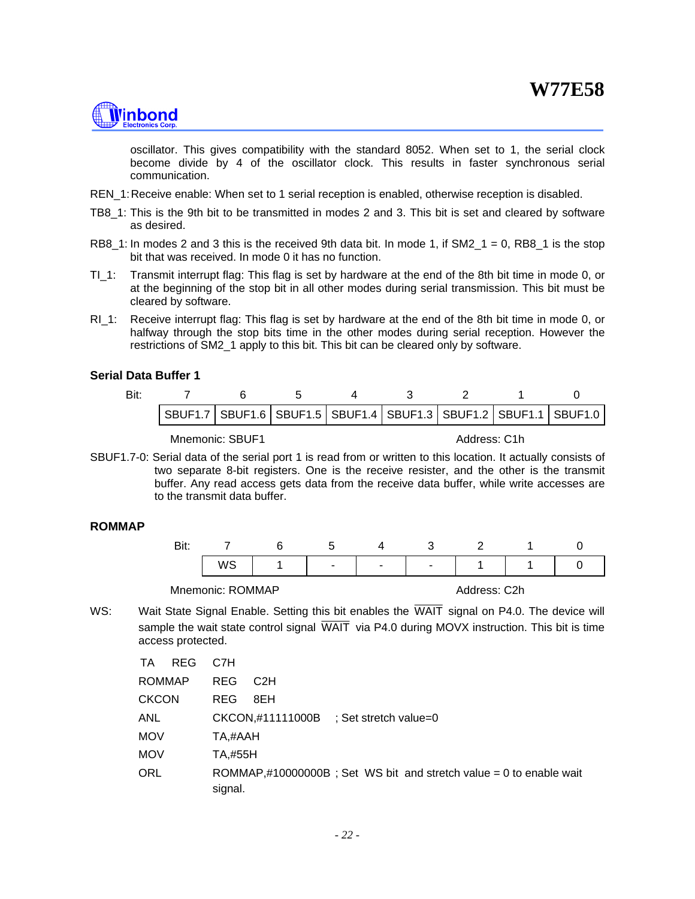oscillator. This gives compatibility with the standard 8052. When set to 1, the serial clock become divide by 4 of the oscillator clock. This results in faster synchronous serial communication.

REN_1: Receive enable: When set to 1 serial reception is enabled, otherwise reception is disabled.

TB8_1: This is the 9th bit to be transmitted in modes 2 and 3. This bit is set and cleared by software as desired.

RB8_1: In modes 2 and 3 this is the received 9th data bit. In mode 1, if SM2_1 = 0, RB8_1 is the stop bit that was received. In mode 0 it has no function.

TI_1: Transmit interrupt flag: This flag is set by hardware at the end of the 8th bit time in mode 0, or at the beginning of the stop bit in all other modes during serial transmission. This bit must be cleared by software.

RI_1: Receive interrupt flag: This flag is set by hardware at the end of the 8th bit time in mode 0, or halfway through the stop bits time in the other modes during serial reception. However the restrictions of SM2_1 apply to this bit. This bit can be cleared only by software.

**Serial Data Buffer 1**

| Bit: | 7 | 6 | 5 | 4 | 3 | 2 | 1 | 0 |
|---|---|---|---|---|---|---|---|---|
| | SBUF1.7 | SBUF1.6 | SBUF1.5 | SBUF1.4 | SBUF1.3 | SBUF1.2 | SBUF1.1 | SBUF1.0 |

Mnemonic: SBUF1 Address: C1h

SBUF1.7-0: Serial data of the serial port 1 is read from or written to this location. It actually consists of two separate 8-bit registers. One is the receive resister, and the other is the transmit buffer. Any read access gets data from the receive data buffer, while write accesses are to the transmit data buffer.

**ROMMAP**

| Bit: | 7 | 6 | 5 | 4 | 3 | 2 | 1 | 0 |
|---|---|---|---|---|---|---|---|---|
| | WS | 1 | - | - | - | 1 | 1 | 0 |

Mnemonic: ROMMAP Address: C2h

WS: Wait State Signal Enable. Setting this bit enables the $\overline{WAIT}$ signal on P4.0. The device will sample the wait state control signal $\overline{WAIT}$ via P4.0 during MOVX instruction. This bit is time access protected.

```
TA      REG     C7H
ROMMAP          REG     C2H
CKCON           REG     8EH
ANL             CKCON,#11111000B    ; Set stretch value=0
MOV             TA,#AAH
MOV             TA,#55H
ORL             ROMMAP,#10000000B ; Set  WS bit  and stretch value = 0 to enable wait
                signal.
```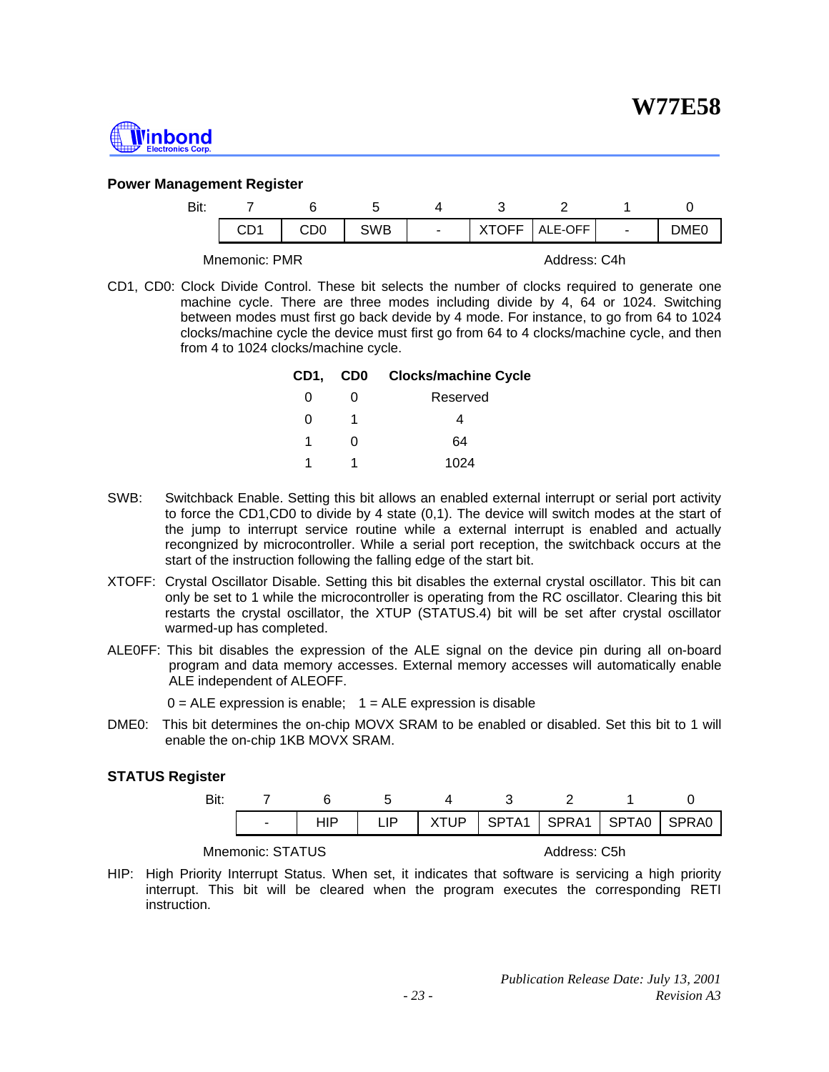### Power Management Register

| Bit: | 7 | 6 | 5 | 4 | 3 | 2 | 1 | 0 |
|---|---|---|---|---|---|---|---|---|
| | CD1 | CD0 | SWB | - | XTOFF | ALE-OFF | - | DME0 |

Mnemonic: PMR　　　　　　　　　　　　　　Address: C4h

CD1, CD0: Clock Divide Control. These bit selects the number of clocks required to generate one machine cycle. There are three modes including divide by 4, 64 or 1024. Switching between modes must first go back devide by 4 mode. For instance, to go from 64 to 1024 clocks/machine cycle the device must first go from 64 to 4 clocks/machine cycle, and then from 4 to 1024 clocks/machine cycle.

| CD1, | CD0 | Clocks/machine Cycle |
|---|---|---|
| 0 | 0 | Reserved |
| 0 | 1 | 4 |
| 1 | 0 | 64 |
| 1 | 1 | 1024 |

SWB: Switchback Enable. Setting this bit allows an enabled external interrupt or serial port activity to force the CD1,CD0 to divide by 4 state (0,1). The device will switch modes at the start of the jump to interrupt service routine while a external interrupt is enabled and actually recongnized by microcontroller. While a serial port reception, the switchback occurs at the start of the instruction following the falling edge of the start bit.

XTOFF: Crystal Oscillator Disable. Setting this bit disables the external crystal oscillator. This bit can only be set to 1 while the microcontroller is operating from the RC oscillator. Clearing this bit restarts the crystal oscillator, the XTUP (STATUS.4) bit will be set after crystal oscillator warmed-up has completed.

ALE0FF: This bit disables the expression of the ALE signal on the device pin during all on-board program and data memory accesses. External memory accesses will automatically enable ALE independent of ALEOFF.

0 = ALE expression is enable;　1 = ALE expression is disable

DME0: This bit determines the on-chip MOVX SRAM to be enabled or disabled. Set this bit to 1 will enable the on-chip 1KB MOVX SRAM.

### STATUS Register

| Bit: | 7 | 6 | 5 | 4 | 3 | 2 | 1 | 0 |
|---|---|---|---|---|---|---|---|---|
| | - | HIP | LIP | XTUP | SPTA1 | SPRA1 | SPTA0 | SPRA0 |

Mnemonic: STATUS　　　　　　　　　　　　Address: C5h

HIP: High Priority Interrupt Status. When set, it indicates that software is servicing a high priority interrupt. This bit will be cleared when the program executes the corresponding RETI instruction.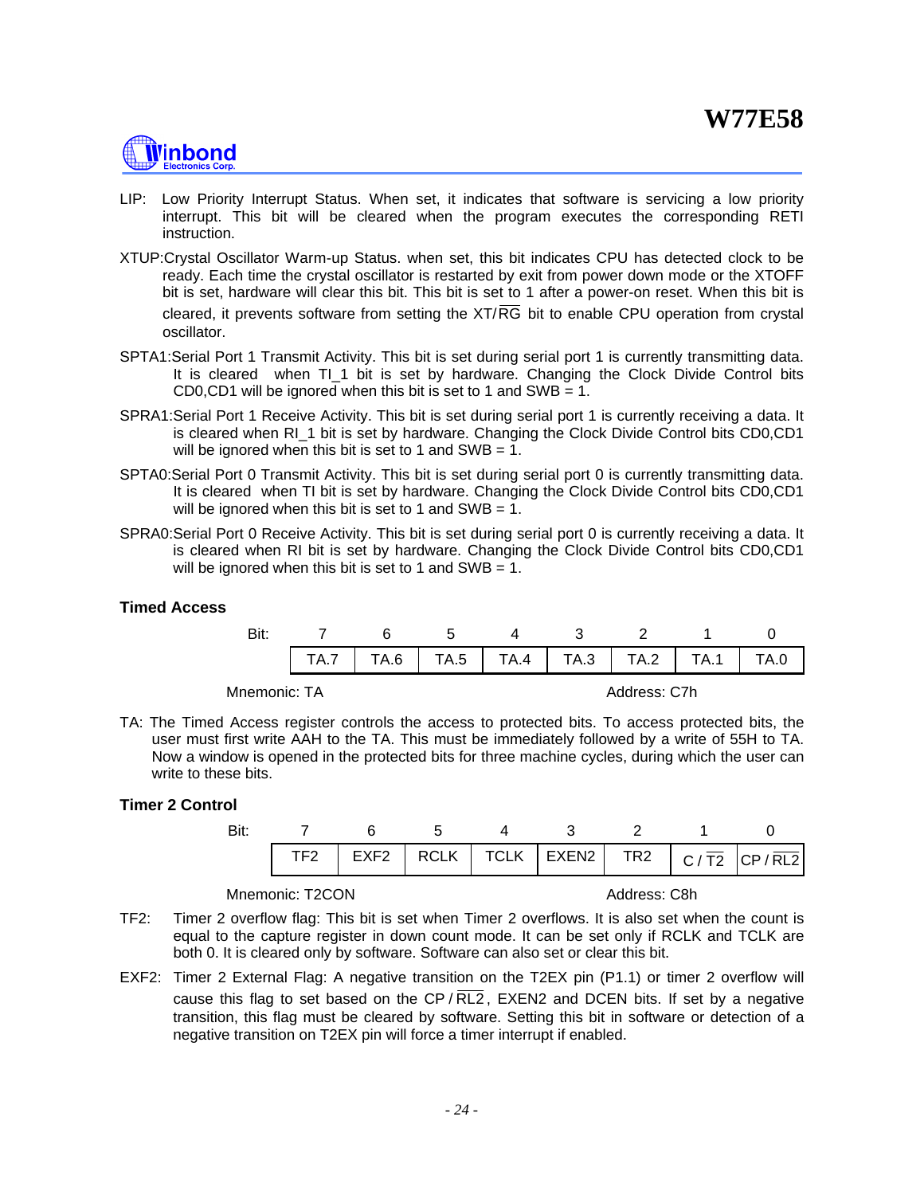LIP: Low Priority Interrupt Status. When set, it indicates that software is servicing a low priority interrupt. This bit will be cleared when the program executes the corresponding RETI instruction.

XTUP: Crystal Oscillator Warm-up Status. when set, this bit indicates CPU has detected clock to be ready. Each time the crystal oscillator is restarted by exit from power down mode or the XTOFF bit is set, hardware will clear this bit. This bit is set to 1 after a power-on reset. When this bit is cleared, it prevents software from setting the XT/$\overline{RG}$ bit to enable CPU operation from crystal oscillator.

SPTA1: Serial Port 1 Transmit Activity. This bit is set during serial port 1 is currently transmitting data. It is cleared when TI_1 bit is set by hardware. Changing the Clock Divide Control bits CD0,CD1 will be ignored when this bit is set to 1 and SWB = 1.

SPRA1: Serial Port 1 Receive Activity. This bit is set during serial port 1 is currently receiving a data. It is cleared when RI_1 bit is set by hardware. Changing the Clock Divide Control bits CD0,CD1 will be ignored when this bit is set to 1 and SWB = 1.

SPTA0: Serial Port 0 Transmit Activity. This bit is set during serial port 0 is currently transmitting data. It is cleared when TI bit is set by hardware. Changing the Clock Divide Control bits CD0,CD1 will be ignored when this bit is set to 1 and SWB = 1.

SPRA0: Serial Port 0 Receive Activity. This bit is set during serial port 0 is currently receiving a data. It is cleared when RI bit is set by hardware. Changing the Clock Divide Control bits CD0,CD1 will be ignored when this bit is set to 1 and SWB = 1.

**Timed Access**

| Bit: | 7 | 6 | 5 | 4 | 3 | 2 | 1 | 0 |
|---|---|---|---|---|---|---|---|---|
| | TA.7 | TA.6 | TA.5 | TA.4 | TA.3 | TA.2 | TA.1 | TA.0 |

Mnemonic: TA  Address: C7h

TA: The Timed Access register controls the access to protected bits. To access protected bits, the user must first write AAH to the TA. This must be immediately followed by a write of 55H to TA. Now a window is opened in the protected bits for three machine cycles, during which the user can write to these bits.

**Timer 2 Control**

| Bit: | 7 | 6 | 5 | 4 | 3 | 2 | 1 | 0 |
|---|---|---|---|---|---|---|---|---|
| | TF2 | EXF2 | RCLK | TCLK | EXEN2 | TR2 | C / $\overline{T2}$ | CP / $\overline{RL2}$ |

Mnemonic: T2CON  Address: C8h

TF2: Timer 2 overflow flag: This bit is set when Timer 2 overflows. It is also set when the count is equal to the capture register in down count mode. It can be set only if RCLK and TCLK are both 0. It is cleared only by software. Software can also set or clear this bit.

EXF2: Timer 2 External Flag: A negative transition on the T2EX pin (P1.1) or timer 2 overflow will cause this flag to set based on the CP / $\overline{RL2}$, EXEN2 and DCEN bits. If set by a negative transition, this flag must be cleared by software. Setting this bit in software or detection of a negative transition on T2EX pin will force a timer interrupt if enabled.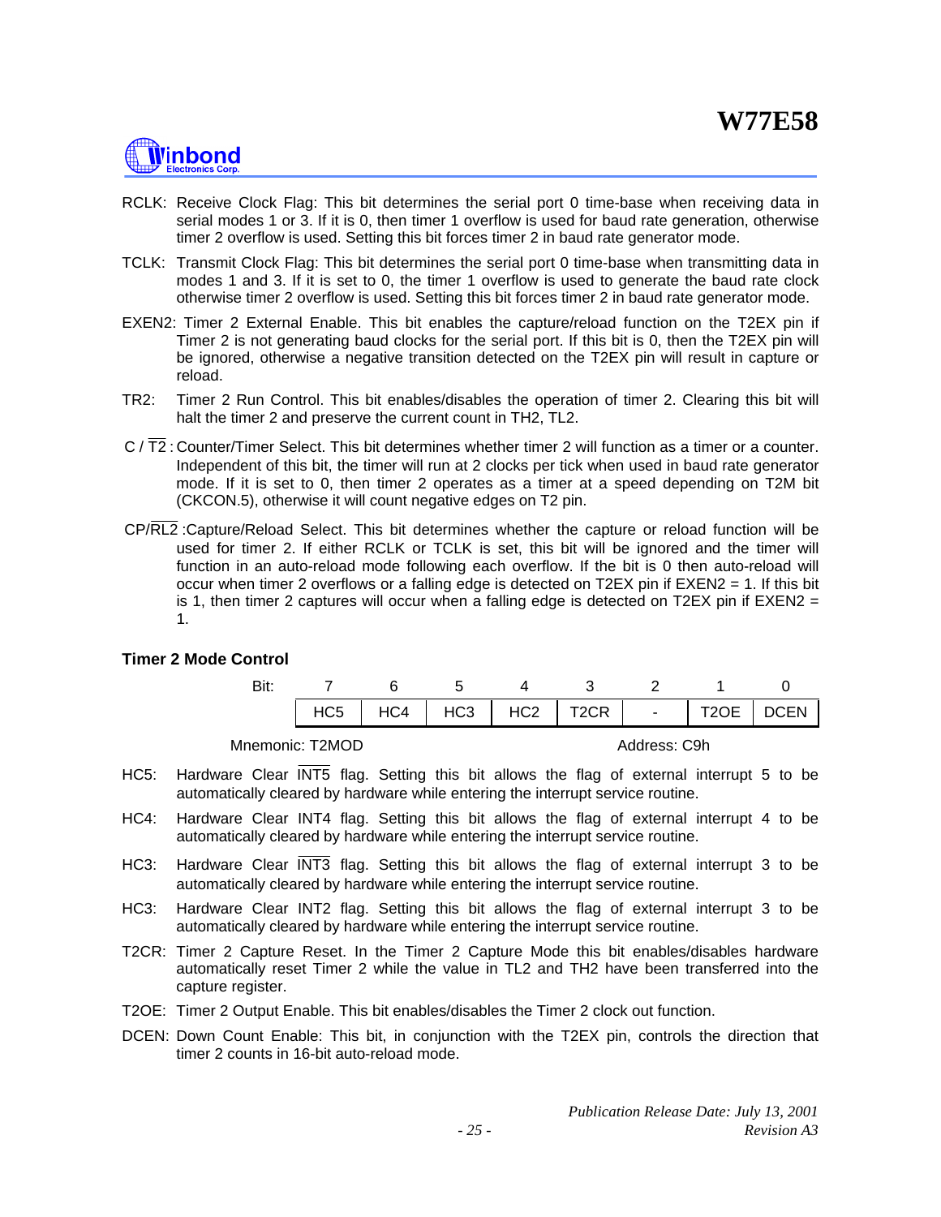RCLK: Receive Clock Flag: This bit determines the serial port 0 time-base when receiving data in serial modes 1 or 3. If it is 0, then timer 1 overflow is used for baud rate generation, otherwise timer 2 overflow is used. Setting this bit forces timer 2 in baud rate generator mode.

TCLK: Transmit Clock Flag: This bit determines the serial port 0 time-base when transmitting data in modes 1 and 3. If it is set to 0, the timer 1 overflow is used to generate the baud rate clock otherwise timer 2 overflow is used. Setting this bit forces timer 2 in baud rate generator mode.

EXEN2: Timer 2 External Enable. This bit enables the capture/reload function on the T2EX pin if Timer 2 is not generating baud clocks for the serial port. If this bit is 0, then the T2EX pin will be ignored, otherwise a negative transition detected on the T2EX pin will result in capture or reload.

TR2: Timer 2 Run Control. This bit enables/disables the operation of timer 2. Clearing this bit will halt the timer 2 and preserve the current count in TH2, TL2.

C / $\overline{\text{T2}}$ : Counter/Timer Select. This bit determines whether timer 2 will function as a timer or a counter. Independent of this bit, the timer will run at 2 clocks per tick when used in baud rate generator mode. If it is set to 0, then timer 2 operates as a timer at a speed depending on T2M bit (CKCON.5), otherwise it will count negative edges on T2 pin.

CP/$\overline{\text{RL2}}$ :Capture/Reload Select. This bit determines whether the capture or reload function will be used for timer 2. If either RCLK or TCLK is set, this bit will be ignored and the timer will function in an auto-reload mode following each overflow. If the bit is 0 then auto-reload will occur when timer 2 overflows or a falling edge is detected on T2EX pin if EXEN2 = 1. If this bit is 1, then timer 2 captures will occur when a falling edge is detected on T2EX pin if EXEN2 = 1.

**Timer 2 Mode Control**

| Bit: | 7 | 6 | 5 | 4 | 3 | 2 | 1 | 0 |
|---|---|---|---|---|---|---|---|---|
| | HC5 | HC4 | HC3 | HC2 | T2CR | - | T2OE | DCEN |

Mnemonic: T2MOD Address: C9h

HC5: Hardware Clear $\overline{\text{INT5}}$ flag. Setting this bit allows the flag of external interrupt 5 to be automatically cleared by hardware while entering the interrupt service routine.

HC4: Hardware Clear INT4 flag. Setting this bit allows the flag of external interrupt 4 to be automatically cleared by hardware while entering the interrupt service routine.

HC3: Hardware Clear $\overline{\text{INT3}}$ flag. Setting this bit allows the flag of external interrupt 3 to be automatically cleared by hardware while entering the interrupt service routine.

HC3: Hardware Clear INT2 flag. Setting this bit allows the flag of external interrupt 3 to be automatically cleared by hardware while entering the interrupt service routine.

T2CR: Timer 2 Capture Reset. In the Timer 2 Capture Mode this bit enables/disables hardware automatically reset Timer 2 while the value in TL2 and TH2 have been transferred into the capture register.

T2OE: Timer 2 Output Enable. This bit enables/disables the Timer 2 clock out function.

DCEN: Down Count Enable: This bit, in conjunction with the T2EX pin, controls the direction that timer 2 counts in 16-bit auto-reload mode.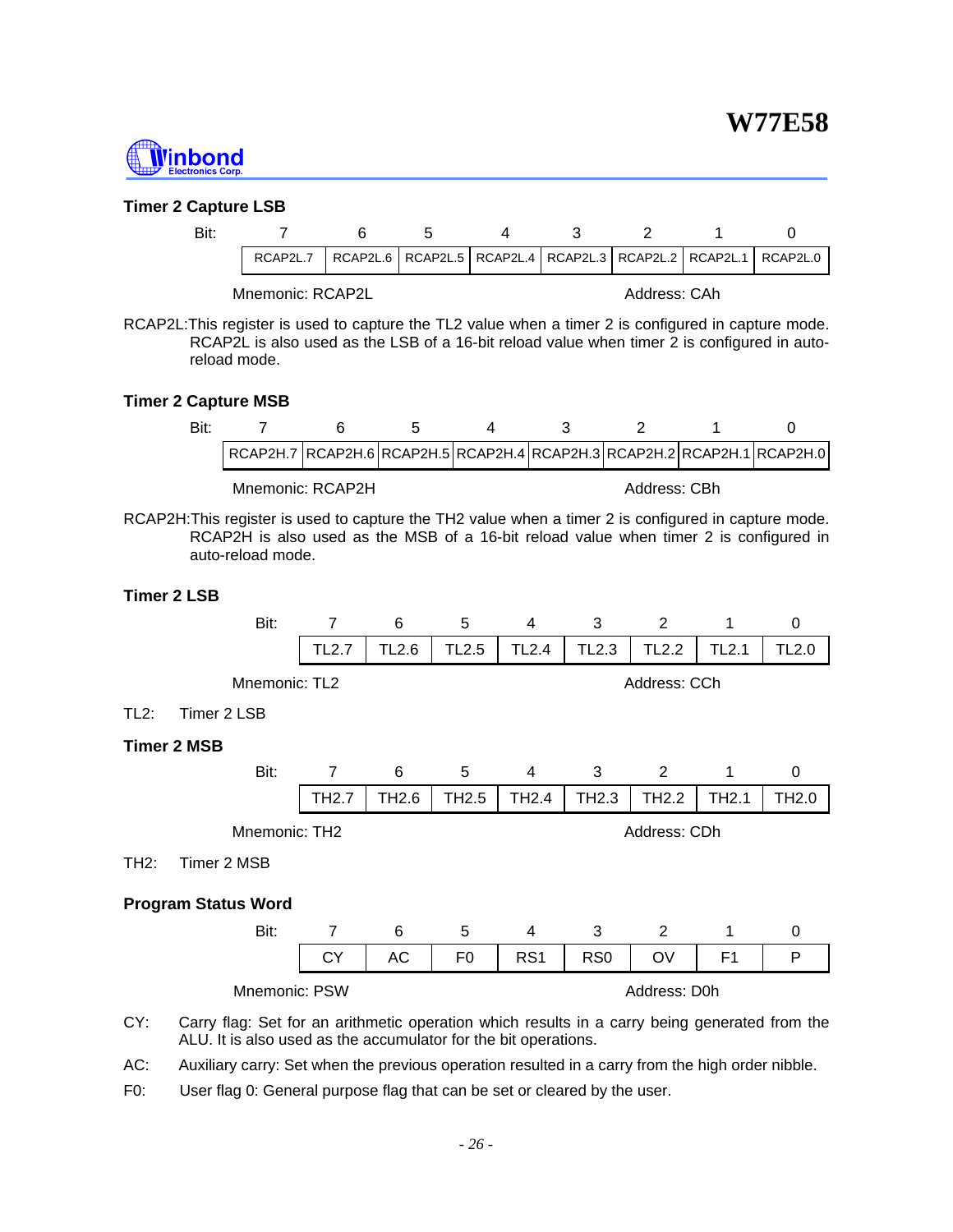### Timer 2 Capture LSB

| Bit: | 7 | 6 | 5 | 4 | 3 | 2 | 1 | 0 |
|---|---|---|---|---|---|---|---|---|
| | RCAP2L.7 | RCAP2L.6 | RCAP2L.5 | RCAP2L.4 | RCAP2L.3 | RCAP2L.2 | RCAP2L.1 | RCAP2L.0 |

Mnemonic: RCAP2L Address: CAh

RCAP2L: This register is used to capture the TL2 value when a timer 2 is configured in capture mode. RCAP2L is also used as the LSB of a 16-bit reload value when timer 2 is configured in auto-reload mode.

### Timer 2 Capture MSB

| Bit: | 7 | 6 | 5 | 4 | 3 | 2 | 1 | 0 |
|---|---|---|---|---|---|---|---|---|
| | RCAP2H.7 | RCAP2H.6 | RCAP2H.5 | RCAP2H.4 | RCAP2H.3 | RCAP2H.2 | RCAP2H.1 | RCAP2H.0 |

Mnemonic: RCAP2H Address: CBh

RCAP2H: This register is used to capture the TH2 value when a timer 2 is configured in capture mode. RCAP2H is also used as the MSB of a 16-bit reload value when timer 2 is configured in auto-reload mode.

### Timer 2 LSB

| Bit: | 7 | 6 | 5 | 4 | 3 | 2 | 1 | 0 |
|---|---|---|---|---|---|---|---|---|
| | TL2.7 | TL2.6 | TL2.5 | TL2.4 | TL2.3 | TL2.2 | TL2.1 | TL2.0 |

Mnemonic: TL2 Address: CCh

TL2: Timer 2 LSB

### Timer 2 MSB

| Bit: | 7 | 6 | 5 | 4 | 3 | 2 | 1 | 0 |
|---|---|---|---|---|---|---|---|---|
| | TH2.7 | TH2.6 | TH2.5 | TH2.4 | TH2.3 | TH2.2 | TH2.1 | TH2.0 |

Mnemonic: TH2 Address: CDh

TH2: Timer 2 MSB

### Program Status Word

| Bit: | 7 | 6 | 5 | 4 | 3 | 2 | 1 | 0 |
|---|---|---|---|---|---|---|---|---|
| | CY | AC | F0 | RS1 | RS0 | OV | F1 | P |

Mnemonic: PSW Address: D0h

CY: Carry flag: Set for an arithmetic operation which results in a carry being generated from the ALU. It is also used as the accumulator for the bit operations.

AC: Auxiliary carry: Set when the previous operation resulted in a carry from the high order nibble.

F0: User flag 0: General purpose flag that can be set or cleared by the user.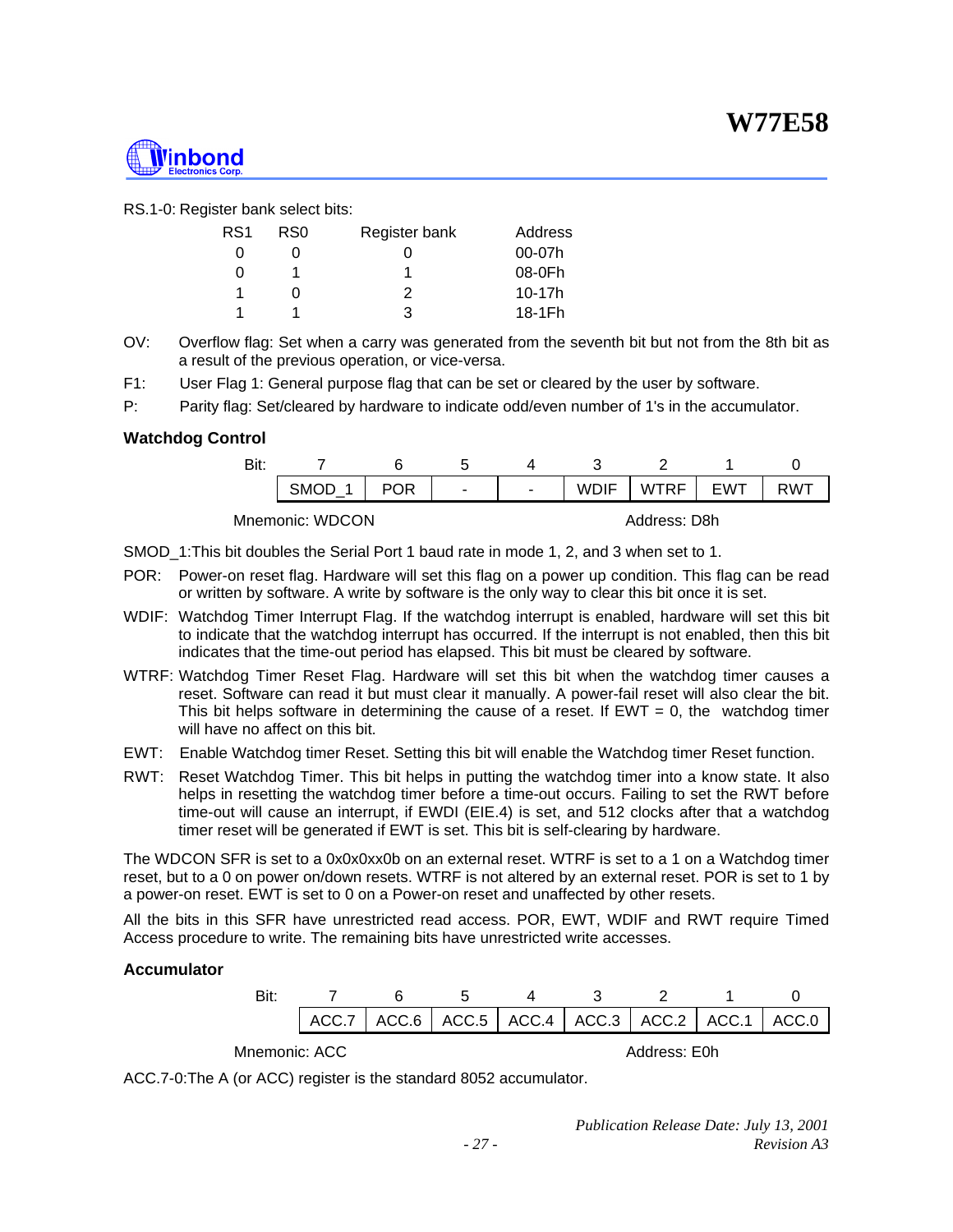RS.1-0: Register bank select bits:

| RS1 | RS0 | Register bank | Address |
|---|---|---|---|
| 0 | 0 | 0 | 00-07h |
| 0 | 1 | 1 | 08-0Fh |
| 1 | 0 | 2 | 10-17h |
| 1 | 1 | 3 | 18-1Fh |

OV: Overflow flag: Set when a carry was generated from the seventh bit but not from the 8th bit as a result of the previous operation, or vice-versa.

F1: User Flag 1: General purpose flag that can be set or cleared by the user by software.

P: Parity flag: Set/cleared by hardware to indicate odd/even number of 1's in the accumulator.

### Watchdog Control

| Bit: | 7 | 6 | 5 | 4 | 3 | 2 | 1 | 0 |
|---|---|---|---|---|---|---|---|---|
| | SMOD_1 | POR | - | - | WDIF | WTRF | EWT | RWT |

Mnemonic: WDCON　　　　Address: D8h

SMOD_1: This bit doubles the Serial Port 1 baud rate in mode 1, 2, and 3 when set to 1.

POR: Power-on reset flag. Hardware will set this flag on a power up condition. This flag can be read or written by software. A write by software is the only way to clear this bit once it is set.

WDIF: Watchdog Timer Interrupt Flag. If the watchdog interrupt is enabled, hardware will set this bit to indicate that the watchdog interrupt has occurred. If the interrupt is not enabled, then this bit indicates that the time-out period has elapsed. This bit must be cleared by software.

WTRF: Watchdog Timer Reset Flag. Hardware will set this bit when the watchdog timer causes a reset. Software can read it but must clear it manually. A power-fail reset will also clear the bit. This bit helps software in determining the cause of a reset. If EWT = 0, the watchdog timer will have no affect on this bit.

EWT: Enable Watchdog timer Reset. Setting this bit will enable the Watchdog timer Reset function.

RWT: Reset Watchdog Timer. This bit helps in putting the watchdog timer into a know state. It also helps in resetting the watchdog timer before a time-out occurs. Failing to set the RWT before time-out will cause an interrupt, if EWDI (EIE.4) is set, and 512 clocks after that a watchdog timer reset will be generated if EWT is set. This bit is self-clearing by hardware.

The WDCON SFR is set to a 0x0x0xx0b on an external reset. WTRF is set to a 1 on a Watchdog timer reset, but to a 0 on power on/down resets. WTRF is not altered by an external reset. POR is set to 1 by a power-on reset. EWT is set to 0 on a Power-on reset and unaffected by other resets.

All the bits in this SFR have unrestricted read access. POR, EWT, WDIF and RWT require Timed Access procedure to write. The remaining bits have unrestricted write accesses.

### Accumulator

| Bit: | 7 | 6 | 5 | 4 | 3 | 2 | 1 | 0 |
|---|---|---|---|---|---|---|---|---|
| | ACC.7 | ACC.6 | ACC.5 | ACC.4 | ACC.3 | ACC.2 | ACC.1 | ACC.0 |

Mnemonic: ACC　　　　Address: E0h

ACC.7-0: The A (or ACC) register is the standard 8052 accumulator.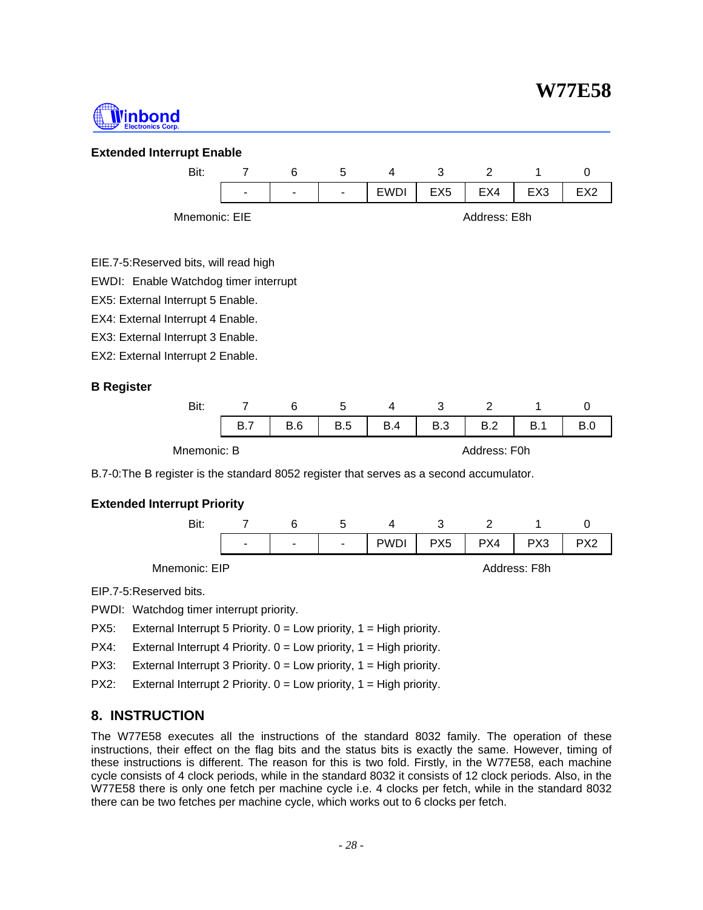### Extended Interrupt Enable

| Bit: | 7 | 6 | 5 | 4 | 3 | 2 | 1 | 0 |
|---|---|---|---|---|---|---|---|---|
| | - | - | - | EWDI | EX5 | EX4 | EX3 | EX2 |

Mnemonic: EIE Address: E8h

EIE.7-5:Reserved bits, will read high

EWDI: Enable Watchdog timer interrupt

EX5: External Interrupt 5 Enable.

EX4: External Interrupt 4 Enable.

EX3: External Interrupt 3 Enable.

EX2: External Interrupt 2 Enable.

### B Register

| Bit: | 7 | 6 | 5 | 4 | 3 | 2 | 1 | 0 |
|---|---|---|---|---|---|---|---|---|
| | B.7 | B.6 | B.5 | B.4 | B.3 | B.2 | B.1 | B.0 |

Mnemonic: B Address: F0h

B.7-0:The B register is the standard 8052 register that serves as a second accumulator.

### Extended Interrupt Priority

| Bit: | 7 | 6 | 5 | 4 | 3 | 2 | 1 | 0 |
|---|---|---|---|---|---|---|---|---|
| | - | - | - | PWDI | PX5 | PX4 | PX3 | PX2 |

Mnemonic: EIP Address: F8h

EIP.7-5:Reserved bits.

PWDI: Watchdog timer interrupt priority.

PX5: External Interrupt 5 Priority. 0 = Low priority, 1 = High priority.

PX4: External Interrupt 4 Priority. 0 = Low priority, 1 = High priority.

PX3: External Interrupt 3 Priority. 0 = Low priority, 1 = High priority.

PX2: External Interrupt 2 Priority. 0 = Low priority, 1 = High priority.

## 8. INSTRUCTION

The W77E58 executes all the instructions of the standard 8032 family. The operation of these instructions, their effect on the flag bits and the status bits is exactly the same. However, timing of these instructions is different. The reason for this is two fold. Firstly, in the W77E58, each machine cycle consists of 4 clock periods, while in the standard 8032 it consists of 12 clock periods. Also, in the W77E58 there is only one fetch per machine cycle i.e. 4 clocks per fetch, while in the standard 8032 there can be two fetches per machine cycle, which works out to 6 clocks per fetch.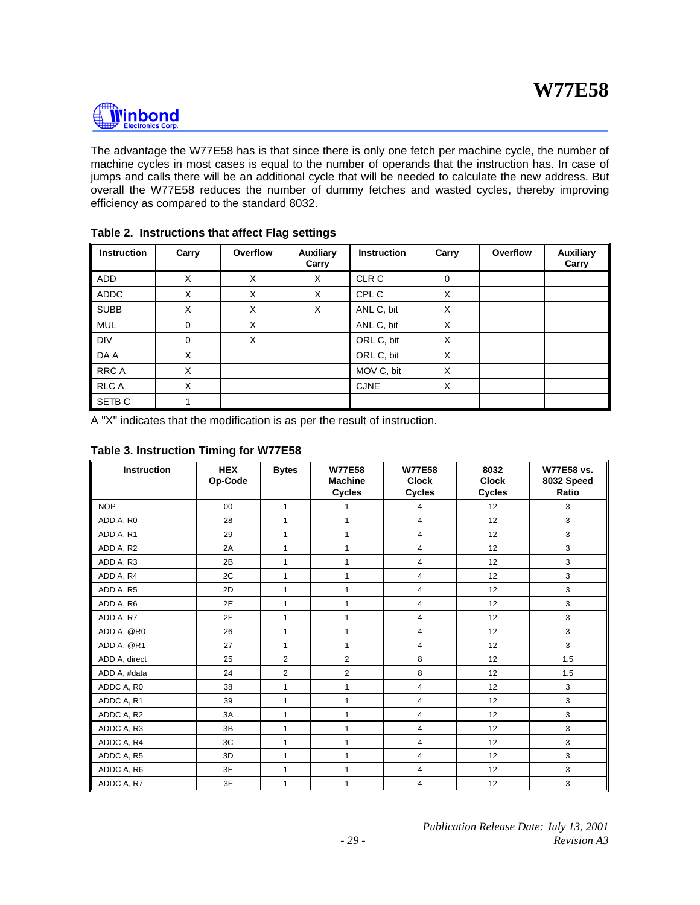The advantage the W77E58 has is that since there is only one fetch per machine cycle, the number of machine cycles in most cases is equal to the number of operands that the instruction has. In case of jumps and calls there will be an additional cycle that will be needed to calculate the new address. But overall the W77E58 reduces the number of dummy fetches and wasted cycles, thereby improving efficiency as compared to the standard 8032.

**Table 2. Instructions that affect Flag settings**

| Instruction | Carry | Overflow | Auxiliary Carry | Instruction | Carry | Overflow | Auxiliary Carry |
|---|---|---|---|---|---|---|---|
| ADD | X | X | X | CLR C | 0 | | |
| ADDC | X | X | X | CPL C | X | | |
| SUBB | X | X | X | ANL C, bit | X | | |
| MUL | 0 | X | | ANL C, bit | X | | |
| DIV | 0 | X | | ORL C, bit | X | | |
| DA A | X | | | ORL C, bit | X | | |
| RRC A | X | | | MOV C, bit | X | | |
| RLC A | X | | | CJNE | X | | |
| SETB C | 1 | | | | | | |

A "X" indicates that the modification is as per the result of instruction.

**Table 3. Instruction Timing for W77E58**

| Instruction | HEX Op-Code | Bytes | W77E58 Machine Cycles | W77E58 Clock Cycles | 8032 Clock Cycles | W77E58 vs. 8032 Speed Ratio |
|---|---|---|---|---|---|---|
| NOP | 00 | 1 | 1 | 4 | 12 | 3 |
| ADD A, R0 | 28 | 1 | 1 | 4 | 12 | 3 |
| ADD A, R1 | 29 | 1 | 1 | 4 | 12 | 3 |
| ADD A, R2 | 2A | 1 | 1 | 4 | 12 | 3 |
| ADD A, R3 | 2B | 1 | 1 | 4 | 12 | 3 |
| ADD A, R4 | 2C | 1 | 1 | 4 | 12 | 3 |
| ADD A, R5 | 2D | 1 | 1 | 4 | 12 | 3 |
| ADD A, R6 | 2E | 1 | 1 | 4 | 12 | 3 |
| ADD A, R7 | 2F | 1 | 1 | 4 | 12 | 3 |
| ADD A, @R0 | 26 | 1 | 1 | 4 | 12 | 3 |
| ADD A, @R1 | 27 | 1 | 1 | 4 | 12 | 3 |
| ADD A, direct | 25 | 2 | 2 | 8 | 12 | 1.5 |
| ADD A, #data | 24 | 2 | 2 | 8 | 12 | 1.5 |
| ADDC A, R0 | 38 | 1 | 1 | 4 | 12 | 3 |
| ADDC A, R1 | 39 | 1 | 1 | 4 | 12 | 3 |
| ADDC A, R2 | 3A | 1 | 1 | 4 | 12 | 3 |
| ADDC A, R3 | 3B | 1 | 1 | 4 | 12 | 3 |
| ADDC A, R4 | 3C | 1 | 1 | 4 | 12 | 3 |
| ADDC A, R5 | 3D | 1 | 1 | 4 | 12 | 3 |
| ADDC A, R6 | 3E | 1 | 1 | 4 | 12 | 3 |
| ADDC A, R7 | 3F | 1 | 1 | 4 | 12 | 3 |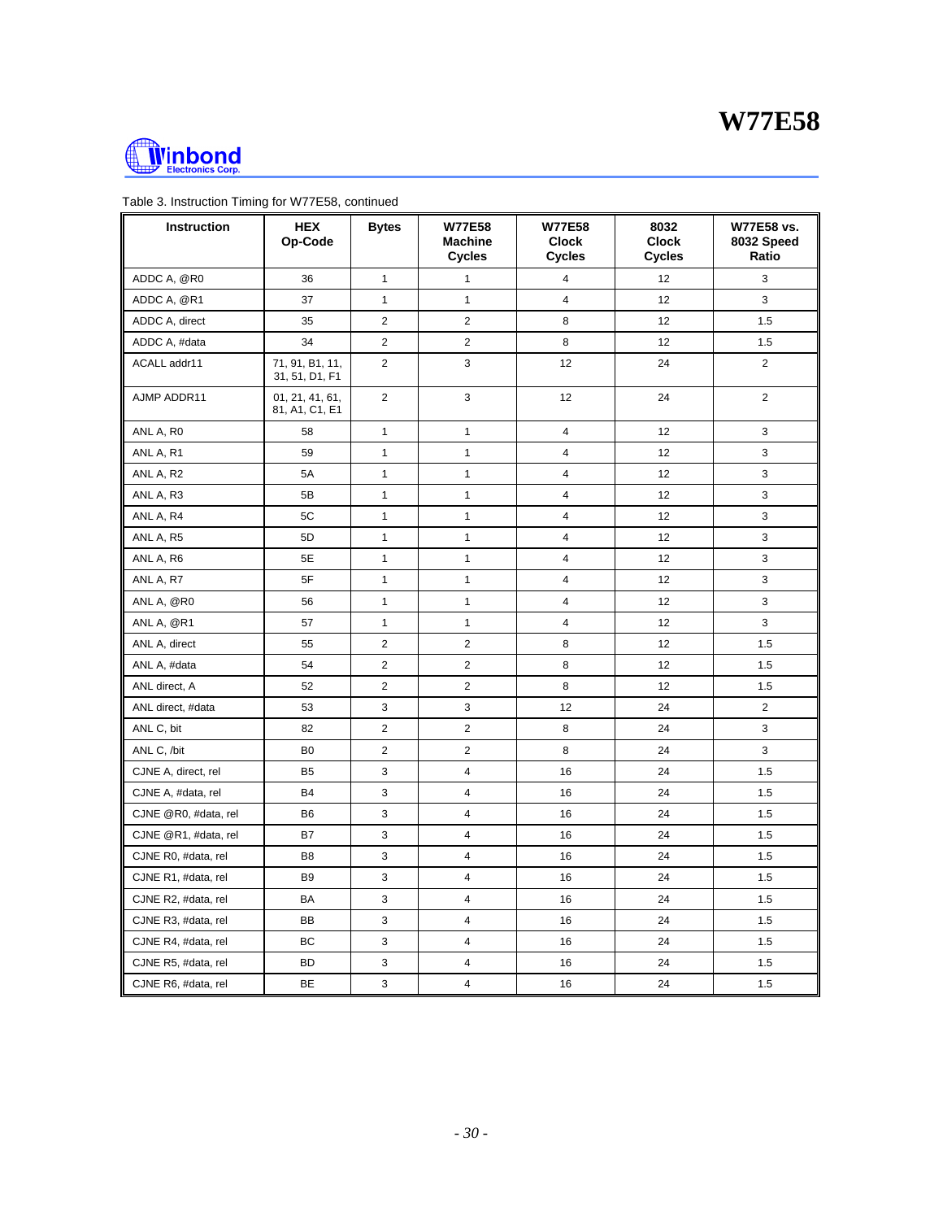Table 3. Instruction Timing for W77E58, continued

| Instruction | HEX Op-Code | Bytes | W77E58 Machine Cycles | W77E58 Clock Cycles | 8032 Clock Cycles | W77E58 vs. 8032 Speed Ratio |
|---|---|---|---|---|---|---|
| ADDC A, @R0 | 36 | 1 | 1 | 4 | 12 | 3 |
| ADDC A, @R1 | 37 | 1 | 1 | 4 | 12 | 3 |
| ADDC A, direct | 35 | 2 | 2 | 8 | 12 | 1.5 |
| ADDC A, #data | 34 | 2 | 2 | 8 | 12 | 1.5 |
| ACALL addr11 | 71, 91, B1, 11, 31, 51, D1, F1 | 2 | 3 | 12 | 24 | 2 |
| AJMP ADDR11 | 01, 21, 41, 61, 81, A1, C1, E1 | 2 | 3 | 12 | 24 | 2 |
| ANL A, R0 | 58 | 1 | 1 | 4 | 12 | 3 |
| ANL A, R1 | 59 | 1 | 1 | 4 | 12 | 3 |
| ANL A, R2 | 5A | 1 | 1 | 4 | 12 | 3 |
| ANL A, R3 | 5B | 1 | 1 | 4 | 12 | 3 |
| ANL A, R4 | 5C | 1 | 1 | 4 | 12 | 3 |
| ANL A, R5 | 5D | 1 | 1 | 4 | 12 | 3 |
| ANL A, R6 | 5E | 1 | 1 | 4 | 12 | 3 |
| ANL A, R7 | 5F | 1 | 1 | 4 | 12 | 3 |
| ANL A, @R0 | 56 | 1 | 1 | 4 | 12 | 3 |
| ANL A, @R1 | 57 | 1 | 1 | 4 | 12 | 3 |
| ANL A, direct | 55 | 2 | 2 | 8 | 12 | 1.5 |
| ANL A, #data | 54 | 2 | 2 | 8 | 12 | 1.5 |
| ANL direct, A | 52 | 2 | 2 | 8 | 12 | 1.5 |
| ANL direct, #data | 53 | 3 | 3 | 12 | 24 | 2 |
| ANL C, bit | 82 | 2 | 2 | 8 | 24 | 3 |
| ANL C, /bit | B0 | 2 | 2 | 8 | 24 | 3 |
| CJNE A, direct, rel | B5 | 3 | 4 | 16 | 24 | 1.5 |
| CJNE A, #data, rel | B4 | 3 | 4 | 16 | 24 | 1.5 |
| CJNE @R0, #data, rel | B6 | 3 | 4 | 16 | 24 | 1.5 |
| CJNE @R1, #data, rel | B7 | 3 | 4 | 16 | 24 | 1.5 |
| CJNE R0, #data, rel | B8 | 3 | 4 | 16 | 24 | 1.5 |
| CJNE R1, #data, rel | B9 | 3 | 4 | 16 | 24 | 1.5 |
| CJNE R2, #data, rel | BA | 3 | 4 | 16 | 24 | 1.5 |
| CJNE R3, #data, rel | BB | 3 | 4 | 16 | 24 | 1.5 |
| CJNE R4, #data, rel | BC | 3 | 4 | 16 | 24 | 1.5 |
| CJNE R5, #data, rel | BD | 3 | 4 | 16 | 24 | 1.5 |
| CJNE R6, #data, rel | BE | 3 | 4 | 16 | 24 | 1.5 |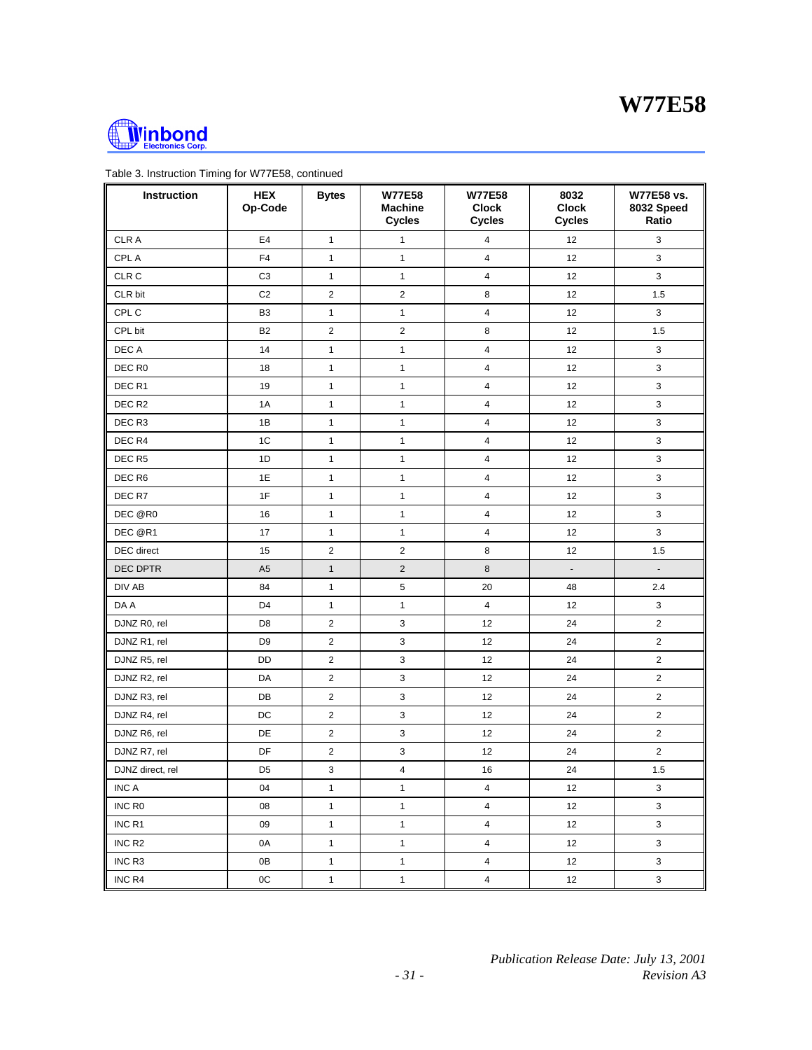Table 3. Instruction Timing for W77E58, continued

| Instruction | HEX Op-Code | Bytes | W77E58 Machine Cycles | W77E58 Clock Cycles | 8032 Clock Cycles | W77E58 vs. 8032 Speed Ratio |
|---|---|---|---|---|---|---|
| CLR A | E4 | 1 | 1 | 4 | 12 | 3 |
| CPL A | F4 | 1 | 1 | 4 | 12 | 3 |
| CLR C | C3 | 1 | 1 | 4 | 12 | 3 |
| CLR bit | C2 | 2 | 2 | 8 | 12 | 1.5 |
| CPL C | B3 | 1 | 1 | 4 | 12 | 3 |
| CPL bit | B2 | 2 | 2 | 8 | 12 | 1.5 |
| DEC A | 14 | 1 | 1 | 4 | 12 | 3 |
| DEC R0 | 18 | 1 | 1 | 4 | 12 | 3 |
| DEC R1 | 19 | 1 | 1 | 4 | 12 | 3 |
| DEC R2 | 1A | 1 | 1 | 4 | 12 | 3 |
| DEC R3 | 1B | 1 | 1 | 4 | 12 | 3 |
| DEC R4 | 1C | 1 | 1 | 4 | 12 | 3 |
| DEC R5 | 1D | 1 | 1 | 4 | 12 | 3 |
| DEC R6 | 1E | 1 | 1 | 4 | 12 | 3 |
| DEC R7 | 1F | 1 | 1 | 4 | 12 | 3 |
| DEC @R0 | 16 | 1 | 1 | 4 | 12 | 3 |
| DEC @R1 | 17 | 1 | 1 | 4 | 12 | 3 |
| DEC direct | 15 | 2 | 2 | 8 | 12 | 1.5 |
| DEC DPTR | A5 | 1 | 2 | 8 | - | - |
| DIV AB | 84 | 1 | 5 | 20 | 48 | 2.4 |
| DA A | D4 | 1 | 1 | 4 | 12 | 3 |
| DJNZ R0, rel | D8 | 2 | 3 | 12 | 24 | 2 |
| DJNZ R1, rel | D9 | 2 | 3 | 12 | 24 | 2 |
| DJNZ R5, rel | DD | 2 | 3 | 12 | 24 | 2 |
| DJNZ R2, rel | DA | 2 | 3 | 12 | 24 | 2 |
| DJNZ R3, rel | DB | 2 | 3 | 12 | 24 | 2 |
| DJNZ R4, rel | DC | 2 | 3 | 12 | 24 | 2 |
| DJNZ R6, rel | DE | 2 | 3 | 12 | 24 | 2 |
| DJNZ R7, rel | DF | 2 | 3 | 12 | 24 | 2 |
| DJNZ direct, rel | D5 | 3 | 4 | 16 | 24 | 1.5 |
| INC A | 04 | 1 | 1 | 4 | 12 | 3 |
| INC R0 | 08 | 1 | 1 | 4 | 12 | 3 |
| INC R1 | 09 | 1 | 1 | 4 | 12 | 3 |
| INC R2 | 0A | 1 | 1 | 4 | 12 | 3 |
| INC R3 | 0B | 1 | 1 | 4 | 12 | 3 |
| INC R4 | 0C | 1 | 1 | 4 | 12 | 3 |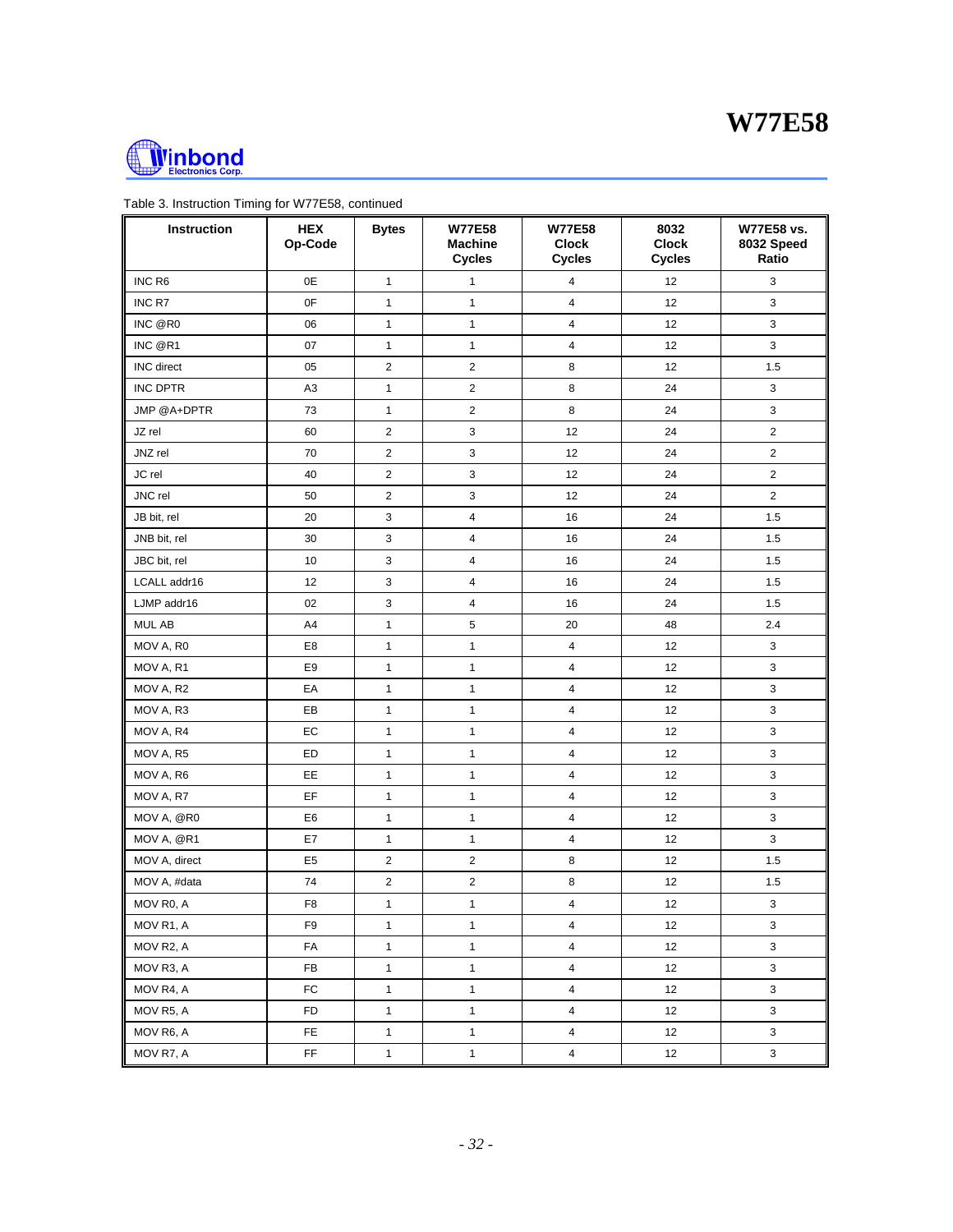Table 3. Instruction Timing for W77E58, continued

| Instruction | HEX Op-Code | Bytes | W77E58 Machine Cycles | W77E58 Clock Cycles | 8032 Clock Cycles | W77E58 vs. 8032 Speed Ratio |
|---|---|---|---|---|---|---|
| INC R6 | 0E | 1 | 1 | 4 | 12 | 3 |
| INC R7 | 0F | 1 | 1 | 4 | 12 | 3 |
| INC @R0 | 06 | 1 | 1 | 4 | 12 | 3 |
| INC @R1 | 07 | 1 | 1 | 4 | 12 | 3 |
| INC direct | 05 | 2 | 2 | 8 | 12 | 1.5 |
| INC DPTR | A3 | 1 | 2 | 8 | 24 | 3 |
| JMP @A+DPTR | 73 | 1 | 2 | 8 | 24 | 3 |
| JZ rel | 60 | 2 | 3 | 12 | 24 | 2 |
| JNZ rel | 70 | 2 | 3 | 12 | 24 | 2 |
| JC rel | 40 | 2 | 3 | 12 | 24 | 2 |
| JNC rel | 50 | 2 | 3 | 12 | 24 | 2 |
| JB bit, rel | 20 | 3 | 4 | 16 | 24 | 1.5 |
| JNB bit, rel | 30 | 3 | 4 | 16 | 24 | 1.5 |
| JBC bit, rel | 10 | 3 | 4 | 16 | 24 | 1.5 |
| LCALL addr16 | 12 | 3 | 4 | 16 | 24 | 1.5 |
| LJMP addr16 | 02 | 3 | 4 | 16 | 24 | 1.5 |
| MUL AB | A4 | 1 | 5 | 20 | 48 | 2.4 |
| MOV A, R0 | E8 | 1 | 1 | 4 | 12 | 3 |
| MOV A, R1 | E9 | 1 | 1 | 4 | 12 | 3 |
| MOV A, R2 | EA | 1 | 1 | 4 | 12 | 3 |
| MOV A, R3 | EB | 1 | 1 | 4 | 12 | 3 |
| MOV A, R4 | EC | 1 | 1 | 4 | 12 | 3 |
| MOV A, R5 | ED | 1 | 1 | 4 | 12 | 3 |
| MOV A, R6 | EE | 1 | 1 | 4 | 12 | 3 |
| MOV A, R7 | EF | 1 | 1 | 4 | 12 | 3 |
| MOV A, @R0 | E6 | 1 | 1 | 4 | 12 | 3 |
| MOV A, @R1 | E7 | 1 | 1 | 4 | 12 | 3 |
| MOV A, direct | E5 | 2 | 2 | 8 | 12 | 1.5 |
| MOV A, #data | 74 | 2 | 2 | 8 | 12 | 1.5 |
| MOV R0, A | F8 | 1 | 1 | 4 | 12 | 3 |
| MOV R1, A | F9 | 1 | 1 | 4 | 12 | 3 |
| MOV R2, A | FA | 1 | 1 | 4 | 12 | 3 |
| MOV R3, A | FB | 1 | 1 | 4 | 12 | 3 |
| MOV R4, A | FC | 1 | 1 | 4 | 12 | 3 |
| MOV R5, A | FD | 1 | 1 | 4 | 12 | 3 |
| MOV R6, A | FE | 1 | 1 | 4 | 12 | 3 |
| MOV R7, A | FF | 1 | 1 | 4 | 12 | 3 |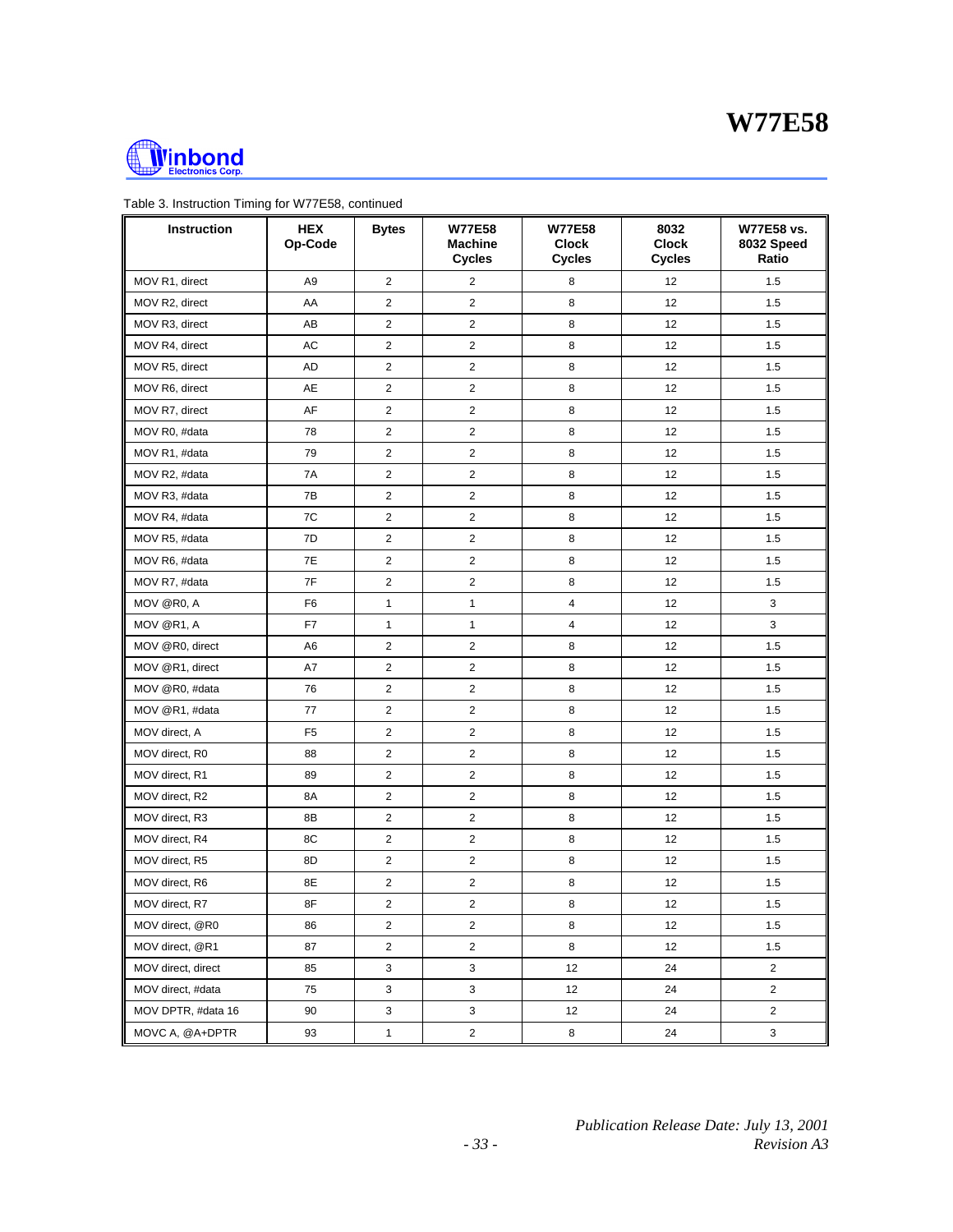Table 3. Instruction Timing for W77E58, continued

| Instruction | HEX Op-Code | Bytes | W77E58 Machine Cycles | W77E58 Clock Cycles | 8032 Clock Cycles | W77E58 vs. 8032 Speed Ratio |
|---|---|---|---|---|---|---|
| MOV R1, direct | A9 | 2 | 2 | 8 | 12 | 1.5 |
| MOV R2, direct | AA | 2 | 2 | 8 | 12 | 1.5 |
| MOV R3, direct | AB | 2 | 2 | 8 | 12 | 1.5 |
| MOV R4, direct | AC | 2 | 2 | 8 | 12 | 1.5 |
| MOV R5, direct | AD | 2 | 2 | 8 | 12 | 1.5 |
| MOV R6, direct | AE | 2 | 2 | 8 | 12 | 1.5 |
| MOV R7, direct | AF | 2 | 2 | 8 | 12 | 1.5 |
| MOV R0, #data | 78 | 2 | 2 | 8 | 12 | 1.5 |
| MOV R1, #data | 79 | 2 | 2 | 8 | 12 | 1.5 |
| MOV R2, #data | 7A | 2 | 2 | 8 | 12 | 1.5 |
| MOV R3, #data | 7B | 2 | 2 | 8 | 12 | 1.5 |
| MOV R4, #data | 7C | 2 | 2 | 8 | 12 | 1.5 |
| MOV R5, #data | 7D | 2 | 2 | 8 | 12 | 1.5 |
| MOV R6, #data | 7E | 2 | 2 | 8 | 12 | 1.5 |
| MOV R7, #data | 7F | 2 | 2 | 8 | 12 | 1.5 |
| MOV @R0, A | F6 | 1 | 1 | 4 | 12 | 3 |
| MOV @R1, A | F7 | 1 | 1 | 4 | 12 | 3 |
| MOV @R0, direct | A6 | 2 | 2 | 8 | 12 | 1.5 |
| MOV @R1, direct | A7 | 2 | 2 | 8 | 12 | 1.5 |
| MOV @R0, #data | 76 | 2 | 2 | 8 | 12 | 1.5 |
| MOV @R1, #data | 77 | 2 | 2 | 8 | 12 | 1.5 |
| MOV direct, A | F5 | 2 | 2 | 8 | 12 | 1.5 |
| MOV direct, R0 | 88 | 2 | 2 | 8 | 12 | 1.5 |
| MOV direct, R1 | 89 | 2 | 2 | 8 | 12 | 1.5 |
| MOV direct, R2 | 8A | 2 | 2 | 8 | 12 | 1.5 |
| MOV direct, R3 | 8B | 2 | 2 | 8 | 12 | 1.5 |
| MOV direct, R4 | 8C | 2 | 2 | 8 | 12 | 1.5 |
| MOV direct, R5 | 8D | 2 | 2 | 8 | 12 | 1.5 |
| MOV direct, R6 | 8E | 2 | 2 | 8 | 12 | 1.5 |
| MOV direct, R7 | 8F | 2 | 2 | 8 | 12 | 1.5 |
| MOV direct, @R0 | 86 | 2 | 2 | 8 | 12 | 1.5 |
| MOV direct, @R1 | 87 | 2 | 2 | 8 | 12 | 1.5 |
| MOV direct, direct | 85 | 3 | 3 | 12 | 24 | 2 |
| MOV direct, #data | 75 | 3 | 3 | 12 | 24 | 2 |
| MOV DPTR, #data 16 | 90 | 3 | 3 | 12 | 24 | 2 |
| MOVC A, @A+DPTR | 93 | 1 | 2 | 8 | 24 | 3 |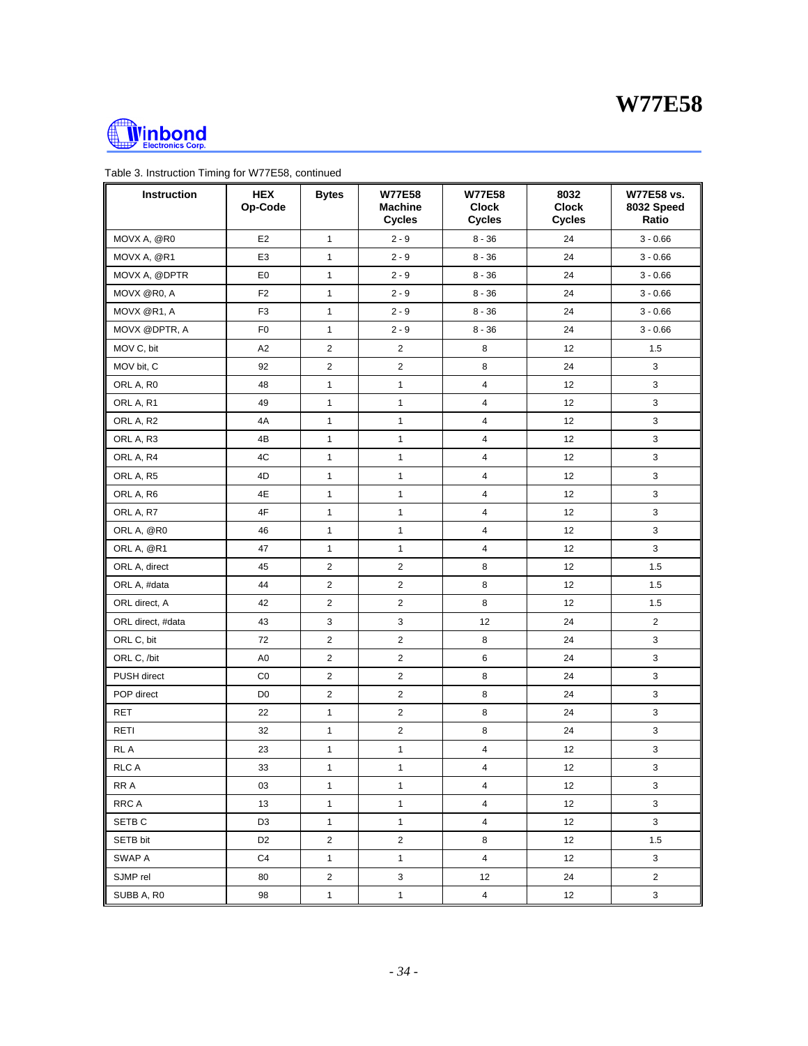Table 3. Instruction Timing for W77E58, continued

| Instruction | HEX Op-Code | Bytes | W77E58 Machine Cycles | W77E58 Clock Cycles | 8032 Clock Cycles | W77E58 vs. 8032 Speed Ratio |
|---|---|---|---|---|---|---|
| MOVX A, @R0 | E2 | 1 | 2 - 9 | 8 - 36 | 24 | 3 - 0.66 |
| MOVX A, @R1 | E3 | 1 | 2 - 9 | 8 - 36 | 24 | 3 - 0.66 |
| MOVX A, @DPTR | E0 | 1 | 2 - 9 | 8 - 36 | 24 | 3 - 0.66 |
| MOVX @R0, A | F2 | 1 | 2 - 9 | 8 - 36 | 24 | 3 - 0.66 |
| MOVX @R1, A | F3 | 1 | 2 - 9 | 8 - 36 | 24 | 3 - 0.66 |
| MOVX @DPTR, A | F0 | 1 | 2 - 9 | 8 - 36 | 24 | 3 - 0.66 |
| MOV C, bit | A2 | 2 | 2 | 8 | 12 | 1.5 |
| MOV bit, C | 92 | 2 | 2 | 8 | 24 | 3 |
| ORL A, R0 | 48 | 1 | 1 | 4 | 12 | 3 |
| ORL A, R1 | 49 | 1 | 1 | 4 | 12 | 3 |
| ORL A, R2 | 4A | 1 | 1 | 4 | 12 | 3 |
| ORL A, R3 | 4B | 1 | 1 | 4 | 12 | 3 |
| ORL A, R4 | 4C | 1 | 1 | 4 | 12 | 3 |
| ORL A, R5 | 4D | 1 | 1 | 4 | 12 | 3 |
| ORL A, R6 | 4E | 1 | 1 | 4 | 12 | 3 |
| ORL A, R7 | 4F | 1 | 1 | 4 | 12 | 3 |
| ORL A, @R0 | 46 | 1 | 1 | 4 | 12 | 3 |
| ORL A, @R1 | 47 | 1 | 1 | 4 | 12 | 3 |
| ORL A, direct | 45 | 2 | 2 | 8 | 12 | 1.5 |
| ORL A, #data | 44 | 2 | 2 | 8 | 12 | 1.5 |
| ORL direct, A | 42 | 2 | 2 | 8 | 12 | 1.5 |
| ORL direct, #data | 43 | 3 | 3 | 12 | 24 | 2 |
| ORL C, bit | 72 | 2 | 2 | 8 | 24 | 3 |
| ORL C, /bit | A0 | 2 | 2 | 6 | 24 | 3 |
| PUSH direct | C0 | 2 | 2 | 8 | 24 | 3 |
| POP direct | D0 | 2 | 2 | 8 | 24 | 3 |
| RET | 22 | 1 | 2 | 8 | 24 | 3 |
| RETI | 32 | 1 | 2 | 8 | 24 | 3 |
| RL A | 23 | 1 | 1 | 4 | 12 | 3 |
| RLC A | 33 | 1 | 1 | 4 | 12 | 3 |
| RR A | 03 | 1 | 1 | 4 | 12 | 3 |
| RRC A | 13 | 1 | 1 | 4 | 12 | 3 |
| SETB C | D3 | 1 | 1 | 4 | 12 | 3 |
| SETB bit | D2 | 2 | 2 | 8 | 12 | 1.5 |
| SWAP A | C4 | 1 | 1 | 4 | 12 | 3 |
| SJMP rel | 80 | 2 | 3 | 12 | 24 | 2 |
| SUBB A, R0 | 98 | 1 | 1 | 4 | 12 | 3 |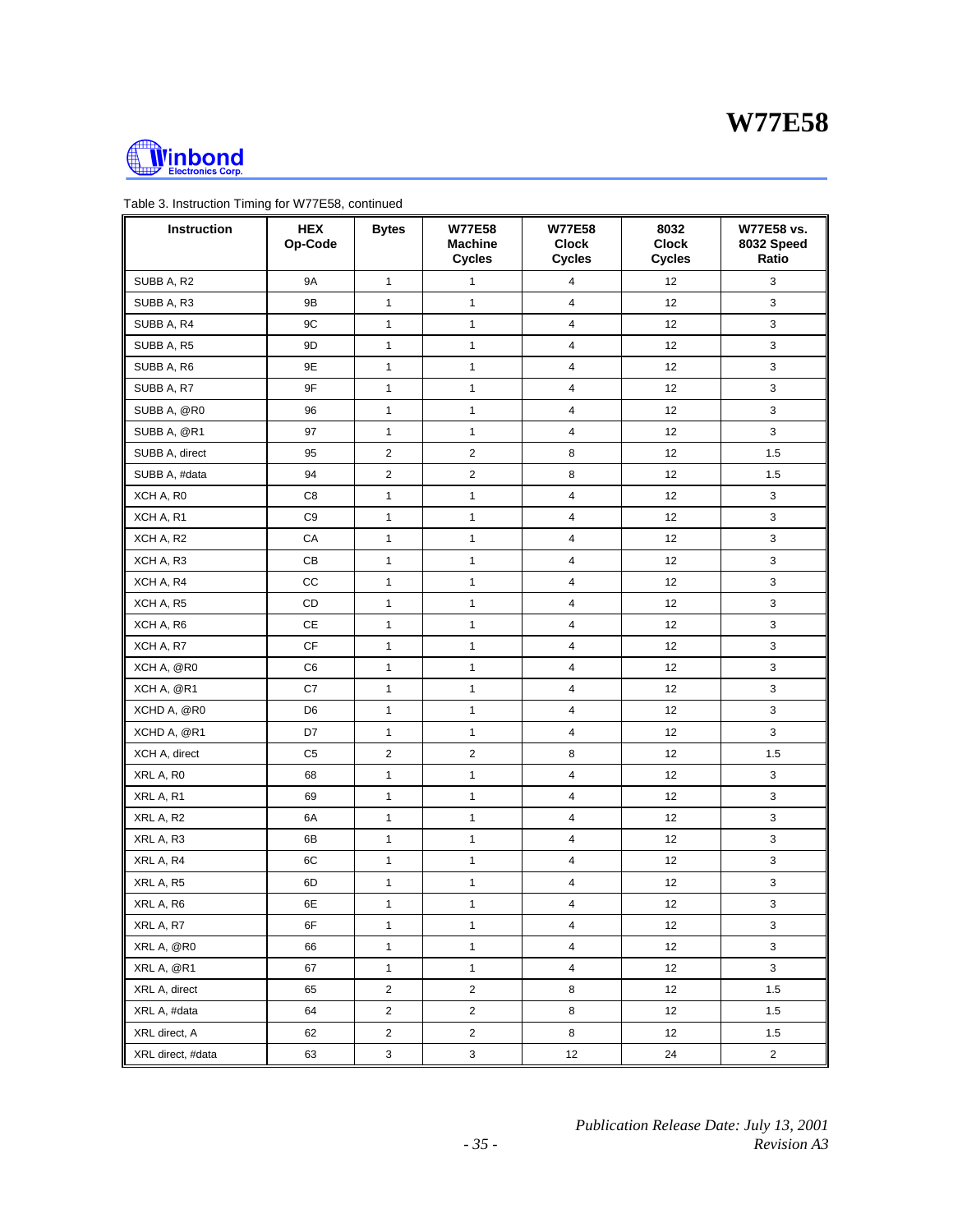Table 3. Instruction Timing for W77E58, continued

| Instruction | HEX Op-Code | Bytes | W77E58 Machine Cycles | W77E58 Clock Cycles | 8032 Clock Cycles | W77E58 vs. 8032 Speed Ratio |
|---|---|---|---|---|---|---|
| SUBB A, R2 | 9A | 1 | 1 | 4 | 12 | 3 |
| SUBB A, R3 | 9B | 1 | 1 | 4 | 12 | 3 |
| SUBB A, R4 | 9C | 1 | 1 | 4 | 12 | 3 |
| SUBB A, R5 | 9D | 1 | 1 | 4 | 12 | 3 |
| SUBB A, R6 | 9E | 1 | 1 | 4 | 12 | 3 |
| SUBB A, R7 | 9F | 1 | 1 | 4 | 12 | 3 |
| SUBB A, @R0 | 96 | 1 | 1 | 4 | 12 | 3 |
| SUBB A, @R1 | 97 | 1 | 1 | 4 | 12 | 3 |
| SUBB A, direct | 95 | 2 | 2 | 8 | 12 | 1.5 |
| SUBB A, #data | 94 | 2 | 2 | 8 | 12 | 1.5 |
| XCH A, R0 | C8 | 1 | 1 | 4 | 12 | 3 |
| XCH A, R1 | C9 | 1 | 1 | 4 | 12 | 3 |
| XCH A, R2 | CA | 1 | 1 | 4 | 12 | 3 |
| XCH A, R3 | CB | 1 | 1 | 4 | 12 | 3 |
| XCH A, R4 | CC | 1 | 1 | 4 | 12 | 3 |
| XCH A, R5 | CD | 1 | 1 | 4 | 12 | 3 |
| XCH A, R6 | CE | 1 | 1 | 4 | 12 | 3 |
| XCH A, R7 | CF | 1 | 1 | 4 | 12 | 3 |
| XCH A, @R0 | C6 | 1 | 1 | 4 | 12 | 3 |
| XCH A, @R1 | C7 | 1 | 1 | 4 | 12 | 3 |
| XCHD A, @R0 | D6 | 1 | 1 | 4 | 12 | 3 |
| XCHD A, @R1 | D7 | 1 | 1 | 4 | 12 | 3 |
| XCH A, direct | C5 | 2 | 2 | 8 | 12 | 1.5 |
| XRL A, R0 | 68 | 1 | 1 | 4 | 12 | 3 |
| XRL A, R1 | 69 | 1 | 1 | 4 | 12 | 3 |
| XRL A, R2 | 6A | 1 | 1 | 4 | 12 | 3 |
| XRL A, R3 | 6B | 1 | 1 | 4 | 12 | 3 |
| XRL A, R4 | 6C | 1 | 1 | 4 | 12 | 3 |
| XRL A, R5 | 6D | 1 | 1 | 4 | 12 | 3 |
| XRL A, R6 | 6E | 1 | 1 | 4 | 12 | 3 |
| XRL A, R7 | 6F | 1 | 1 | 4 | 12 | 3 |
| XRL A, @R0 | 66 | 1 | 1 | 4 | 12 | 3 |
| XRL A, @R1 | 67 | 1 | 1 | 4 | 12 | 3 |
| XRL A, direct | 65 | 2 | 2 | 8 | 12 | 1.5 |
| XRL A, #data | 64 | 2 | 2 | 8 | 12 | 1.5 |
| XRL direct, A | 62 | 2 | 2 | 8 | 12 | 1.5 |
| XRL direct, #data | 63 | 3 | 3 | 12 | 24 | 2 |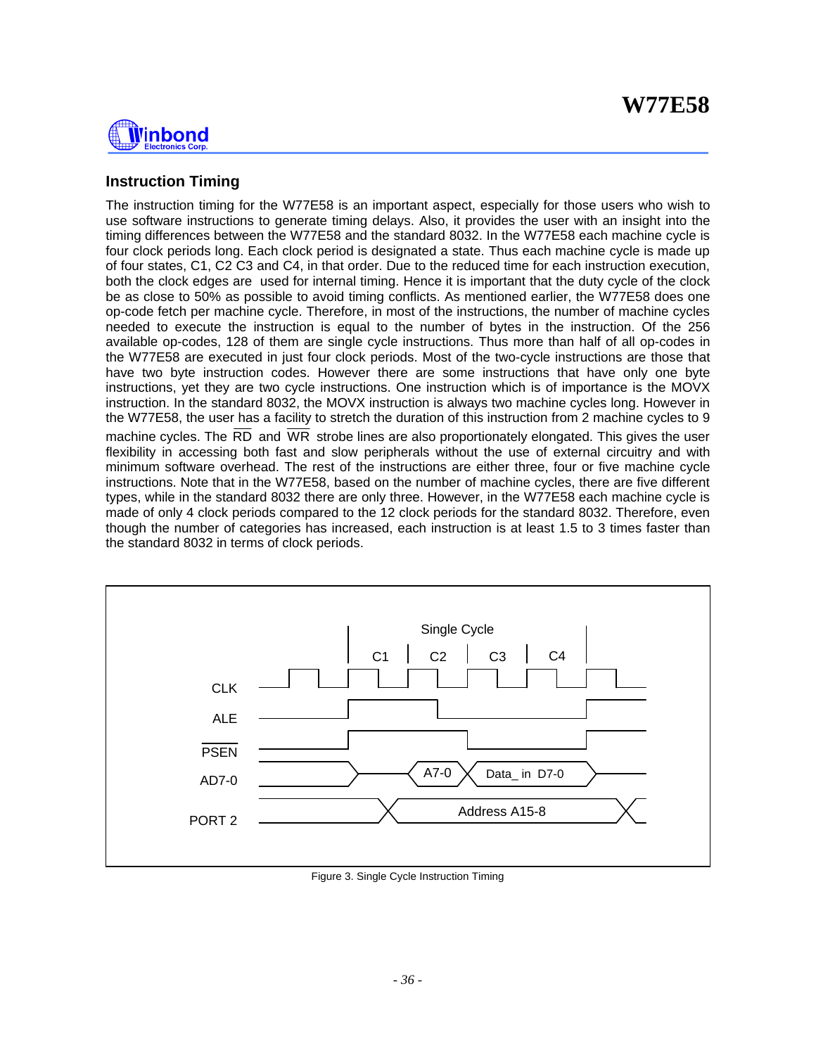## Instruction Timing

The instruction timing for the W77E58 is an important aspect, especially for those users who wish to use software instructions to generate timing delays. Also, it provides the user with an insight into the timing differences between the W77E58 and the standard 8032. In the W77E58 each machine cycle is four clock periods long. Each clock period is designated a state. Thus each machine cycle is made up of four states, C1, C2 C3 and C4, in that order. Due to the reduced time for each instruction execution, both the clock edges are used for internal timing. Hence it is important that the duty cycle of the clock be as close to 50% as possible to avoid timing conflicts. As mentioned earlier, the W77E58 does one op-code fetch per machine cycle. Therefore, in most of the instructions, the number of machine cycles needed to execute the instruction is equal to the number of bytes in the instruction. Of the 256 available op-codes, 128 of them are single cycle instructions. Thus more than half of all op-codes in the W77E58 are executed in just four clock periods. Most of the two-cycle instructions are those that have two byte instruction codes. However there are some instructions that have only one byte instructions, yet they are two cycle instructions. One instruction which is of importance is the MOVX instruction. In the standard 8032, the MOVX instruction is always two machine cycles long. However in the W77E58, the user has a facility to stretch the duration of this instruction from 2 machine cycles to 9 machine cycles. The $\overline{RD}$ and $\overline{WR}$ strobe lines are also proportionately elongated. This gives the user flexibility in accessing both fast and slow peripherals without the use of external circuitry and with minimum software overhead. The rest of the instructions are either three, four or five machine cycle instructions. Note that in the W77E58, based on the number of machine cycles, there are five different types, while in the standard 8032 there are only three. However, in the W77E58 each machine cycle is made of only 4 clock periods compared to the 12 clock periods for the standard 8032. Therefore, even though the number of categories has increased, each instruction is at least 1.5 to 3 times faster than the standard 8032 in terms of clock periods.

Figure 3. Single Cycle Instruction Timing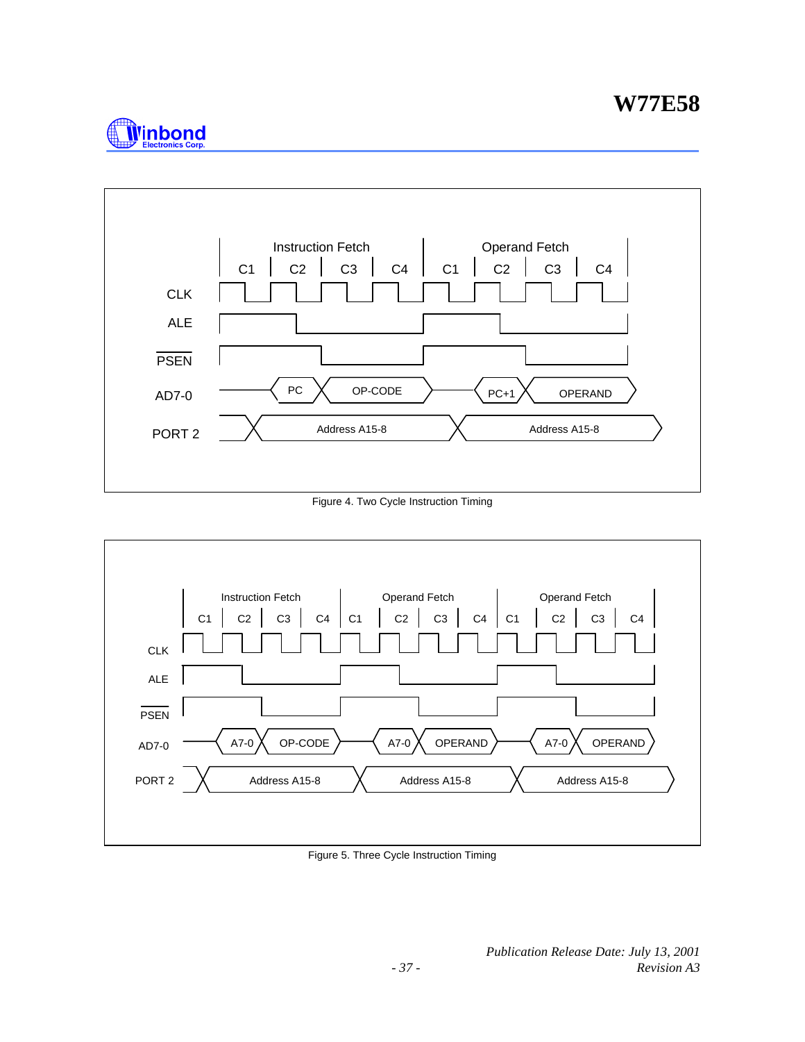Figure 4. Two Cycle Instruction Timing

Figure 5. Three Cycle Instruction Timing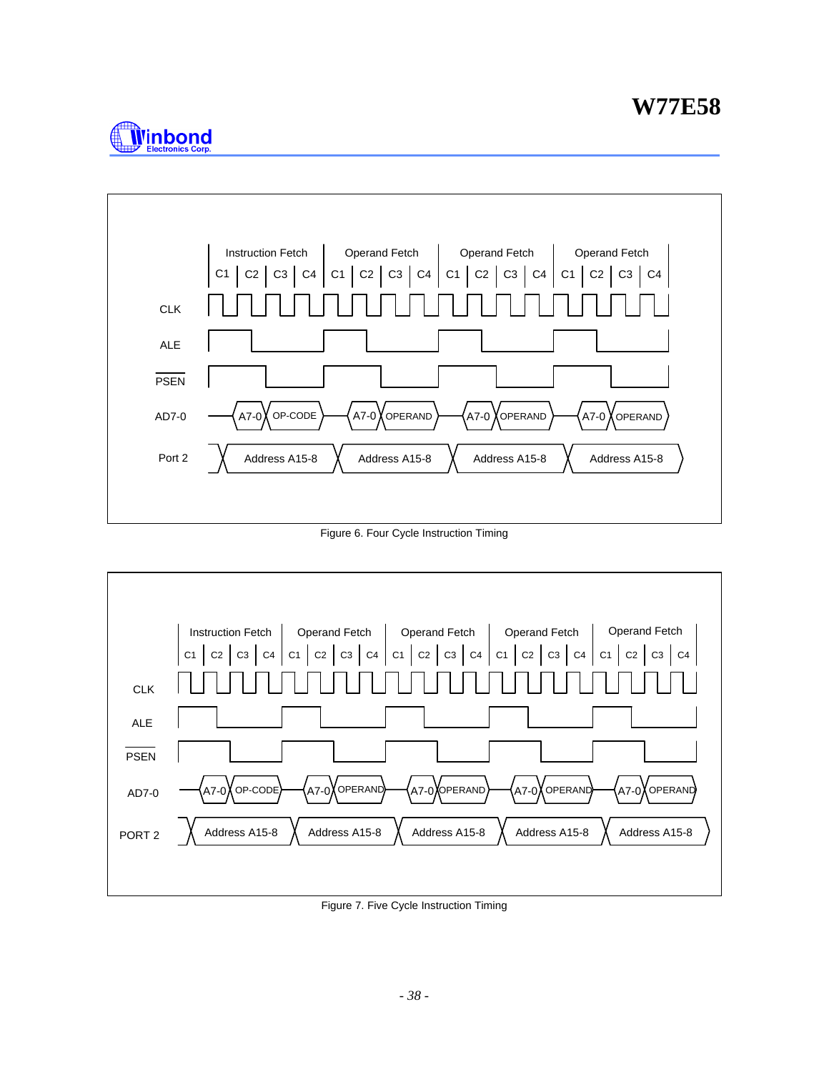Figure 6. Four Cycle Instruction Timing

Figure 7. Five Cycle Instruction Timing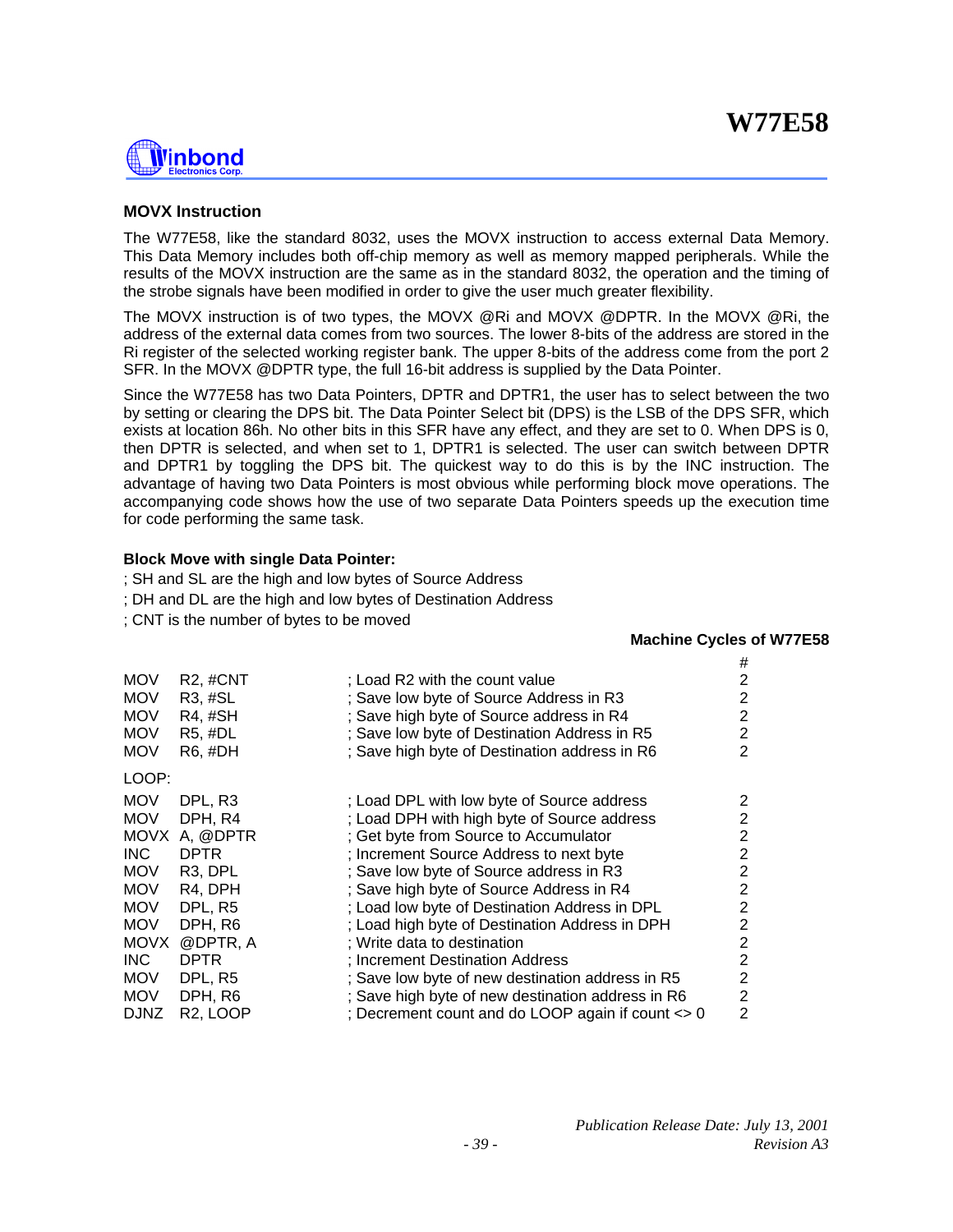### MOVX Instruction

The W77E58, like the standard 8032, uses the MOVX instruction to access external Data Memory. This Data Memory includes both off-chip memory as well as memory mapped peripherals. While the results of the MOVX instruction are the same as in the standard 8032, the operation and the timing of the strobe signals have been modified in order to give the user much greater flexibility.

The MOVX instruction is of two types, the MOVX @Ri and MOVX @DPTR. In the MOVX @Ri, the address of the external data comes from two sources. The lower 8-bits of the address are stored in the Ri register of the selected working register bank. The upper 8-bits of the address come from the port 2 SFR. In the MOVX @DPTR type, the full 16-bit address is supplied by the Data Pointer.

Since the W77E58 has two Data Pointers, DPTR and DPTR1, the user has to select between the two by setting or clearing the DPS bit. The Data Pointer Select bit (DPS) is the LSB of the DPS SFR, which exists at location 86h. No other bits in this SFR have any effect, and they are set to 0. When DPS is 0, then DPTR is selected, and when set to 1, DPTR1 is selected. The user can switch between DPTR and DPTR1 by toggling the DPS bit. The quickest way to do this is by the INC instruction. The advantage of having two Data Pointers is most obvious while performing block move operations. The accompanying code shows how the use of two separate Data Pointers speeds up the execution time for code performing the same task.

**Block Move with single Data Pointer:**

; SH and SL are the high and low bytes of Source Address

; DH and DL are the high and low bytes of Destination Address

; CNT is the number of bytes to be moved

**Machine Cycles of W77E58**

```
                                                                              #
MOV   R2, #CNT          ; Load R2 with the count value                        2
MOV   R3, #SL           ; Save low byte of Source Address in R3               2
MOV   R4, #SH           ; Save high byte of Source address in R4              2
MOV   R5, #DL           ; Save low byte of Destination Address in R5          2
MOV   R6, #DH           ; Save high byte of Destination address in R6         2

LOOP:
MOV   DPL, R3           ; Load DPL with low byte of Source address            2
MOV   DPH, R4           ; Load DPH with high byte of Source address           2
MOVX  A, @DPTR          ; Get byte from Source to Accumulator                 2
INC   DPTR              ; Increment Source Address to next byte               2
MOV   R3, DPL           ; Save low byte of Source address in R3               2
MOV   R4, DPH           ; Save high byte of Source Address in R4              2
MOV   DPL, R5           ; Load low byte of Destination Address in DPL         2
MOV   DPH, R6           ; Load high byte of Destination Address in DPH        2
MOVX  @DPTR, A          ; Write data to destination                           2
INC   DPTR              ; Increment Destination Address                       2
MOV   DPL, R5           ; Save low byte of new destination address in R5      2
MOV   DPH, R6           ; Save high byte of new destination address in R6     2
DJNZ  R2, LOOP          ; Decrement count and do LOOP again if count <> 0     2
```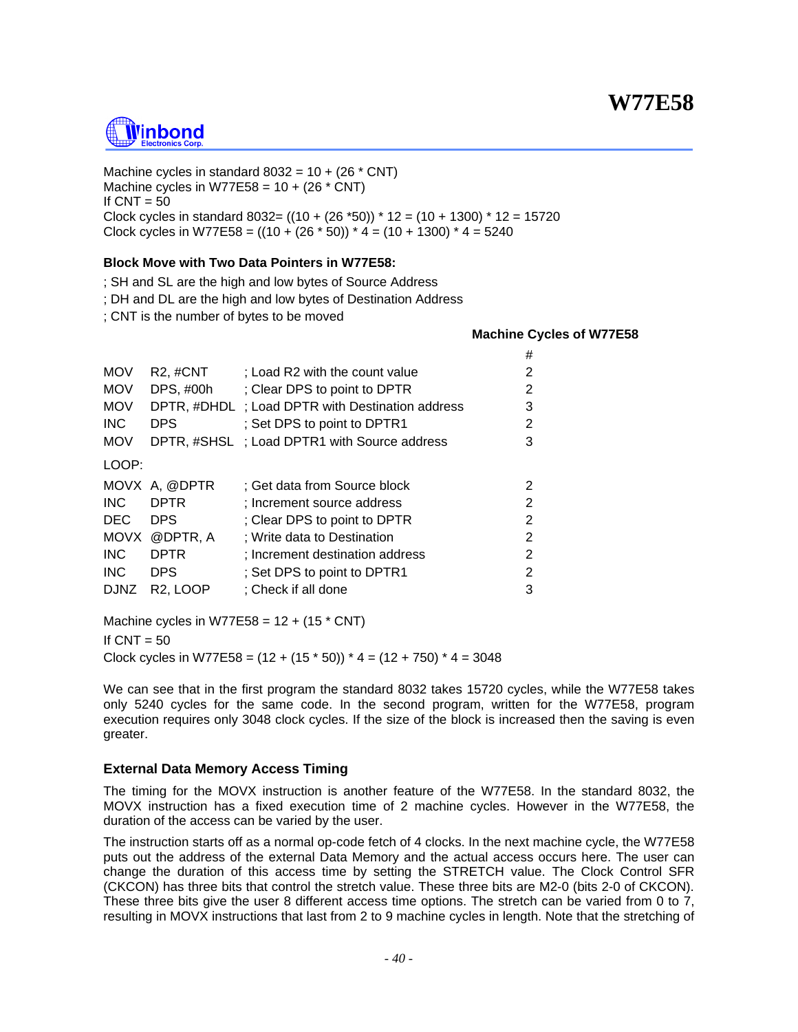Machine cycles in standard 8032 = 10 + (26 * CNT)
Machine cycles in W77E58 = 10 + (26 * CNT)
If CNT = 50
Clock cycles in standard 8032= ((10 + (26 *50)) * 12 = (10 + 1300) * 12 = 15720
Clock cycles in W77E58 = ((10 + (26 * 50)) * 4 = (10 + 1300) * 4 = 5240

**Block Move with Two Data Pointers in W77E58:**

; SH and SL are the high and low bytes of Source Address
; DH and DL are the high and low bytes of Destination Address
; CNT is the number of bytes to be moved

| | | | Machine Cycles of W77E58 # |
|---|---|---|---|
| MOV | R2, #CNT | ; Load R2 with the count value | 2 |
| MOV | DPS, #00h | ; Clear DPS to point to DPTR | 2 |
| MOV | DPTR, #DHDL | ; Load DPTR with Destination address | 3 |
| INC | DPS | ; Set DPS to point to DPTR1 | 2 |
| MOV | DPTR, #SHSL | ; Load DPTR1 with Source address | 3 |
| LOOP: | | | |
| MOVX | A, @DPTR | ; Get data from Source block | 2 |
| INC | DPTR | ; Increment source address | 2 |
| DEC | DPS | ; Clear DPS to point to DPTR | 2 |
| MOVX | @DPTR, A | ; Write data to Destination | 2 |
| INC | DPTR | ; Increment destination address | 2 |
| INC | DPS | ; Set DPS to point to DPTR1 | 2 |
| DJNZ | R2, LOOP | ; Check if all done | 3 |

Machine cycles in W77E58 = 12 + (15 * CNT)

If CNT = 50

Clock cycles in W77E58 = (12 + (15 * 50)) * 4 = (12 + 750) * 4 = 3048

We can see that in the first program the standard 8032 takes 15720 cycles, while the W77E58 takes only 5240 cycles for the same code. In the second program, written for the W77E58, program execution requires only 3048 clock cycles. If the size of the block is increased then the saving is even greater.

### External Data Memory Access Timing

The timing for the MOVX instruction is another feature of the W77E58. In the standard 8032, the MOVX instruction has a fixed execution time of 2 machine cycles. However in the W77E58, the duration of the access can be varied by the user.

The instruction starts off as a normal op-code fetch of 4 clocks. In the next machine cycle, the W77E58 puts out the address of the external Data Memory and the actual access occurs here. The user can change the duration of this access time by setting the STRETCH value. The Clock Control SFR (CKCON) has three bits that control the stretch value. These three bits are M2-0 (bits 2-0 of CKCON). These three bits give the user 8 different access time options. The stretch can be varied from 0 to 7, resulting in MOVX instructions that last from 2 to 9 machine cycles in length. Note that the stretching of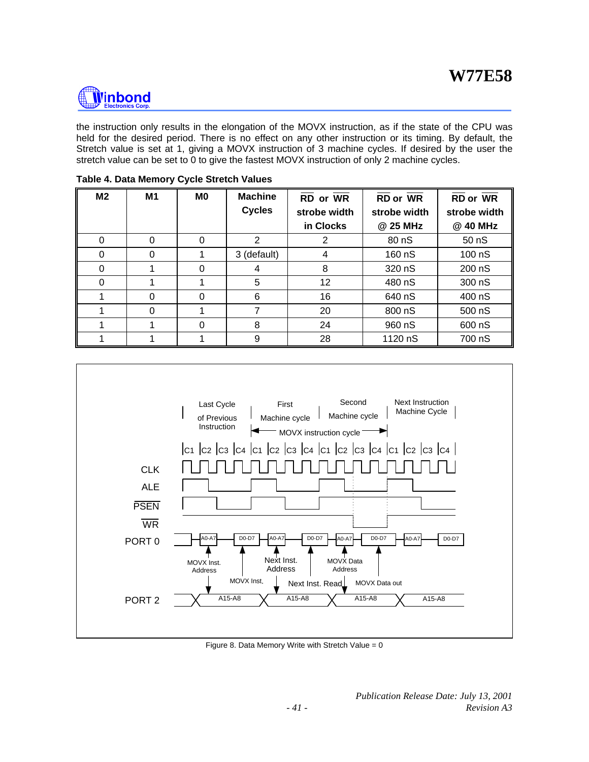the instruction only results in the elongation of the MOVX instruction, as if the state of the CPU was held for the desired period. There is no effect on any other instruction or its timing. By default, the Stretch value is set at 1, giving a MOVX instruction of 3 machine cycles. If desired by the user the stretch value can be set to 0 to give the fastest MOVX instruction of only 2 machine cycles.

**Table 4. Data Memory Cycle Stretch Values**

| M2 | M1 | M0 | Machine Cycles | $\overline{RD}$ or $\overline{WR}$ strobe width in Clocks | $\overline{RD}$ or $\overline{WR}$ strobe width @ 25 MHz | $\overline{RD}$ or $\overline{WR}$ strobe width @ 40 MHz |
|---|---|---|---|---|---|---|
| 0 | 0 | 0 | 2 | 2 | 80 nS | 50 nS |
| 0 | 0 | 1 | 3 (default) | 4 | 160 nS | 100 nS |
| 0 | 1 | 0 | 4 | 8 | 320 nS | 200 nS |
| 0 | 1 | 1 | 5 | 12 | 480 nS | 300 nS |
| 1 | 0 | 0 | 6 | 16 | 640 nS | 400 nS |
| 1 | 0 | 1 | 7 | 20 | 800 nS | 500 nS |
| 1 | 1 | 0 | 8 | 24 | 960 nS | 600 nS |
| 1 | 1 | 1 | 9 | 28 | 1120 nS | 700 nS |

Figure 8. Data Memory Write with Stretch Value = 0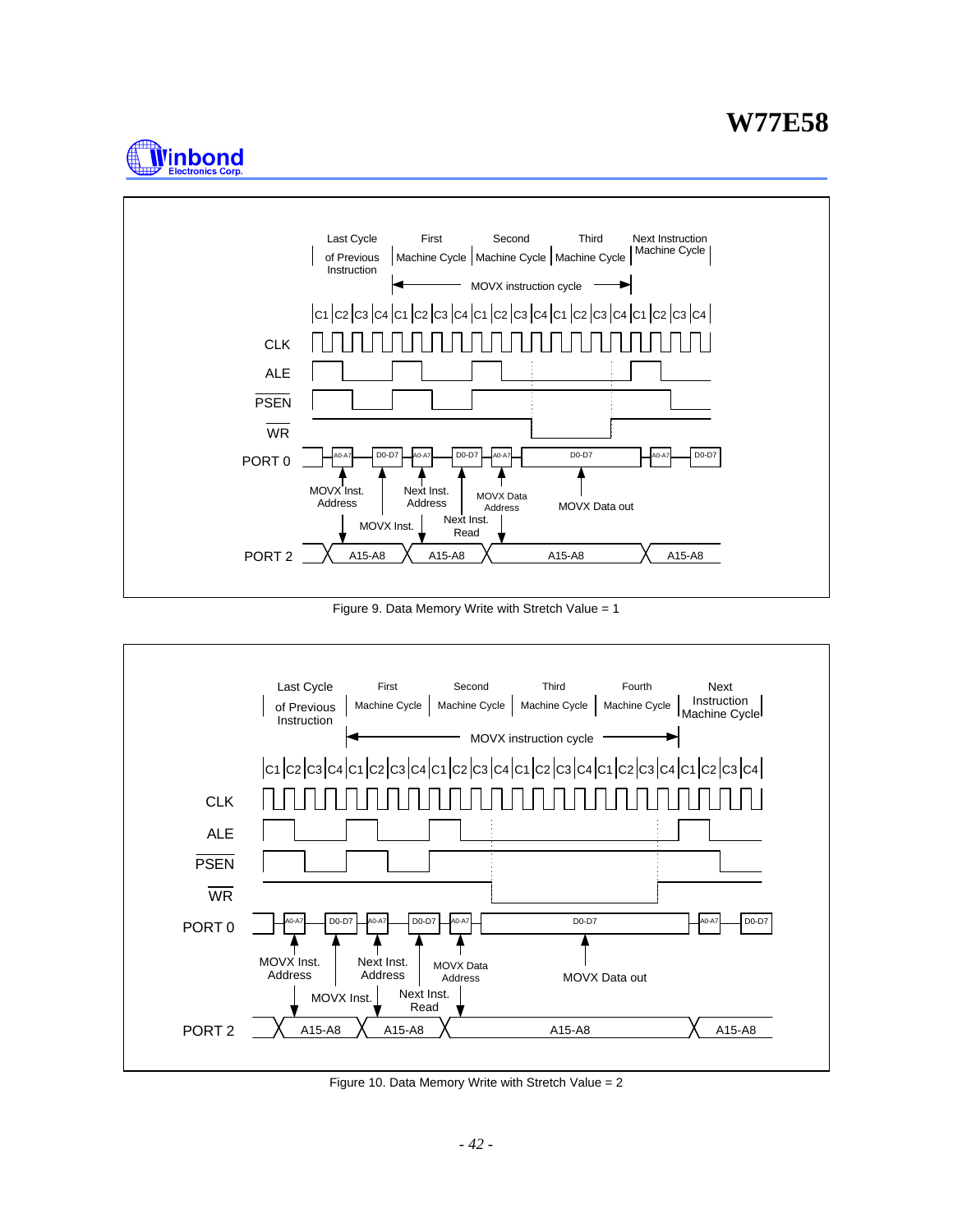Figure 9. Data Memory Write with Stretch Value = 1

Figure 10. Data Memory Write with Stretch Value = 2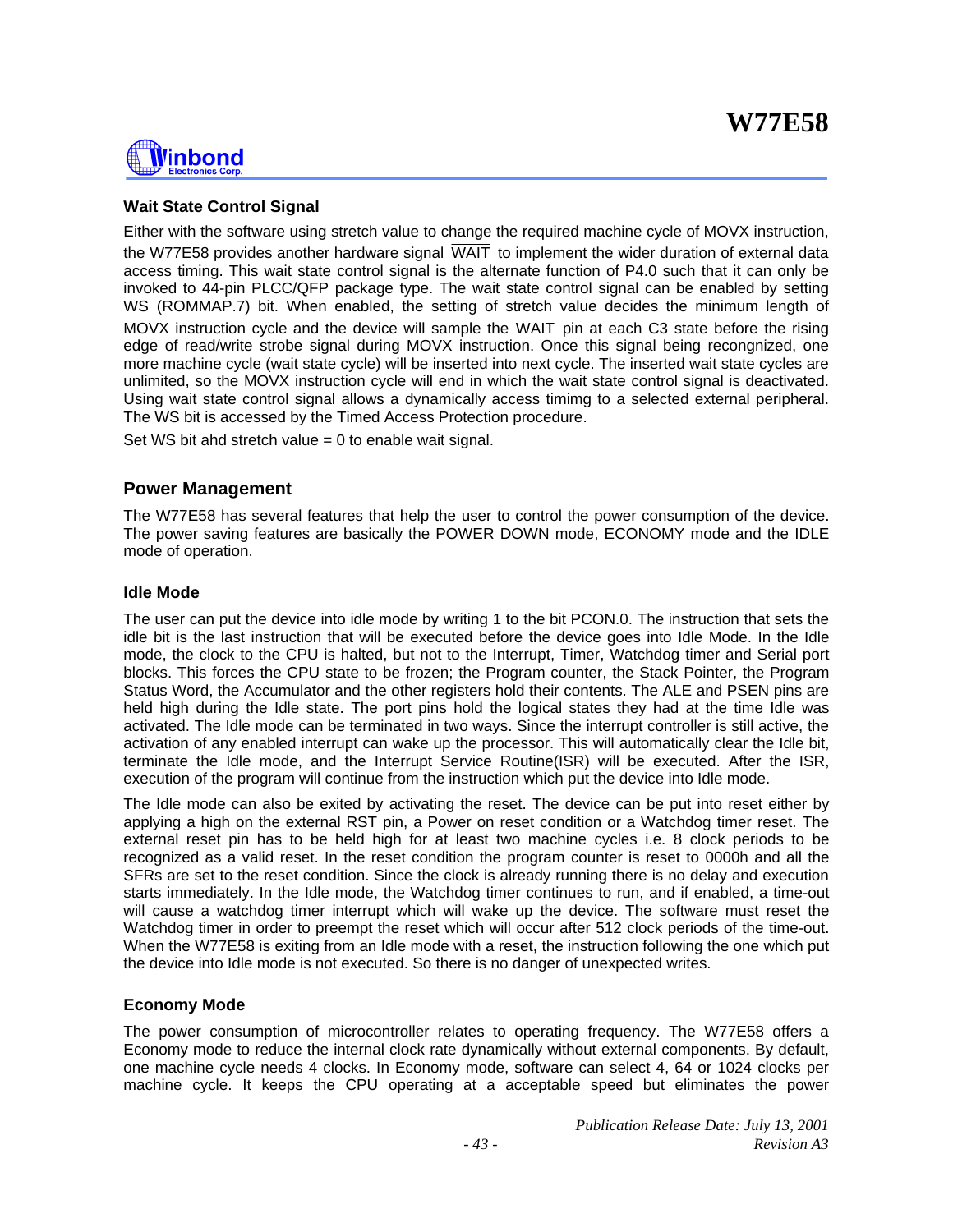### Wait State Control Signal

Either with the software using stretch value to change the required machine cycle of MOVX instruction, the W77E58 provides another hardware signal $\overline{\text{WAIT}}$ to implement the wider duration of external data access timing. This wait state control signal is the alternate function of P4.0 such that it can only be invoked to 44-pin PLCC/QFP package type. The wait state control signal can be enabled by setting WS (ROMMAP.7) bit. When enabled, the setting of stretch value decides the minimum length of MOVX instruction cycle and the device will sample the $\overline{\text{WAIT}}$ pin at each C3 state before the rising edge of read/write strobe signal during MOVX instruction. Once this signal being recongnized, one more machine cycle (wait state cycle) will be inserted into next cycle. The inserted wait state cycles are unlimited, so the MOVX instruction cycle will end in which the wait state control signal is deactivated. Using wait state control signal allows a dynamically access timimg to a selected external peripheral. The WS bit is accessed by the Timed Access Protection procedure.

Set WS bit ahd stretch value = 0 to enable wait signal.

## Power Management

The W77E58 has several features that help the user to control the power consumption of the device. The power saving features are basically the POWER DOWN mode, ECONOMY mode and the IDLE mode of operation.

### Idle Mode

The user can put the device into idle mode by writing 1 to the bit PCON.0. The instruction that sets the idle bit is the last instruction that will be executed before the device goes into Idle Mode. In the Idle mode, the clock to the CPU is halted, but not to the Interrupt, Timer, Watchdog timer and Serial port blocks. This forces the CPU state to be frozen; the Program counter, the Stack Pointer, the Program Status Word, the Accumulator and the other registers hold their contents. The ALE and PSEN pins are held high during the Idle state. The port pins hold the logical states they had at the time Idle was activated. The Idle mode can be terminated in two ways. Since the interrupt controller is still active, the activation of any enabled interrupt can wake up the processor. This will automatically clear the Idle bit, terminate the Idle mode, and the Interrupt Service Routine(ISR) will be executed. After the ISR, execution of the program will continue from the instruction which put the device into Idle mode.

The Idle mode can also be exited by activating the reset. The device can be put into reset either by applying a high on the external RST pin, a Power on reset condition or a Watchdog timer reset. The external reset pin has to be held high for at least two machine cycles i.e. 8 clock periods to be recognized as a valid reset. In the reset condition the program counter is reset to 0000h and all the SFRs are set to the reset condition. Since the clock is already running there is no delay and execution starts immediately. In the Idle mode, the Watchdog timer continues to run, and if enabled, a time-out will cause a watchdog timer interrupt which will wake up the device. The software must reset the Watchdog timer in order to preempt the reset which will occur after 512 clock periods of the time-out. When the W77E58 is exiting from an Idle mode with a reset, the instruction following the one which put the device into Idle mode is not executed. So there is no danger of unexpected writes.

### Economy Mode

The power consumption of microcontroller relates to operating frequency. The W77E58 offers a Economy mode to reduce the internal clock rate dynamically without external components. By default, one machine cycle needs 4 clocks. In Economy mode, software can select 4, 64 or 1024 clocks per machine cycle. It keeps the CPU operating at a acceptable speed but eliminates the power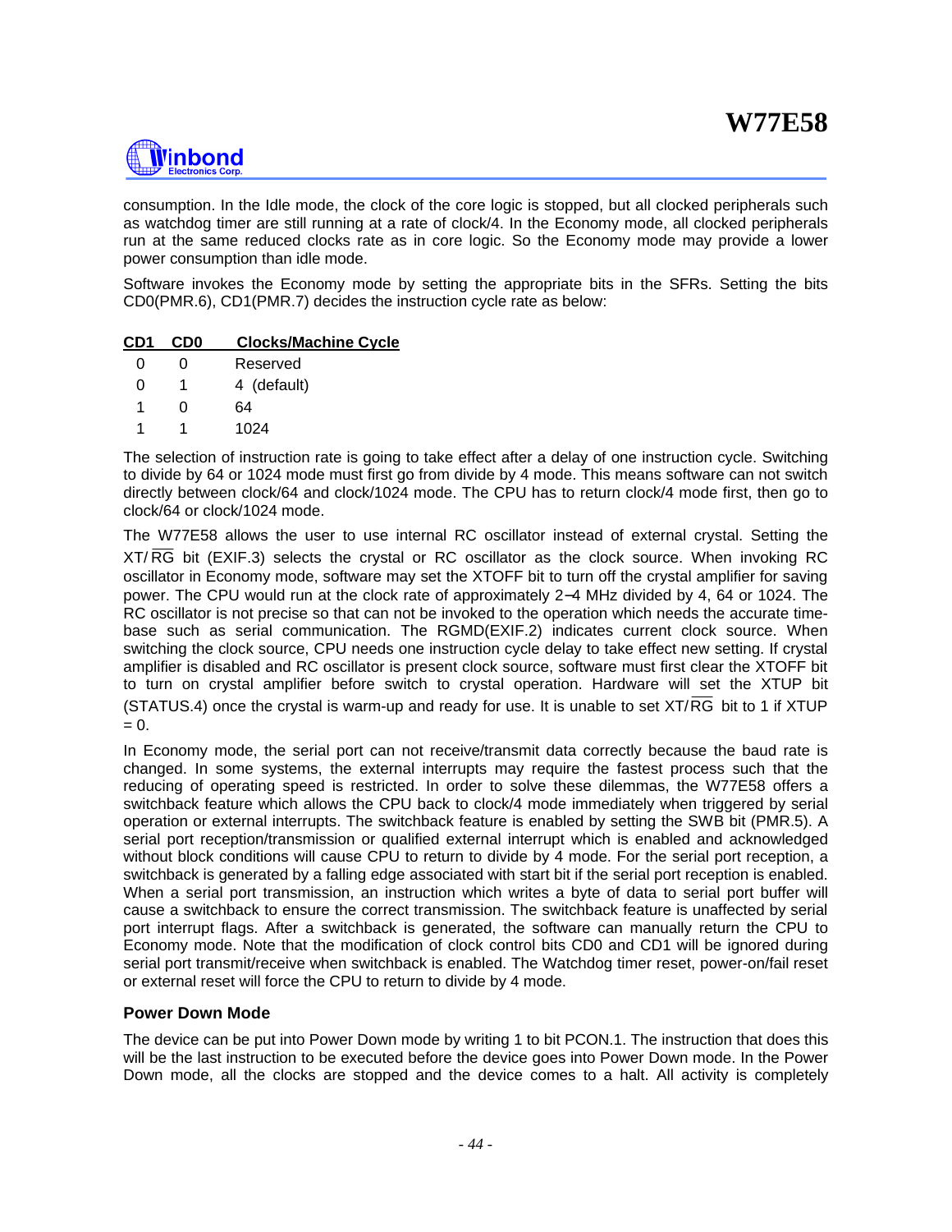consumption. In the Idle mode, the clock of the core logic is stopped, but all clocked peripherals such as watchdog timer are still running at a rate of clock/4. In the Economy mode, all clocked peripherals run at the same reduced clocks rate as in core logic. So the Economy mode may provide a lower power consumption than idle mode.

Software invokes the Economy mode by setting the appropriate bits in the SFRs. Setting the bits CD0(PMR.6), CD1(PMR.7) decides the instruction cycle rate as below:

| CD1 | CD0 | Clocks/Machine Cycle |
|---|---|---|
| 0 | 0 | Reserved |
| 0 | 1 | 4 (default) |
| 1 | 0 | 64 |
| 1 | 1 | 1024 |

The selection of instruction rate is going to take effect after a delay of one instruction cycle. Switching to divide by 64 or 1024 mode must first go from divide by 4 mode. This means software can not switch directly between clock/64 and clock/1024 mode. The CPU has to return clock/4 mode first, then go to clock/64 or clock/1024 mode.

The W77E58 allows the user to use internal RC oscillator instead of external crystal. Setting the XT/$\overline{\text{RG}}$ bit (EXIF.3) selects the crystal or RC oscillator as the clock source. When invoking RC oscillator in Economy mode, software may set the XTOFF bit to turn off the crystal amplifier for saving power. The CPU would run at the clock rate of approximately 2−4 MHz divided by 4, 64 or 1024. The RC oscillator is not precise so that can not be invoked to the operation which needs the accurate time-base such as serial communication. The RGMD(EXIF.2) indicates current clock source. When switching the clock source, CPU needs one instruction cycle delay to take effect new setting. If crystal amplifier is disabled and RC oscillator is present clock source, software must first clear the XTOFF bit to turn on crystal amplifier before switch to crystal operation. Hardware will set the XTUP bit (STATUS.4) once the crystal is warm-up and ready for use. It is unable to set XT/$\overline{\text{RG}}$ bit to 1 if XTUP = 0.

In Economy mode, the serial port can not receive/transmit data correctly because the baud rate is changed. In some systems, the external interrupts may require the fastest process such that the reducing of operating speed is restricted. In order to solve these dilemmas, the W77E58 offers a switchback feature which allows the CPU back to clock/4 mode immediately when triggered by serial operation or external interrupts. The switchback feature is enabled by setting the SWB bit (PMR.5). A serial port reception/transmission or qualified external interrupt which is enabled and acknowledged without block conditions will cause CPU to return to divide by 4 mode. For the serial port reception, a switchback is generated by a falling edge associated with start bit if the serial port reception is enabled. When a serial port transmission, an instruction which writes a byte of data to serial port buffer will cause a switchback to ensure the correct transmission. The switchback feature is unaffected by serial port interrupt flags. After a switchback is generated, the software can manually return the CPU to Economy mode. Note that the modification of clock control bits CD0 and CD1 will be ignored during serial port transmit/receive when switchback is enabled. The Watchdog timer reset, power-on/fail reset or external reset will force the CPU to return to divide by 4 mode.

### Power Down Mode

The device can be put into Power Down mode by writing 1 to bit PCON.1. The instruction that does this will be the last instruction to be executed before the device goes into Power Down mode. In the Power Down mode, all the clocks are stopped and the device comes to a halt. All activity is completely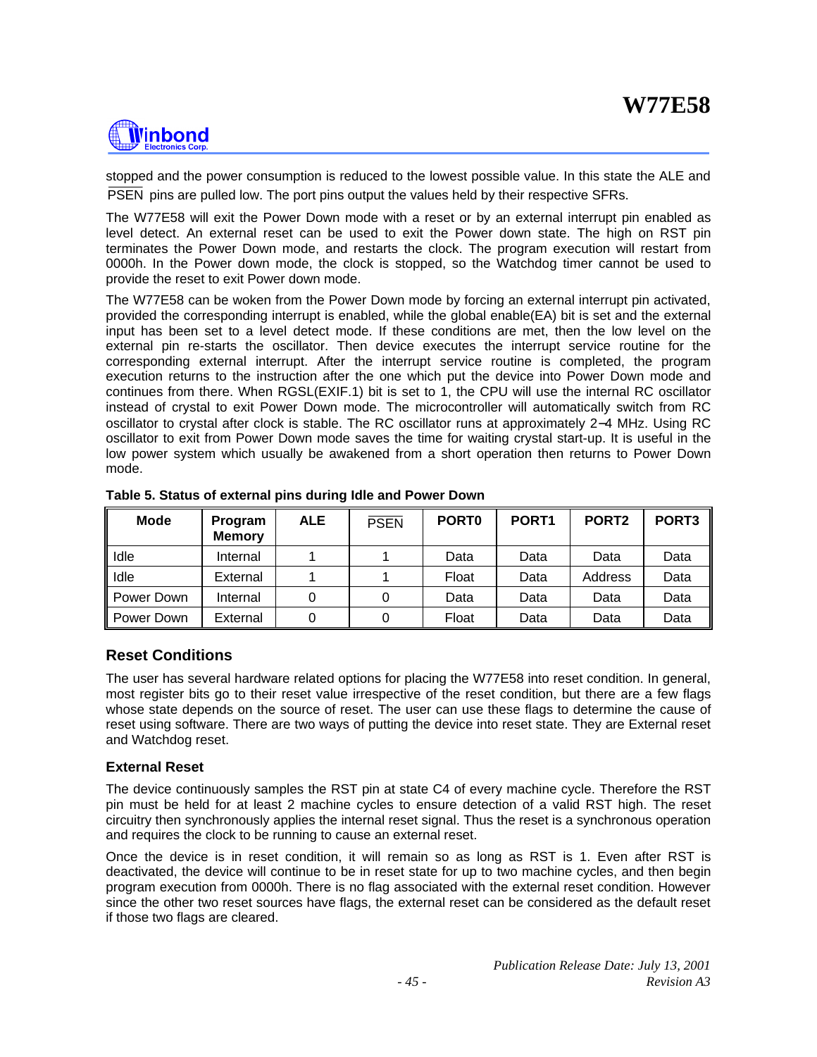stopped and the power consumption is reduced to the lowest possible value. In this state the ALE and PSEN pins are pulled low. The port pins output the values held by their respective SFRs.

The W77E58 will exit the Power Down mode with a reset or by an external interrupt pin enabled as level detect. An external reset can be used to exit the Power down state. The high on RST pin terminates the Power Down mode, and restarts the clock. The program execution will restart from 0000h. In the Power down mode, the clock is stopped, so the Watchdog timer cannot be used to provide the reset to exit Power down mode.

The W77E58 can be woken from the Power Down mode by forcing an external interrupt pin activated, provided the corresponding interrupt is enabled, while the global enable(EA) bit is set and the external input has been set to a level detect mode. If these conditions are met, then the low level on the external pin re-starts the oscillator. Then device executes the interrupt service routine for the corresponding external interrupt. After the interrupt service routine is completed, the program execution returns to the instruction after the one which put the device into Power Down mode and continues from there. When RGSL(EXIF.1) bit is set to 1, the CPU will use the internal RC oscillator instead of crystal to exit Power Down mode. The microcontroller will automatically switch from RC oscillator to crystal after clock is stable. The RC oscillator runs at approximately 2−4 MHz. Using RC oscillator to exit from Power Down mode saves the time for waiting crystal start-up. It is useful in the low power system which usually be awakened from a short operation then returns to Power Down mode.

**Table 5. Status of external pins during Idle and Power Down**

| Mode | Program Memory | ALE | PSEN | PORT0 | PORT1 | PORT2 | PORT3 |
|---|---|---|---|---|---|---|---|
| Idle | Internal | 1 | 1 | Data | Data | Data | Data |
| Idle | External | 1 | 1 | Float | Data | Address | Data |
| Power Down | Internal | 0 | 0 | Data | Data | Data | Data |
| Power Down | External | 0 | 0 | Float | Data | Data | Data |

## Reset Conditions

The user has several hardware related options for placing the W77E58 into reset condition. In general, most register bits go to their reset value irrespective of the reset condition, but there are a few flags whose state depends on the source of reset. The user can use these flags to determine the cause of reset using software. There are two ways of putting the device into reset state. They are External reset and Watchdog reset.

### External Reset

The device continuously samples the RST pin at state C4 of every machine cycle. Therefore the RST pin must be held for at least 2 machine cycles to ensure detection of a valid RST high. The reset circuitry then synchronously applies the internal reset signal. Thus the reset is a synchronous operation and requires the clock to be running to cause an external reset.

Once the device is in reset condition, it will remain so as long as RST is 1. Even after RST is deactivated, the device will continue to be in reset state for up to two machine cycles, and then begin program execution from 0000h. There is no flag associated with the external reset condition. However since the other two reset sources have flags, the external reset can be considered as the default reset if those two flags are cleared.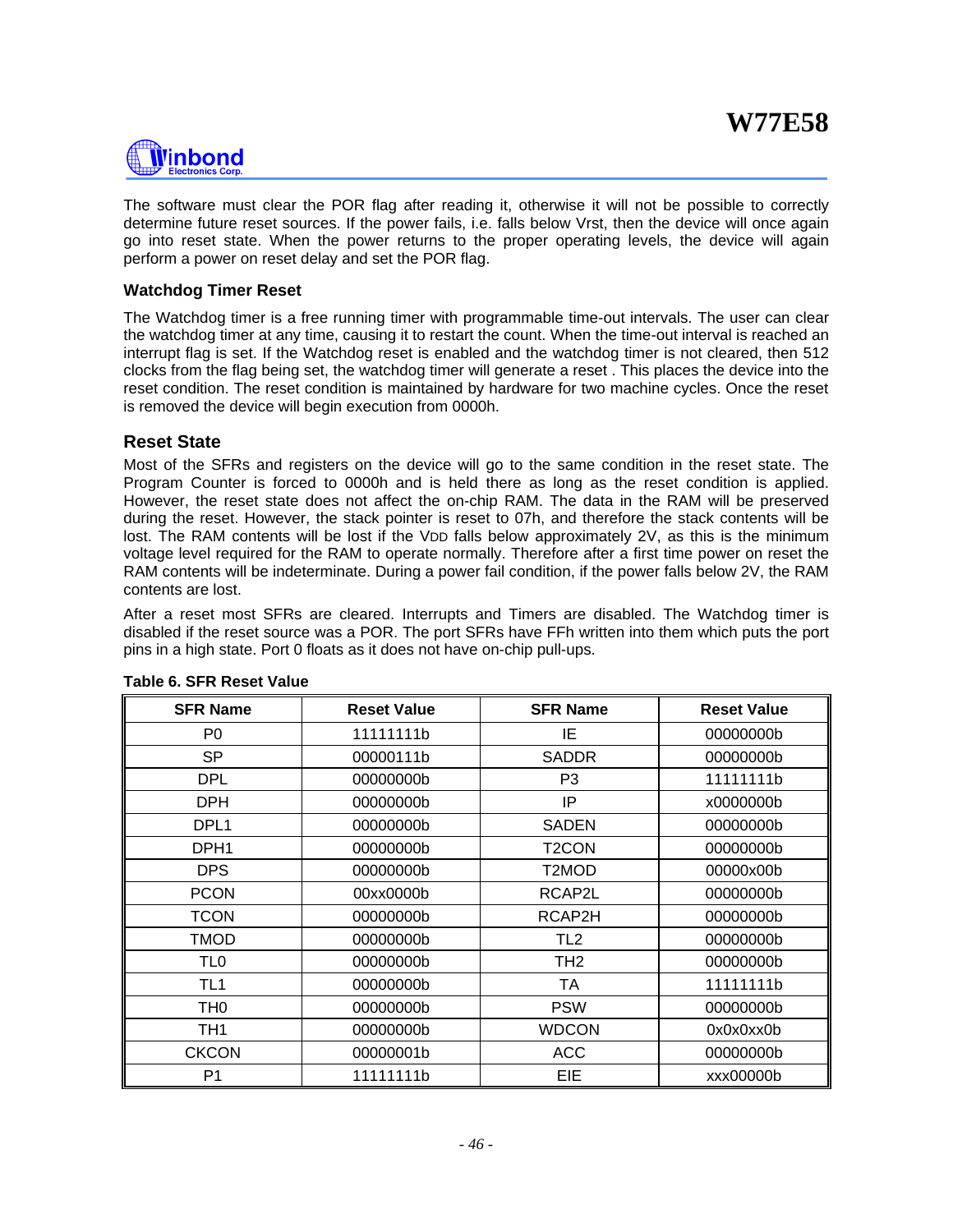The software must clear the POR flag after reading it, otherwise it will not be possible to correctly determine future reset sources. If the power fails, i.e. falls below Vrst, then the device will once again go into reset state. When the power returns to the proper operating levels, the device will again perform a power on reset delay and set the POR flag.

### Watchdog Timer Reset

The Watchdog timer is a free running timer with programmable time-out intervals. The user can clear the watchdog timer at any time, causing it to restart the count. When the time-out interval is reached an interrupt flag is set. If the Watchdog reset is enabled and the watchdog timer is not cleared, then 512 clocks from the flag being set, the watchdog timer will generate a reset . This places the device into the reset condition. The reset condition is maintained by hardware for two machine cycles. Once the reset is removed the device will begin execution from 0000h.

## Reset State

Most of the SFRs and registers on the device will go to the same condition in the reset state. The Program Counter is forced to 0000h and is held there as long as the reset condition is applied. However, the reset state does not affect the on-chip RAM. The data in the RAM will be preserved during the reset. However, the stack pointer is reset to 07h, and therefore the stack contents will be lost. The RAM contents will be lost if the $V_{DD}$ falls below approximately 2V, as this is the minimum voltage level required for the RAM to operate normally. Therefore after a first time power on reset the RAM contents will be indeterminate. During a power fail condition, if the power falls below 2V, the RAM contents are lost.

After a reset most SFRs are cleared. Interrupts and Timers are disabled. The Watchdog timer is disabled if the reset source was a POR. The port SFRs have FFh written into them which puts the port pins in a high state. Port 0 floats as it does not have on-chip pull-ups.

**Table 6. SFR Reset Value**

| SFR Name | Reset Value | SFR Name | Reset Value |
|---|---|---|---|
| P0 | 11111111b | IE | 00000000b |
| SP | 00000111b | SADDR | 00000000b |
| DPL | 00000000b | P3 | 11111111b |
| DPH | 00000000b | IP | x0000000b |
| DPL1 | 00000000b | SADEN | 00000000b |
| DPH1 | 00000000b | T2CON | 00000000b |
| DPS | 00000000b | T2MOD | 00000x00b |
| PCON | 00xx0000b | RCAP2L | 00000000b |
| TCON | 00000000b | RCAP2H | 00000000b |
| TMOD | 00000000b | TL2 | 00000000b |
| TL0 | 00000000b | TH2 | 00000000b |
| TL1 | 00000000b | TA | 11111111b |
| TH0 | 00000000b | PSW | 00000000b |
| TH1 | 00000000b | WDCON | 0x0x0xx0b |
| CKCON | 00000001b | ACC | 00000000b |
| P1 | 11111111b | EIE | xxx00000b |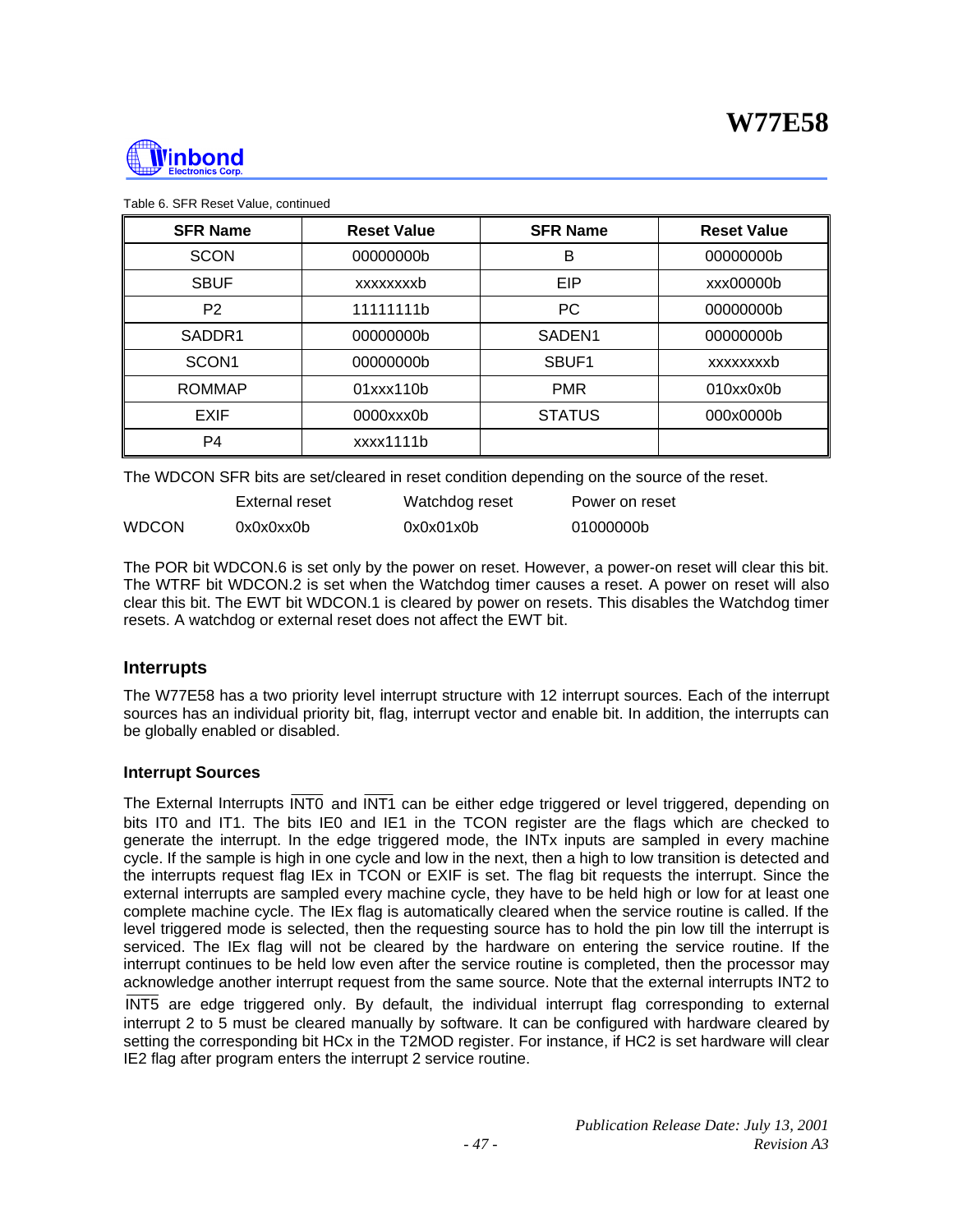Table 6. SFR Reset Value, continued

| SFR Name | Reset Value | SFR Name | Reset Value |
|---|---|---|---|
| SCON | 00000000b | B | 00000000b |
| SBUF | xxxxxxxxb | EIP | xxx00000b |
| P2 | 11111111b | PC | 00000000b |
| SADDR1 | 00000000b | SADEN1 | 00000000b |
| SCON1 | 00000000b | SBUF1 | xxxxxxxxb |
| ROMMAP | 01xxx110b | PMR | 010xx0x0b |
| EXIF | 0000xxx0b | STATUS | 000x0000b |
| P4 | xxxx1111b | | |

The WDCON SFR bits are set/cleared in reset condition depending on the source of the reset.

| | External reset | Watchdog reset | Power on reset |
|---|---|---|---|
| WDCON | 0x0x0xx0b | 0x0x01x0b | 01000000b |

The POR bit WDCON.6 is set only by the power on reset. However, a power-on reset will clear this bit. The WTRF bit WDCON.2 is set when the Watchdog timer causes a reset. A power on reset will also clear this bit. The EWT bit WDCON.1 is cleared by power on resets. This disables the Watchdog timer resets. A watchdog or external reset does not affect the EWT bit.

## Interrupts

The W77E58 has a two priority level interrupt structure with 12 interrupt sources. Each of the interrupt sources has an individual priority bit, flag, interrupt vector and enable bit. In addition, the interrupts can be globally enabled or disabled.

### Interrupt Sources

The External Interrupts $\overline{\text{INT0}}$ and $\overline{\text{INT1}}$ can be either edge triggered or level triggered, depending on bits IT0 and IT1. The bits IE0 and IE1 in the TCON register are the flags which are checked to generate the interrupt. In the edge triggered mode, the INTx inputs are sampled in every machine cycle. If the sample is high in one cycle and low in the next, then a high to low transition is detected and the interrupts request flag IEx in TCON or EXIF is set. The flag bit requests the interrupt. Since the external interrupts are sampled every machine cycle, they have to be held high or low for at least one complete machine cycle. The IEx flag is automatically cleared when the service routine is called. If the level triggered mode is selected, then the requesting source has to hold the pin low till the interrupt is serviced. The IEx flag will not be cleared by the hardware on entering the service routine. If the interrupt continues to be held low even after the service routine is completed, then the processor may acknowledge another interrupt request from the same source. Note that the external interrupts INT2 to $\overline{\text{INT5}}$ are edge triggered only. By default, the individual interrupt flag corresponding to external interrupt 2 to 5 must be cleared manually by software. It can be configured with hardware cleared by setting the corresponding bit HCx in the T2MOD register. For instance, if HC2 is set hardware will clear IE2 flag after program enters the interrupt 2 service routine.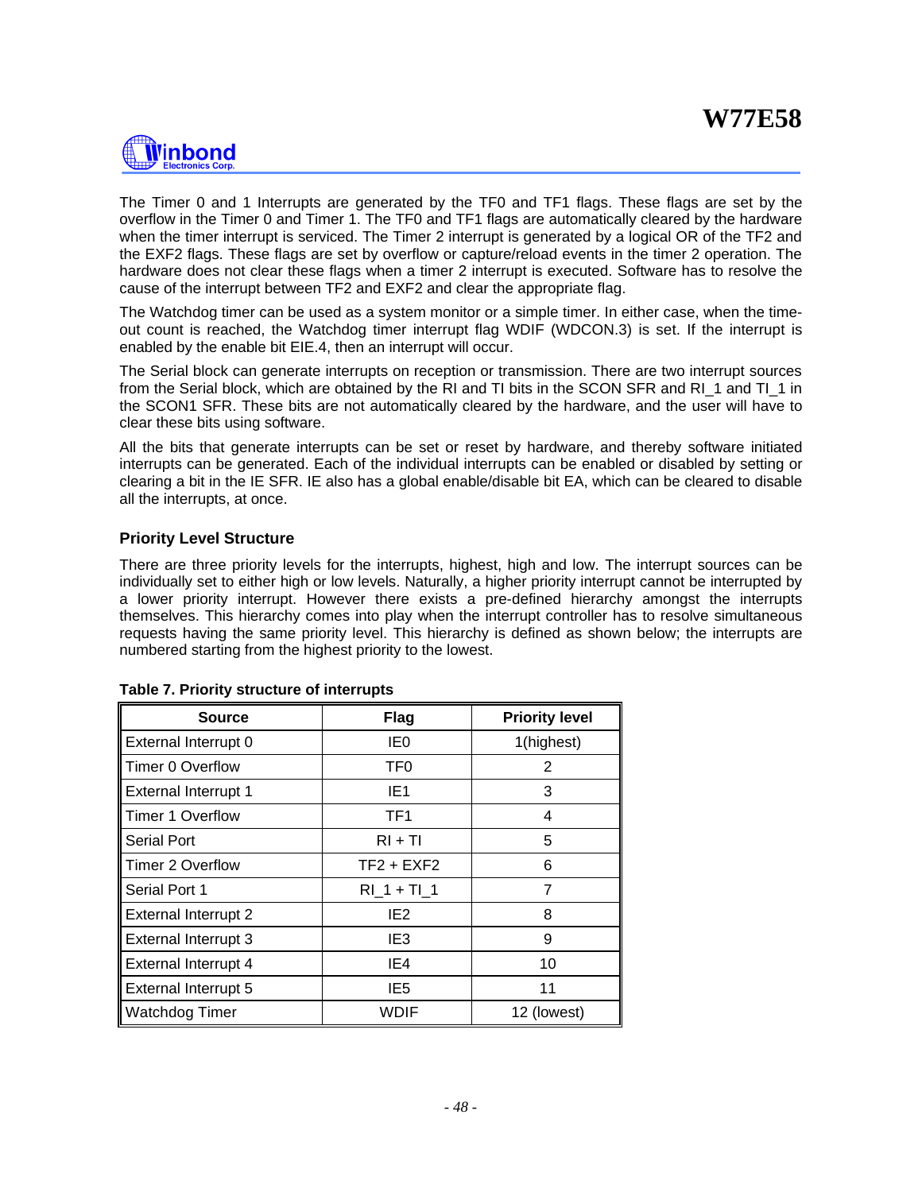The Timer 0 and 1 Interrupts are generated by the TF0 and TF1 flags. These flags are set by the overflow in the Timer 0 and Timer 1. The TF0 and TF1 flags are automatically cleared by the hardware when the timer interrupt is serviced. The Timer 2 interrupt is generated by a logical OR of the TF2 and the EXF2 flags. These flags are set by overflow or capture/reload events in the timer 2 operation. The hardware does not clear these flags when a timer 2 interrupt is executed. Software has to resolve the cause of the interrupt between TF2 and EXF2 and clear the appropriate flag.

The Watchdog timer can be used as a system monitor or a simple timer. In either case, when the time-out count is reached, the Watchdog timer interrupt flag WDIF (WDCON.3) is set. If the interrupt is enabled by the enable bit EIE.4, then an interrupt will occur.

The Serial block can generate interrupts on reception or transmission. There are two interrupt sources from the Serial block, which are obtained by the RI and TI bits in the SCON SFR and RI_1 and TI_1 in the SCON1 SFR. These bits are not automatically cleared by the hardware, and the user will have to clear these bits using software.

All the bits that generate interrupts can be set or reset by hardware, and thereby software initiated interrupts can be generated. Each of the individual interrupts can be enabled or disabled by setting or clearing a bit in the IE SFR. IE also has a global enable/disable bit EA, which can be cleared to disable all the interrupts, at once.

### Priority Level Structure

There are three priority levels for the interrupts, highest, high and low. The interrupt sources can be individually set to either high or low levels. Naturally, a higher priority interrupt cannot be interrupted by a lower priority interrupt. However there exists a pre-defined hierarchy amongst the interrupts themselves. This hierarchy comes into play when the interrupt controller has to resolve simultaneous requests having the same priority level. This hierarchy is defined as shown below; the interrupts are numbered starting from the highest priority to the lowest.

**Table 7. Priority structure of interrupts**

| Source | Flag | Priority level |
|---|---|---|
| External Interrupt 0 | IE0 | 1(highest) |
| Timer 0 Overflow | TF0 | 2 |
| External Interrupt 1 | IE1 | 3 |
| Timer 1 Overflow | TF1 | 4 |
| Serial Port | RI + TI | 5 |
| Timer 2 Overflow | TF2 + EXF2 | 6 |
| Serial Port 1 | RI_1 + TI_1 | 7 |
| External Interrupt 2 | IE2 | 8 |
| External Interrupt 3 | IE3 | 9 |
| External Interrupt 4 | IE4 | 10 |
| External Interrupt 5 | IE5 | 11 |
| Watchdog Timer | WDIF | 12 (lowest) |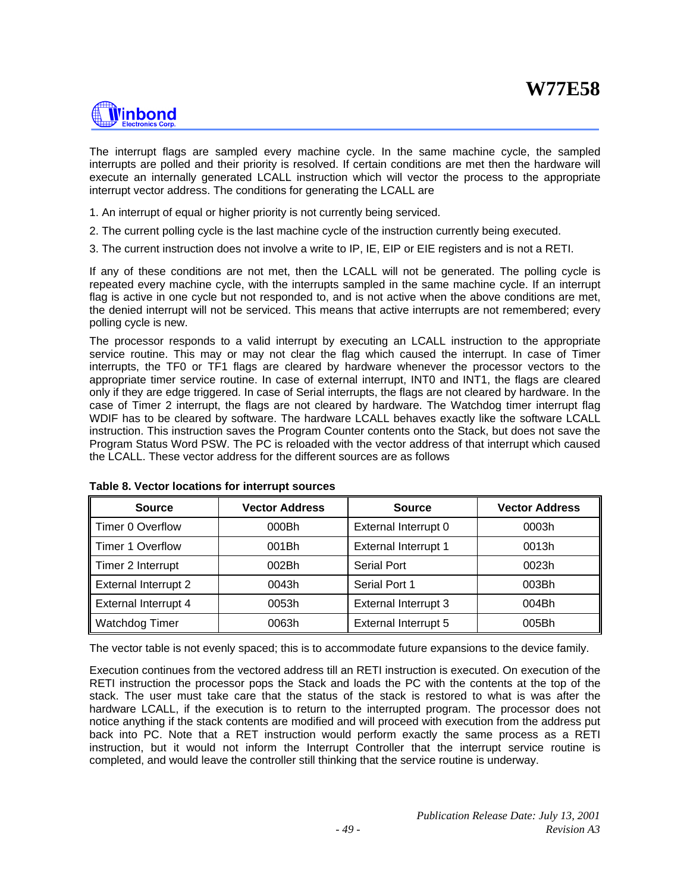The interrupt flags are sampled every machine cycle. In the same machine cycle, the sampled interrupts are polled and their priority is resolved. If certain conditions are met then the hardware will execute an internally generated LCALL instruction which will vector the process to the appropriate interrupt vector address. The conditions for generating the LCALL are

1. An interrupt of equal or higher priority is not currently being serviced.
2. The current polling cycle is the last machine cycle of the instruction currently being executed.
3. The current instruction does not involve a write to IP, IE, EIP or EIE registers and is not a RETI.

If any of these conditions are not met, then the LCALL will not be generated. The polling cycle is repeated every machine cycle, with the interrupts sampled in the same machine cycle. If an interrupt flag is active in one cycle but not responded to, and is not active when the above conditions are met, the denied interrupt will not be serviced. This means that active interrupts are not remembered; every polling cycle is new.

The processor responds to a valid interrupt by executing an LCALL instruction to the appropriate service routine. This may or may not clear the flag which caused the interrupt. In case of Timer interrupts, the TF0 or TF1 flags are cleared by hardware whenever the processor vectors to the appropriate timer service routine. In case of external interrupt, INT0 and INT1, the flags are cleared only if they are edge triggered. In case of Serial interrupts, the flags are not cleared by hardware. In the case of Timer 2 interrupt, the flags are not cleared by hardware. The Watchdog timer interrupt flag WDIF has to be cleared by software. The hardware LCALL behaves exactly like the software LCALL instruction. This instruction saves the Program Counter contents onto the Stack, but does not save the Program Status Word PSW. The PC is reloaded with the vector address of that interrupt which caused the LCALL. These vector address for the different sources are as follows

**Table 8. Vector locations for interrupt sources**

| Source | Vector Address | Source | Vector Address |
|---|---|---|---|
| Timer 0 Overflow | 000Bh | External Interrupt 0 | 0003h |
| Timer 1 Overflow | 001Bh | External Interrupt 1 | 0013h |
| Timer 2 Interrupt | 002Bh | Serial Port | 0023h |
| External Interrupt 2 | 0043h | Serial Port 1 | 003Bh |
| External Interrupt 4 | 0053h | External Interrupt 3 | 004Bh |
| Watchdog Timer | 0063h | External Interrupt 5 | 005Bh |

The vector table is not evenly spaced; this is to accommodate future expansions to the device family.

Execution continues from the vectored address till an RETI instruction is executed. On execution of the RETI instruction the processor pops the Stack and loads the PC with the contents at the top of the stack. The user must take care that the status of the stack is restored to what is was after the hardware LCALL, if the execution is to return to the interrupted program. The processor does not notice anything if the stack contents are modified and will proceed with execution from the address put back into PC. Note that a RET instruction would perform exactly the same process as a RETI instruction, but it would not inform the Interrupt Controller that the interrupt service routine is completed, and would leave the controller still thinking that the service routine is underway.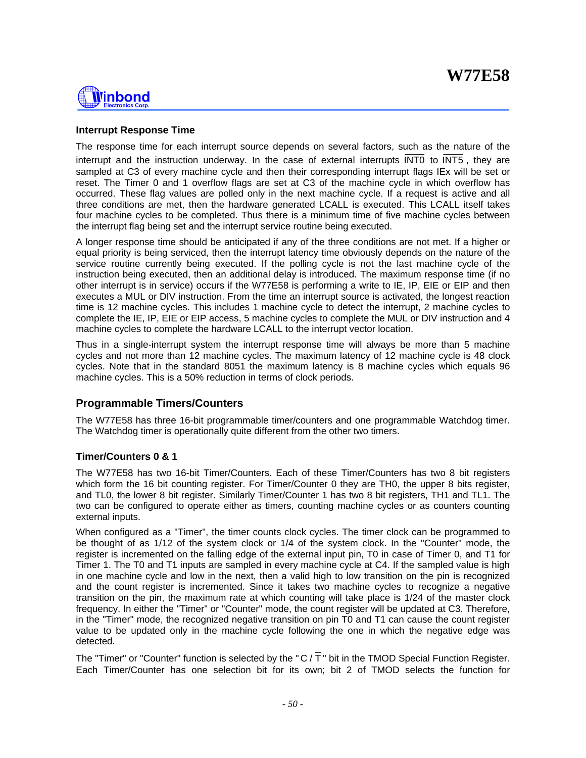#### Interrupt Response Time

The response time for each interrupt source depends on several factors, such as the nature of the interrupt and the instruction underway. In the case of external interrupts $\overline{\text{INT0}}$ to $\overline{\text{INT5}}$, they are sampled at C3 of every machine cycle and then their corresponding interrupt flags IEx will be set or reset. The Timer 0 and 1 overflow flags are set at C3 of the machine cycle in which overflow has occurred. These flag values are polled only in the next machine cycle. If a request is active and all three conditions are met, then the hardware generated LCALL is executed. This LCALL itself takes four machine cycles to be completed. Thus there is a minimum time of five machine cycles between the interrupt flag being set and the interrupt service routine being executed.

A longer response time should be anticipated if any of the three conditions are not met. If a higher or equal priority is being serviced, then the interrupt latency time obviously depends on the nature of the service routine currently being executed. If the polling cycle is not the last machine cycle of the instruction being executed, then an additional delay is introduced. The maximum response time (if no other interrupt is in service) occurs if the W77E58 is performing a write to IE, IP, EIE or EIP and then executes a MUL or DIV instruction. From the time an interrupt source is activated, the longest reaction time is 12 machine cycles. This includes 1 machine cycle to detect the interrupt, 2 machine cycles to complete the IE, IP, EIE or EIP access, 5 machine cycles to complete the MUL or DIV instruction and 4 machine cycles to complete the hardware LCALL to the interrupt vector location.

Thus in a single-interrupt system the interrupt response time will always be more than 5 machine cycles and not more than 12 machine cycles. The maximum latency of 12 machine cycle is 48 clock cycles. Note that in the standard 8051 the maximum latency is 8 machine cycles which equals 96 machine cycles. This is a 50% reduction in terms of clock periods.

### Programmable Timers/Counters

The W77E58 has three 16-bit programmable timer/counters and one programmable Watchdog timer. The Watchdog timer is operationally quite different from the other two timers.

#### Timer/Counters 0 & 1

The W77E58 has two 16-bit Timer/Counters. Each of these Timer/Counters has two 8 bit registers which form the 16 bit counting register. For Timer/Counter 0 they are TH0, the upper 8 bits register, and TL0, the lower 8 bit register. Similarly Timer/Counter 1 has two 8 bit registers, TH1 and TL1. The two can be configured to operate either as timers, counting machine cycles or as counters counting external inputs.

When configured as a "Timer", the timer counts clock cycles. The timer clock can be programmed to be thought of as 1/12 of the system clock or 1/4 of the system clock. In the "Counter" mode, the register is incremented on the falling edge of the external input pin, T0 in case of Timer 0, and T1 for Timer 1. The T0 and T1 inputs are sampled in every machine cycle at C4. If the sampled value is high in one machine cycle and low in the next, then a valid high to low transition on the pin is recognized and the count register is incremented. Since it takes two machine cycles to recognize a negative transition on the pin, the maximum rate at which counting will take place is 1/24 of the master clock frequency. In either the "Timer" or "Counter" mode, the count register will be updated at C3. Therefore, in the "Timer" mode, the recognized negative transition on pin T0 and T1 can cause the count register value to be updated only in the machine cycle following the one in which the negative edge was detected.

The "Timer" or "Counter" function is selected by the "$C/\overline{T}$" bit in the TMOD Special Function Register. Each Timer/Counter has one selection bit for its own; bit 2 of TMOD selects the function for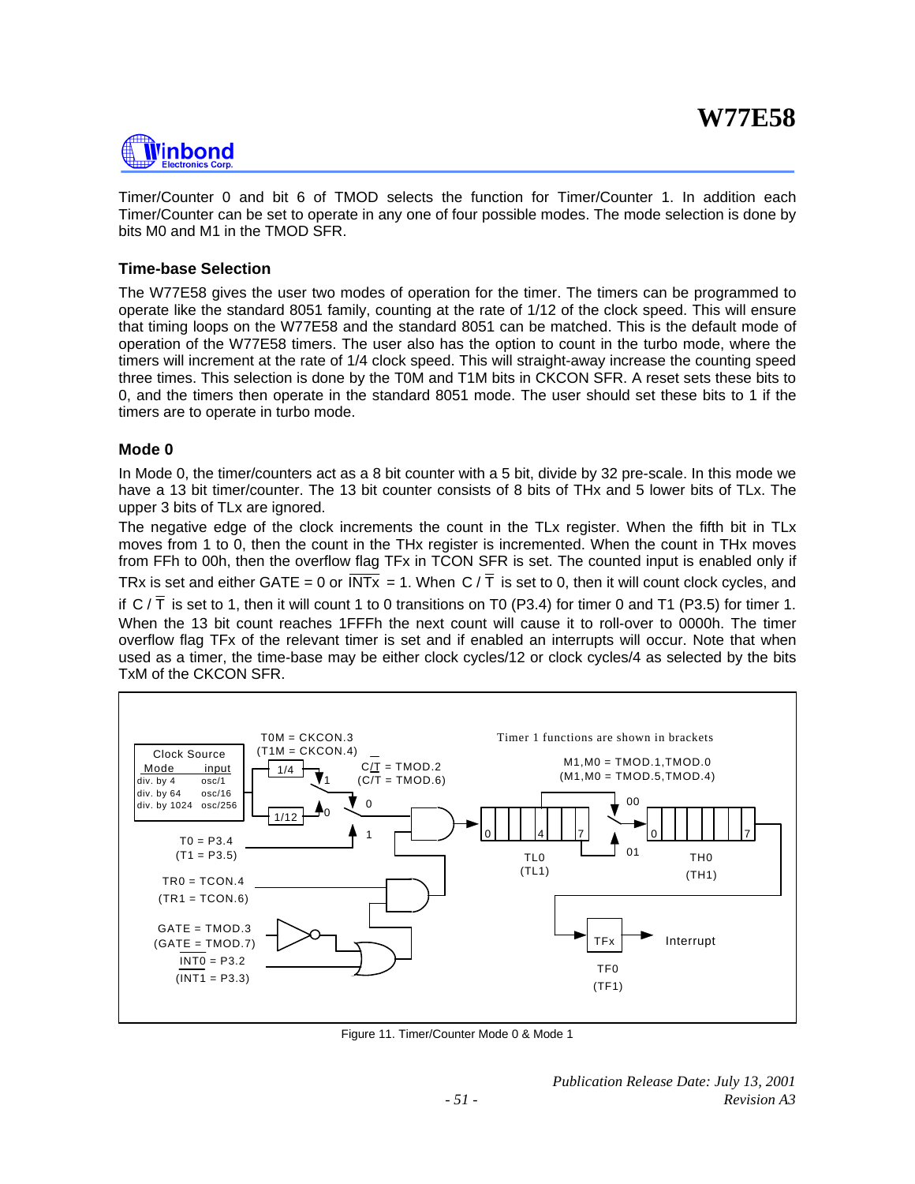Timer/Counter 0 and bit 6 of TMOD selects the function for Timer/Counter 1. In addition each Timer/Counter can be set to operate in any one of four possible modes. The mode selection is done by bits M0 and M1 in the TMOD SFR.

### Time-base Selection

The W77E58 gives the user two modes of operation for the timer. The timers can be programmed to operate like the standard 8051 family, counting at the rate of 1/12 of the clock speed. This will ensure that timing loops on the W77E58 and the standard 8051 can be matched. This is the default mode of operation of the W77E58 timers. The user also has the option to count in the turbo mode, where the timers will increment at the rate of 1/4 clock speed. This will straight-away increase the counting speed three times. This selection is done by the T0M and T1M bits in CKCON SFR. A reset sets these bits to 0, and the timers then operate in the standard 8051 mode. The user should set these bits to 1 if the timers are to operate in turbo mode.

### Mode 0

In Mode 0, the timer/counters act as a 8 bit counter with a 5 bit, divide by 32 pre-scale. In this mode we have a 13 bit timer/counter. The 13 bit counter consists of 8 bits of THx and 5 lower bits of TLx. The upper 3 bits of TLx are ignored.

The negative edge of the clock increments the count in the TLx register. When the fifth bit in TLx moves from 1 to 0, then the count in the THx register is incremented. When the count in THx moves from FFh to 00h, then the overflow flag TFx in TCON SFR is set. The counted input is enabled only if TRx is set and either GATE = 0 or $\overline{\text{INTx}}$ = 1. When C / $\overline{\text{T}}$ is set to 0, then it will count clock cycles, and if C / $\overline{\text{T}}$ is set to 1, then it will count 1 to 0 transitions on T0 (P3.4) for timer 0 and T1 (P3.5) for timer 1. When the 13 bit count reaches 1FFFh the next count will cause it to roll-over to 0000h. The timer overflow flag TFx of the relevant timer is set and if enabled an interrupts will occur. Note that when used as a timer, the time-base may be either clock cycles/12 or clock cycles/4 as selected by the bits TxM of the CKCON SFR.

Figure 11. Timer/Counter Mode 0 & Mode 1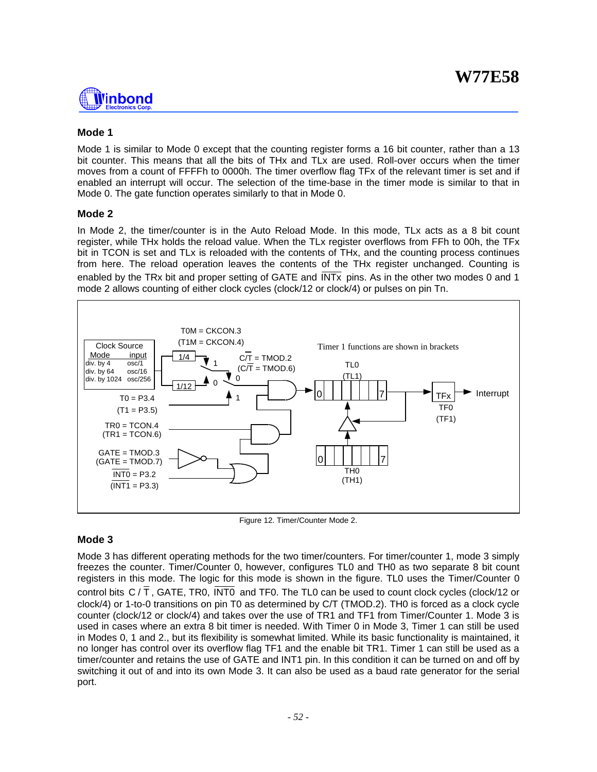## Mode 1

Mode 1 is similar to Mode 0 except that the counting register forms a 16 bit counter, rather than a 13 bit counter. This means that all the bits of THx and TLx are used. Roll-over occurs when the timer moves from a count of FFFFh to 0000h. The timer overflow flag TFx of the relevant timer is set and if enabled an interrupt will occur. The selection of the time-base in the timer mode is similar to that in Mode 0. The gate function operates similarly to that in Mode 0.

## Mode 2

In Mode 2, the timer/counter is in the Auto Reload Mode. In this mode, TLx acts as a 8 bit count register, while THx holds the reload value. When the TLx register overflows from FFh to 00h, the TFx bit in TCON is set and TLx is reloaded with the contents of THx, and the counting process continues from here. The reload operation leaves the contents of the THx register unchanged. Counting is enabled by the TRx bit and proper setting of GATE and $\overline{\text{INTx}}$ pins. As in the other two modes 0 and 1 mode 2 allows counting of either clock cycles (clock/12 or clock/4) or pulses on pin Tn.

Figure 12. Timer/Counter Mode 2.

## Mode 3

Mode 3 has different operating methods for the two timer/counters. For timer/counter 1, mode 3 simply freezes the counter. Timer/Counter 0, however, configures TL0 and TH0 as two separate 8 bit count registers in this mode. The logic for this mode is shown in the figure. TL0 uses the Timer/Counter 0 control bits $C/\overline{T}$, GATE, TR0, $\overline{\text{INT0}}$ and TF0. The TL0 can be used to count clock cycles (clock/12 or clock/4) or 1-to-0 transitions on pin T0 as determined by C/T (TMOD.2). TH0 is forced as a clock cycle counter (clock/12 or clock/4) and takes over the use of TR1 and TF1 from Timer/Counter 1. Mode 3 is used in cases where an extra 8 bit timer is needed. With Timer 0 in Mode 3, Timer 1 can still be used in Modes 0, 1 and 2., but its flexibility is somewhat limited. While its basic functionality is maintained, it no longer has control over its overflow flag TF1 and the enable bit TR1. Timer 1 can still be used as a timer/counter and retains the use of GATE and INT1 pin. In this condition it can be turned on and off by switching it out of and into its own Mode 3. It can also be used as a baud rate generator for the serial port.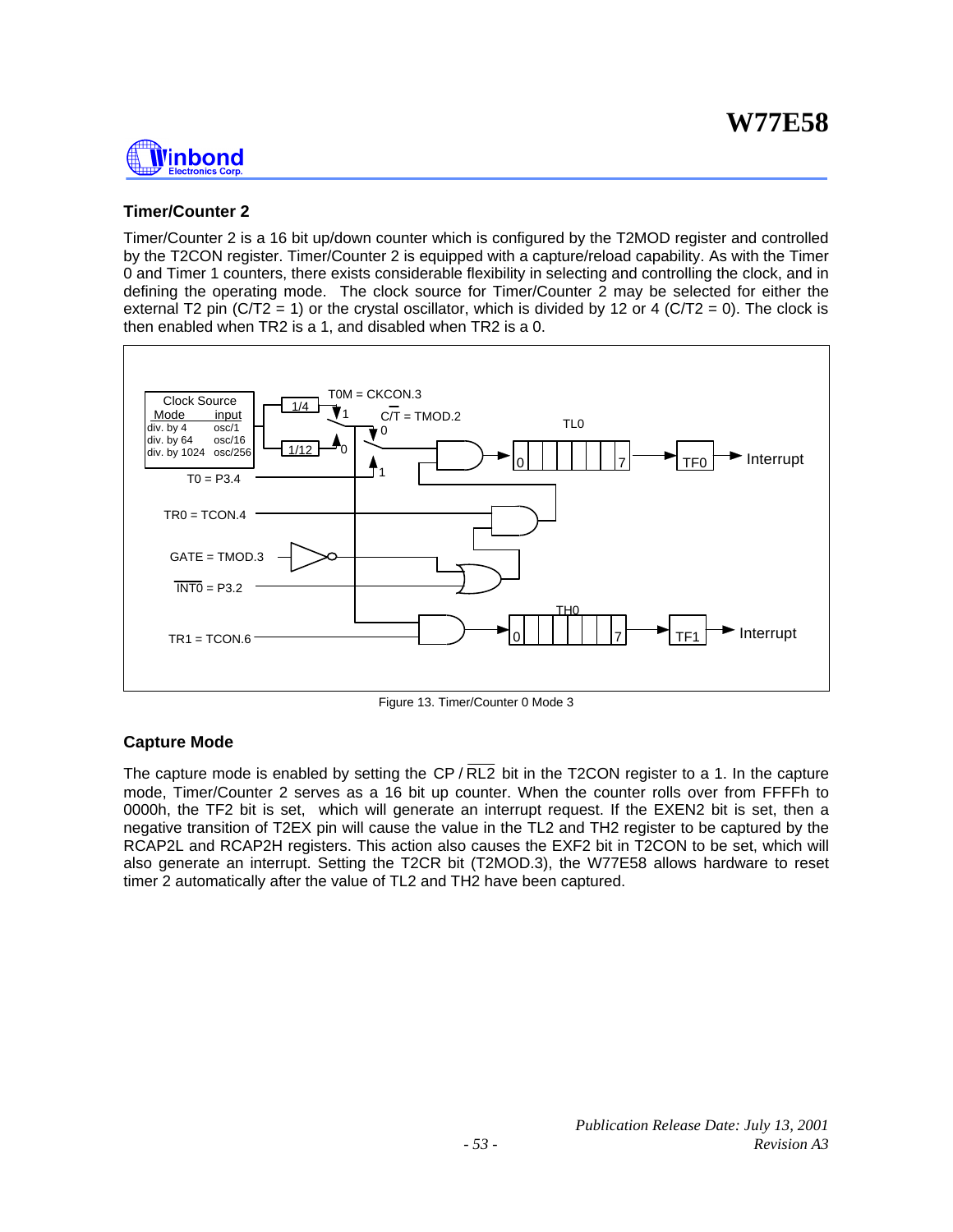### Timer/Counter 2

Timer/Counter 2 is a 16 bit up/down counter which is configured by the T2MOD register and controlled by the T2CON register. Timer/Counter 2 is equipped with a capture/reload capability. As with the Timer 0 and Timer 1 counters, there exists considerable flexibility in selecting and controlling the clock, and in defining the operating mode. The clock source for Timer/Counter 2 may be selected for either the external T2 pin (C/T2 = 1) or the crystal oscillator, which is divided by 12 or 4 (C/T2 = 0). The clock is then enabled when TR2 is a 1, and disabled when TR2 is a 0.

Figure 13. Timer/Counter 0 Mode 3

### Capture Mode

The capture mode is enabled by setting the $CP/\overline{RL2}$ bit in the T2CON register to a 1. In the capture mode, Timer/Counter 2 serves as a 16 bit up counter. When the counter rolls over from FFFFh to 0000h, the TF2 bit is set, which will generate an interrupt request. If the EXEN2 bit is set, then a negative transition of T2EX pin will cause the value in the TL2 and TH2 register to be captured by the RCAP2L and RCAP2H registers. This action also causes the EXF2 bit in T2CON to be set, which will also generate an interrupt. Setting the T2CR bit (T2MOD.3), the W77E58 allows hardware to reset timer 2 automatically after the value of TL2 and TH2 have been captured.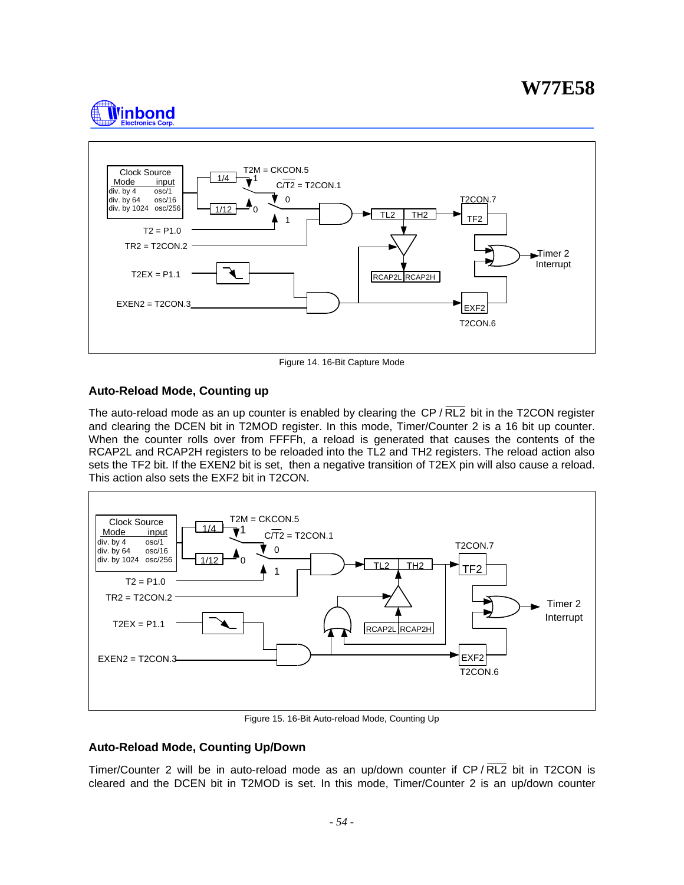Figure 14. 16-Bit Capture Mode

## Auto-Reload Mode, Counting up

The auto-reload mode as an up counter is enabled by clearing the CP / $\overline{RL2}$ bit in the T2CON register and clearing the DCEN bit in T2MOD register. In this mode, Timer/Counter 2 is a 16 bit up counter. When the counter rolls over from FFFFh, a reload is generated that causes the contents of the RCAP2L and RCAP2H registers to be reloaded into the TL2 and TH2 registers. The reload action also sets the TF2 bit. If the EXEN2 bit is set, then a negative transition of T2EX pin will also cause a reload. This action also sets the EXF2 bit in T2CON.

Figure 15. 16-Bit Auto-reload Mode, Counting Up

## Auto-Reload Mode, Counting Up/Down

Timer/Counter 2 will be in auto-reload mode as an up/down counter if CP / $\overline{RL2}$ bit in T2CON is cleared and the DCEN bit in T2MOD is set. In this mode, Timer/Counter 2 is an up/down counter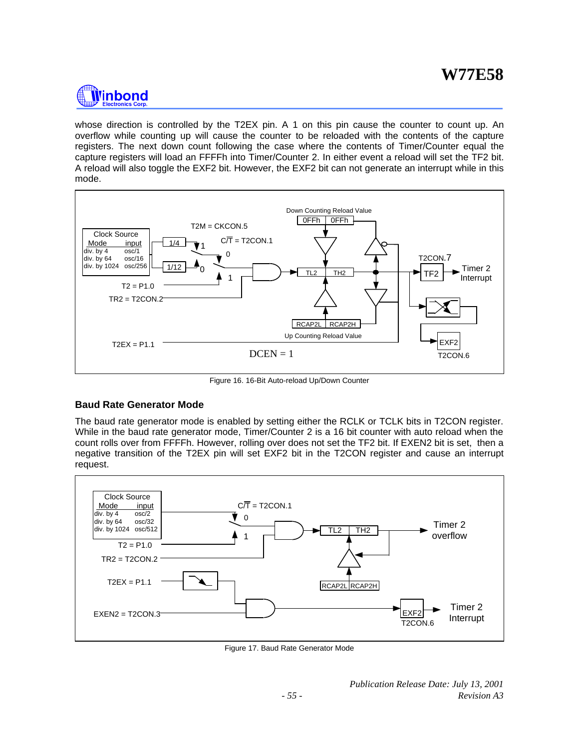whose direction is controlled by the T2EX pin. A 1 on this pin cause the counter to count up. An overflow while counting up will cause the counter to be reloaded with the contents of the capture registers. The next down count following the case where the contents of Timer/Counter equal the capture registers will load an FFFFh into Timer/Counter 2. In either event a reload will set the TF2 bit. A reload will also toggle the EXF2 bit. However, the EXF2 bit can not generate an interrupt while in this mode.

Figure 16. 16-Bit Auto-reload Up/Down Counter

### Baud Rate Generator Mode

The baud rate generator mode is enabled by setting either the RCLK or TCLK bits in T2CON register. While in the baud rate generator mode, Timer/Counter 2 is a 16 bit counter with auto reload when the count rolls over from FFFFh. However, rolling over does not set the TF2 bit. If EXEN2 bit is set, then a negative transition of the T2EX pin will set EXF2 bit in the T2CON register and cause an interrupt request.

Figure 17. Baud Rate Generator Mode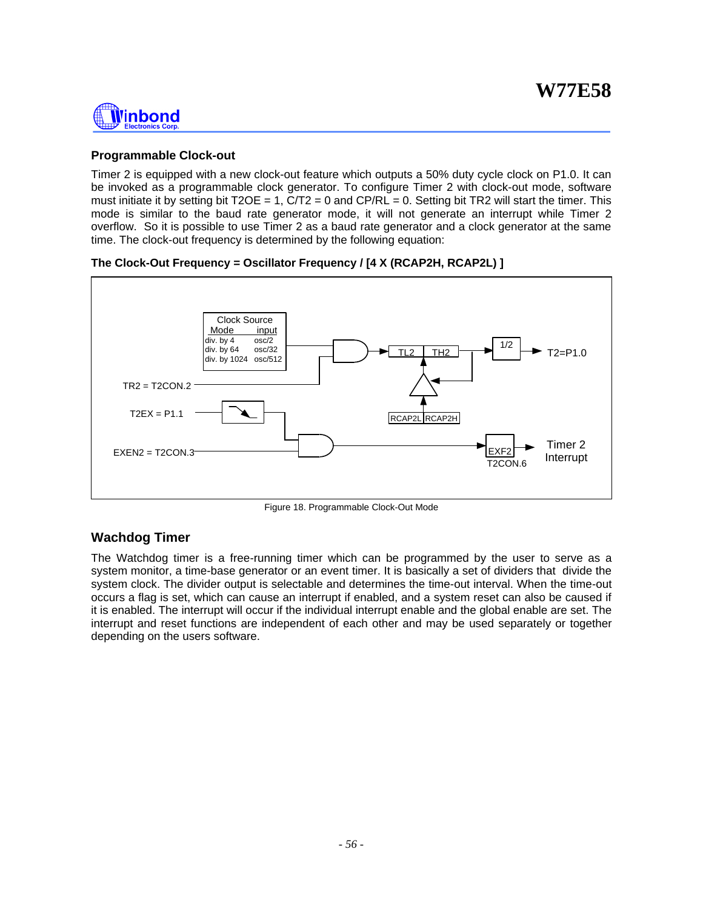## Programmable Clock-out

Timer 2 is equipped with a new clock-out feature which outputs a 50% duty cycle clock on P1.0. It can be invoked as a programmable clock generator. To configure Timer 2 with clock-out mode, software must initiate it by setting bit T2OE = 1, C/T2 = 0 and CP/RL = 0. Setting bit TR2 will start the timer. This mode is similar to the baud rate generator mode, it will not generate an interrupt while Timer 2 overflow. So it is possible to use Timer 2 as a baud rate generator and a clock generator at the same time. The clock-out frequency is determined by the following equation:

**The Clock-Out Frequency = Oscillator Frequency / [4 X (RCAP2H, RCAP2L) ]**

| Clock Source Mode | input |
|---|---|
| div. by 4 | osc/2 |
| div. by 64 | osc/32 |
| div. by 1024 | osc/512 |

TR2 = T2CON.2

T2EX = P1.1

EXEN2 = T2CON.3

TL2 TH2

RCAP2L RCAP2H

1/2

T2=P1.0

EXF2 T2CON.6

Timer 2 Interrupt

Figure 18. Programmable Clock-Out Mode

## Wachdog Timer

The Watchdog timer is a free-running timer which can be programmed by the user to serve as a system monitor, a time-base generator or an event timer. It is basically a set of dividers that divide the system clock. The divider output is selectable and determines the time-out interval. When the time-out occurs a flag is set, which can cause an interrupt if enabled, and a system reset can also be caused if it is enabled. The interrupt will occur if the individual interrupt enable and the global enable are set. The interrupt and reset functions are independent of each other and may be used separately or together depending on the users software.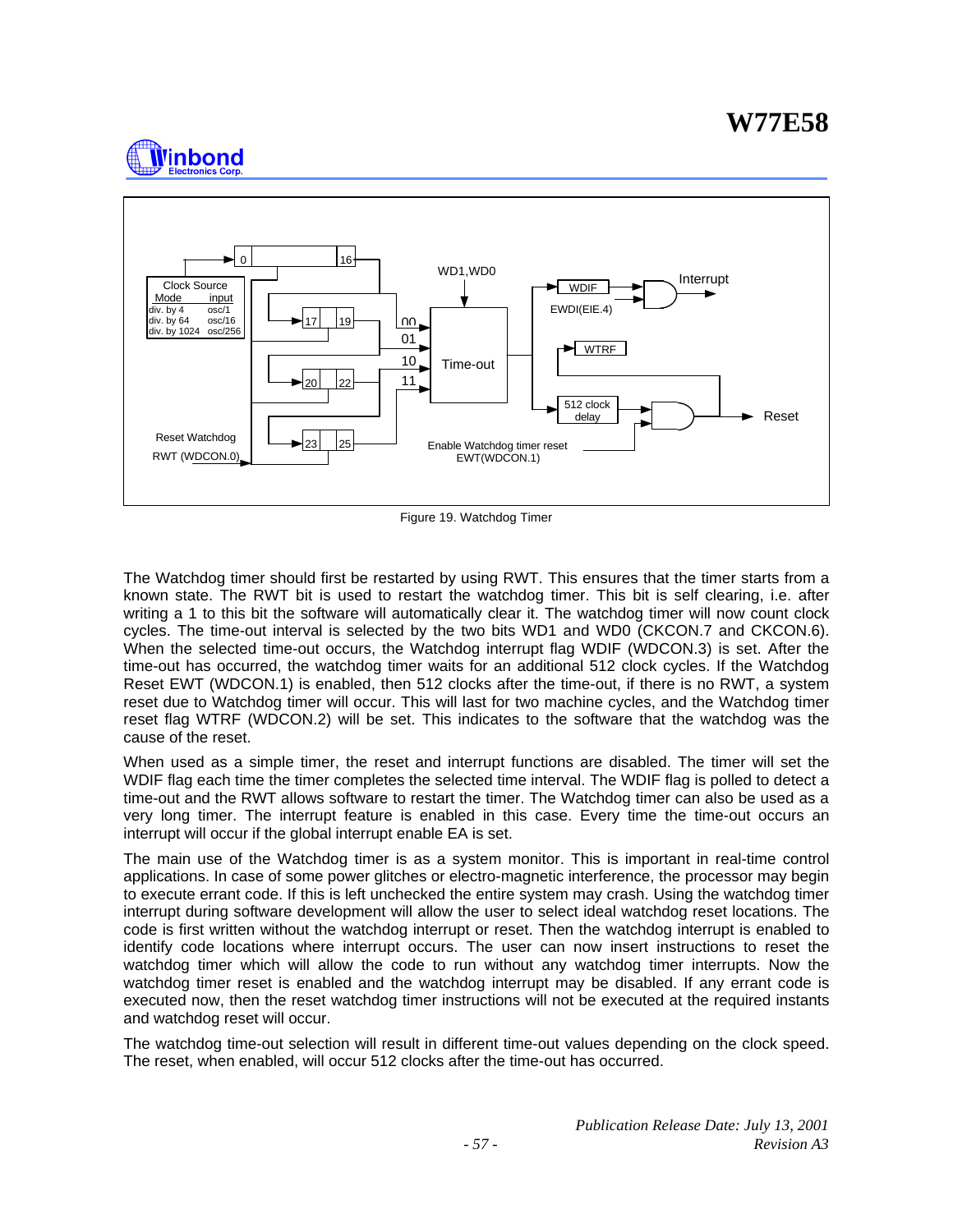Figure 19. Watchdog Timer

The Watchdog timer should first be restarted by using RWT. This ensures that the timer starts from a known state. The RWT bit is used to restart the watchdog timer. This bit is self clearing, i.e. after writing a 1 to this bit the software will automatically clear it. The watchdog timer will now count clock cycles. The time-out interval is selected by the two bits WD1 and WD0 (CKCON.7 and CKCON.6). When the selected time-out occurs, the Watchdog interrupt flag WDIF (WDCON.3) is set. After the time-out has occurred, the watchdog timer waits for an additional 512 clock cycles. If the Watchdog Reset EWT (WDCON.1) is enabled, then 512 clocks after the time-out, if there is no RWT, a system reset due to Watchdog timer will occur. This will last for two machine cycles, and the Watchdog timer reset flag WTRF (WDCON.2) will be set. This indicates to the software that the watchdog was the cause of the reset.

When used as a simple timer, the reset and interrupt functions are disabled. The timer will set the WDIF flag each time the timer completes the selected time interval. The WDIF flag is polled to detect a time-out and the RWT allows software to restart the timer. The Watchdog timer can also be used as a very long timer. The interrupt feature is enabled in this case. Every time the time-out occurs an interrupt will occur if the global interrupt enable EA is set.

The main use of the Watchdog timer is as a system monitor. This is important in real-time control applications. In case of some power glitches or electro-magnetic interference, the processor may begin to execute errant code. If this is left unchecked the entire system may crash. Using the watchdog timer interrupt during software development will allow the user to select ideal watchdog reset locations. The code is first written without the watchdog interrupt or reset. Then the watchdog interrupt is enabled to identify code locations where interrupt occurs. The user can now insert instructions to reset the watchdog timer which will allow the code to run without any watchdog timer interrupts. Now the watchdog timer reset is enabled and the watchdog interrupt may be disabled. If any errant code is executed now, then the reset watchdog timer instructions will not be executed at the required instants and watchdog reset will occur.

The watchdog time-out selection will result in different time-out values depending on the clock speed. The reset, when enabled, will occur 512 clocks after the time-out has occurred.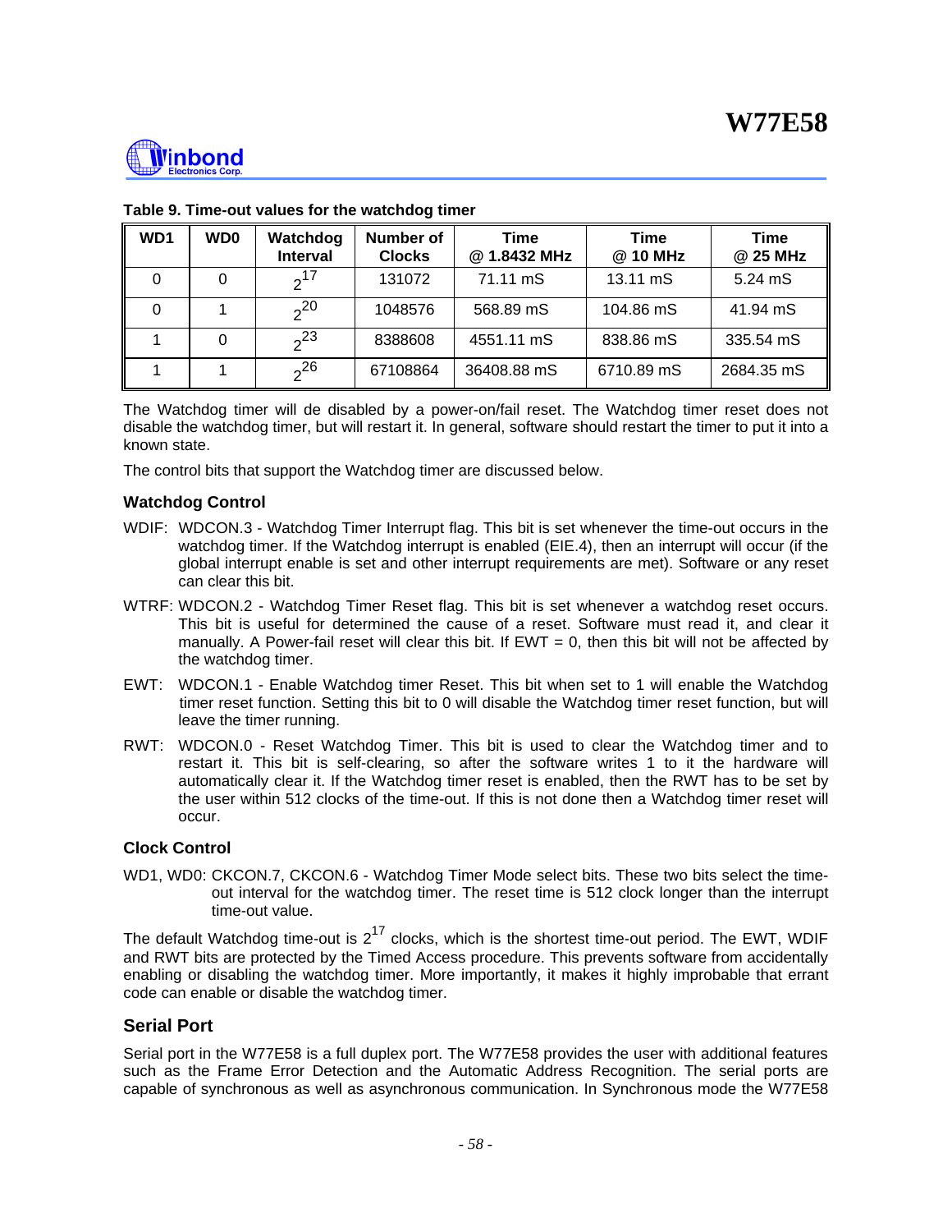**Table 9. Time-out values for the watchdog timer**

| WD1 | WD0 | Watchdog Interval | Number of Clocks | Time @ 1.8432 MHz | Time @ 10 MHz | Time @ 25 MHz |
|---|---|---|---|---|---|---|
| 0 | 0 | $2^{17}$ | 131072 | 71.11 mS | 13.11 mS | 5.24 mS |
| 0 | 1 | $2^{20}$ | 1048576 | 568.89 mS | 104.86 mS | 41.94 mS |
| 1 | 0 | $2^{23}$ | 8388608 | 4551.11 mS | 838.86 mS | 335.54 mS |
| 1 | 1 | $2^{26}$ | 67108864 | 36408.88 mS | 6710.89 mS | 2684.35 mS |

The Watchdog timer will de disabled by a power-on/fail reset. The Watchdog timer reset does not disable the watchdog timer, but will restart it. In general, software should restart the timer to put it into a known state.

The control bits that support the Watchdog timer are discussed below.

### Watchdog Control

WDIF: WDCON.3 - Watchdog Timer Interrupt flag. This bit is set whenever the time-out occurs in the watchdog timer. If the Watchdog interrupt is enabled (EIE.4), then an interrupt will occur (if the global interrupt enable is set and other interrupt requirements are met). Software or any reset can clear this bit.

WTRF: WDCON.2 - Watchdog Timer Reset flag. This bit is set whenever a watchdog reset occurs. This bit is useful for determined the cause of a reset. Software must read it, and clear it manually. A Power-fail reset will clear this bit. If EWT = 0, then this bit will not be affected by the watchdog timer.

EWT: WDCON.1 - Enable Watchdog timer Reset. This bit when set to 1 will enable the Watchdog timer reset function. Setting this bit to 0 will disable the Watchdog timer reset function, but will leave the timer running.

RWT: WDCON.0 - Reset Watchdog Timer. This bit is used to clear the Watchdog timer and to restart it. This bit is self-clearing, so after the software writes 1 to it the hardware will automatically clear it. If the Watchdog timer reset is enabled, then the RWT has to be set by the user within 512 clocks of the time-out. If this is not done then a Watchdog timer reset will occur.

### Clock Control

WD1, WD0: CKCON.7, CKCON.6 - Watchdog Timer Mode select bits. These two bits select the time-out interval for the watchdog timer. The reset time is 512 clock longer than the interrupt time-out value.

The default Watchdog time-out is $2^{17}$ clocks, which is the shortest time-out period. The EWT, WDIF and RWT bits are protected by the Timed Access procedure. This prevents software from accidentally enabling or disabling the watchdog timer. More importantly, it makes it highly improbable that errant code can enable or disable the watchdog timer.

## Serial Port

Serial port in the W77E58 is a full duplex port. The W77E58 provides the user with additional features such as the Frame Error Detection and the Automatic Address Recognition. The serial ports are capable of synchronous as well as asynchronous communication. In Synchronous mode the W77E58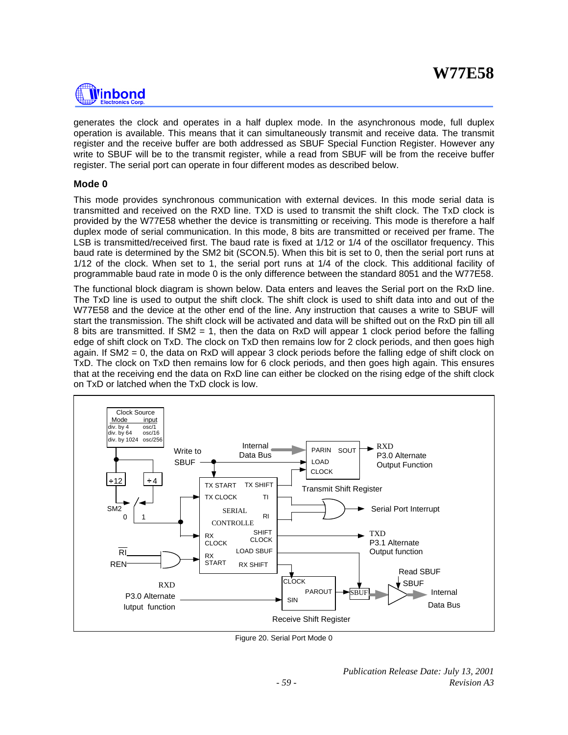generates the clock and operates in a half duplex mode. In the asynchronous mode, full duplex operation is available. This means that it can simultaneously transmit and receive data. The transmit register and the receive buffer are both addressed as SBUF Special Function Register. However any write to SBUF will be to the transmit register, while a read from SBUF will be from the receive buffer register. The serial port can operate in four different modes as described below.

### Mode 0

This mode provides synchronous communication with external devices. In this mode serial data is transmitted and received on the RXD line. TXD is used to transmit the shift clock. The TxD clock is provided by the W77E58 whether the device is transmitting or receiving. This mode is therefore a half duplex mode of serial communication. In this mode, 8 bits are transmitted or received per frame. The LSB is transmitted/received first. The baud rate is fixed at 1/12 or 1/4 of the oscillator frequency. This baud rate is determined by the SM2 bit (SCON.5). When this bit is set to 0, then the serial port runs at 1/12 of the clock. When set to 1, the serial port runs at 1/4 of the clock. This additional facility of programmable baud rate in mode 0 is the only difference between the standard 8051 and the W77E58.

The functional block diagram is shown below. Data enters and leaves the Serial port on the RxD line. The TxD line is used to output the shift clock. The shift clock is used to shift data into and out of the W77E58 and the device at the other end of the line. Any instruction that causes a write to SBUF will start the transmission. The shift clock will be activated and data will be shifted out on the RxD pin till all 8 bits are transmitted. If SM2 = 1, then the data on RxD will appear 1 clock period before the falling edge of shift clock on TxD. The clock on TxD then remains low for 2 clock periods, and then goes high again. If SM2 = 0, the data on RxD will appear 3 clock periods before the falling edge of shift clock on TxD. The clock on TxD then remains low for 6 clock periods, and then goes high again. This ensures that at the receiving end the data on RxD line can either be clocked on the rising edge of the shift clock on TxD or latched when the TxD clock is low.

Figure 20. Serial Port Mode 0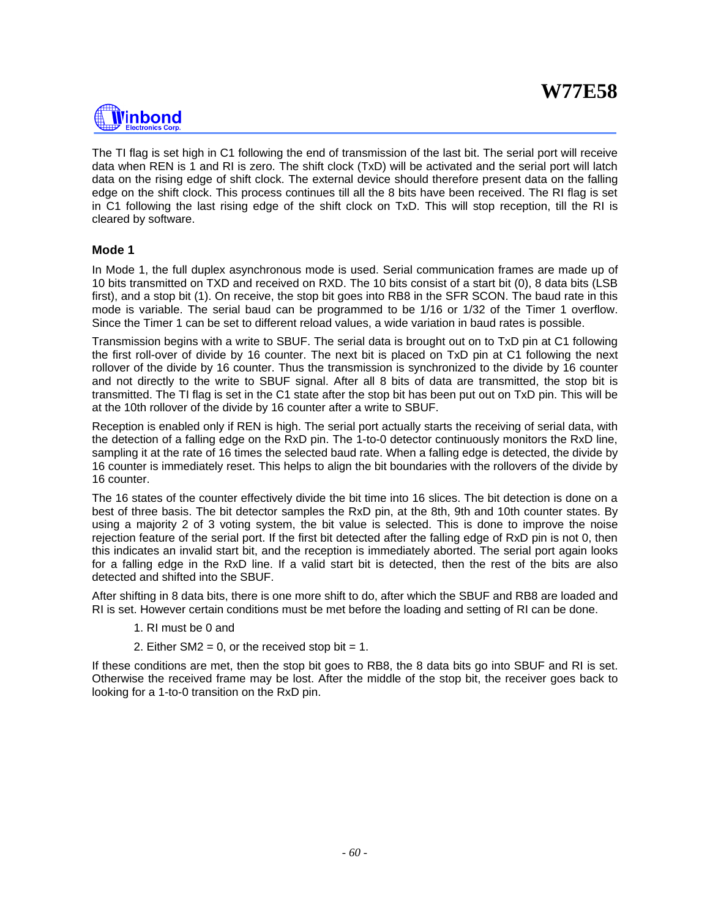The TI flag is set high in C1 following the end of transmission of the last bit. The serial port will receive data when REN is 1 and RI is zero. The shift clock (TxD) will be activated and the serial port will latch data on the rising edge of shift clock. The external device should therefore present data on the falling edge on the shift clock. This process continues till all the 8 bits have been received. The RI flag is set in C1 following the last rising edge of the shift clock on TxD. This will stop reception, till the RI is cleared by software.

### Mode 1

In Mode 1, the full duplex asynchronous mode is used. Serial communication frames are made up of 10 bits transmitted on TXD and received on RXD. The 10 bits consist of a start bit (0), 8 data bits (LSB first), and a stop bit (1). On receive, the stop bit goes into RB8 in the SFR SCON. The baud rate in this mode is variable. The serial baud can be programmed to be 1/16 or 1/32 of the Timer 1 overflow. Since the Timer 1 can be set to different reload values, a wide variation in baud rates is possible.

Transmission begins with a write to SBUF. The serial data is brought out on to TxD pin at C1 following the first roll-over of divide by 16 counter. The next bit is placed on TxD pin at C1 following the next rollover of the divide by 16 counter. Thus the transmission is synchronized to the divide by 16 counter and not directly to the write to SBUF signal. After all 8 bits of data are transmitted, the stop bit is transmitted. The TI flag is set in the C1 state after the stop bit has been put out on TxD pin. This will be at the 10th rollover of the divide by 16 counter after a write to SBUF.

Reception is enabled only if REN is high. The serial port actually starts the receiving of serial data, with the detection of a falling edge on the RxD pin. The 1-to-0 detector continuously monitors the RxD line, sampling it at the rate of 16 times the selected baud rate. When a falling edge is detected, the divide by 16 counter is immediately reset. This helps to align the bit boundaries with the rollovers of the divide by 16 counter.

The 16 states of the counter effectively divide the bit time into 16 slices. The bit detection is done on a best of three basis. The bit detector samples the RxD pin, at the 8th, 9th and 10th counter states. By using a majority 2 of 3 voting system, the bit value is selected. This is done to improve the noise rejection feature of the serial port. If the first bit detected after the falling edge of RxD pin is not 0, then this indicates an invalid start bit, and the reception is immediately aborted. The serial port again looks for a falling edge in the RxD line. If a valid start bit is detected, then the rest of the bits are also detected and shifted into the SBUF.

After shifting in 8 data bits, there is one more shift to do, after which the SBUF and RB8 are loaded and RI is set. However certain conditions must be met before the loading and setting of RI can be done.

1. RI must be 0 and
2. Either SM2 = 0, or the received stop bit = 1.

If these conditions are met, then the stop bit goes to RB8, the 8 data bits go into SBUF and RI is set. Otherwise the received frame may be lost. After the middle of the stop bit, the receiver goes back to looking for a 1-to-0 transition on the RxD pin.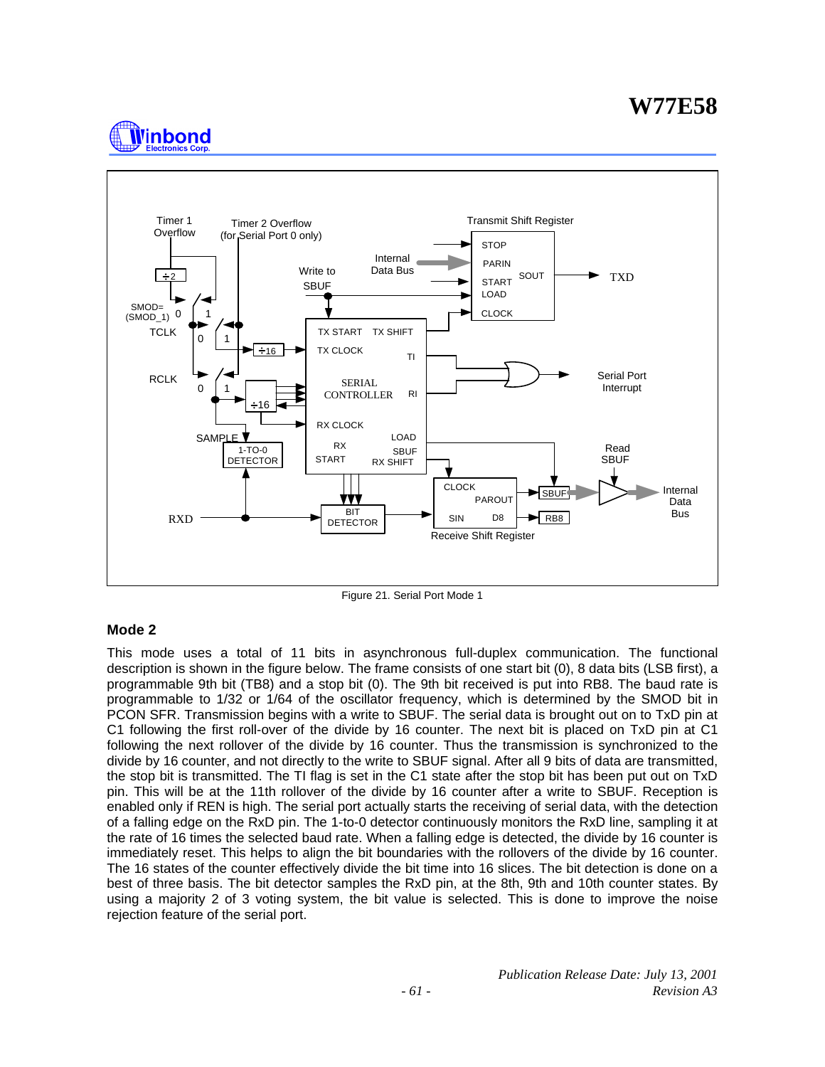Figure 21. Serial Port Mode 1

### Mode 2

This mode uses a total of 11 bits in asynchronous full-duplex communication. The functional description is shown in the figure below. The frame consists of one start bit (0), 8 data bits (LSB first), a programmable 9th bit (TB8) and a stop bit (0). The 9th bit received is put into RB8. The baud rate is programmable to 1/32 or 1/64 of the oscillator frequency, which is determined by the SMOD bit in PCON SFR. Transmission begins with a write to SBUF. The serial data is brought out on to TxD pin at C1 following the first roll-over of the divide by 16 counter. The next bit is placed on TxD pin at C1 following the next rollover of the divide by 16 counter. Thus the transmission is synchronized to the divide by 16 counter, and not directly to the write to SBUF signal. After all 9 bits of data are transmitted, the stop bit is transmitted. The TI flag is set in the C1 state after the stop bit has been put out on TxD pin. This will be at the 11th rollover of the divide by 16 counter after a write to SBUF. Reception is enabled only if REN is high. The serial port actually starts the receiving of serial data, with the detection of a falling edge on the RxD pin. The 1-to-0 detector continuously monitors the RxD line, sampling it at the rate of 16 times the selected baud rate. When a falling edge is detected, the divide by 16 counter is immediately reset. This helps to align the bit boundaries with the rollovers of the divide by 16 counter. The 16 states of the counter effectively divide the bit time into 16 slices. The bit detection is done on a best of three basis. The bit detector samples the RxD pin, at the 8th, 9th and 10th counter states. By using a majority 2 of 3 voting system, the bit value is selected. This is done to improve the noise rejection feature of the serial port.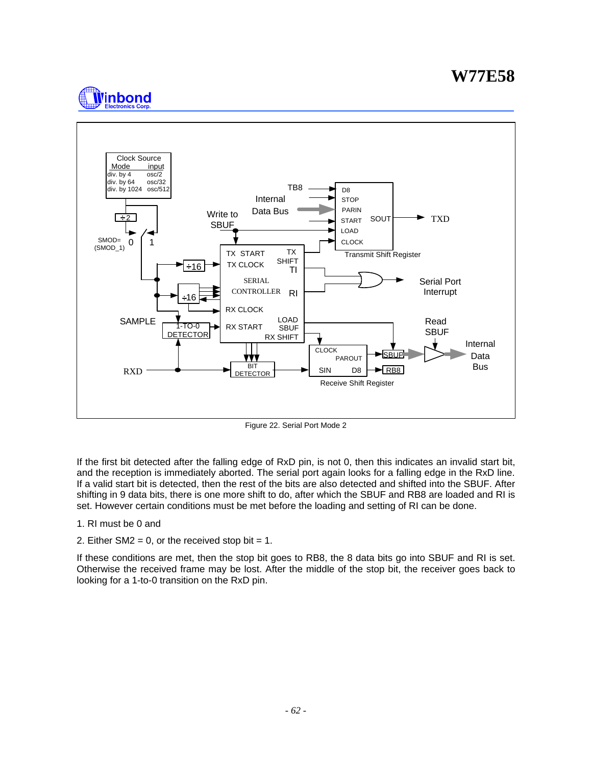Figure 22. Serial Port Mode 2

If the first bit detected after the falling edge of RxD pin, is not 0, then this indicates an invalid start bit, and the reception is immediately aborted. The serial port again looks for a falling edge in the RxD line. If a valid start bit is detected, then the rest of the bits are also detected and shifted into the SBUF. After shifting in 9 data bits, there is one more shift to do, after which the SBUF and RB8 are loaded and RI is set. However certain conditions must be met before the loading and setting of RI can be done.

1. RI must be 0 and

2. Either SM2 = 0, or the received stop bit = 1.

If these conditions are met, then the stop bit goes to RB8, the 8 data bits go into SBUF and RI is set. Otherwise the received frame may be lost. After the middle of the stop bit, the receiver goes back to looking for a 1-to-0 transition on the RxD pin.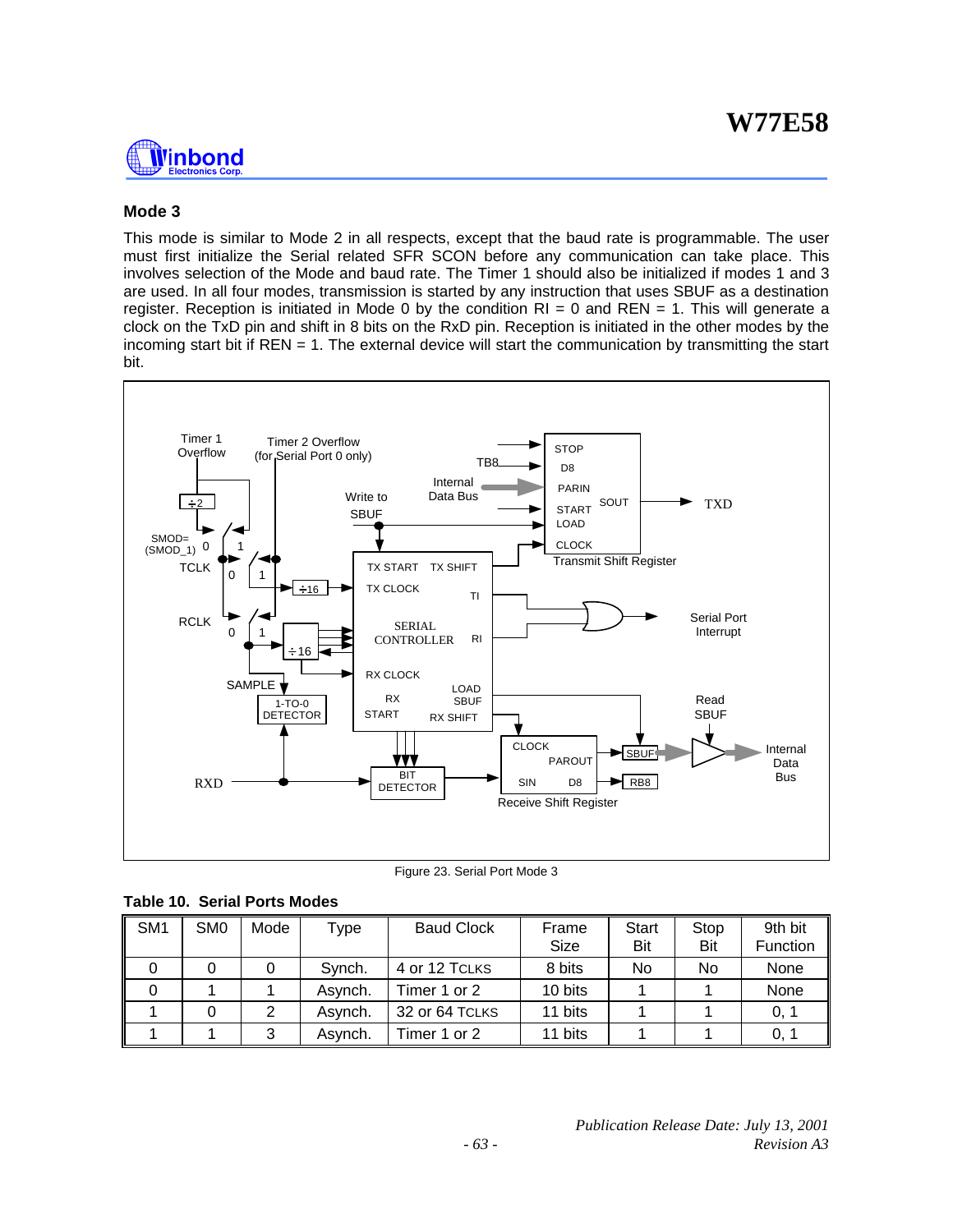## Mode 3

This mode is similar to Mode 2 in all respects, except that the baud rate is programmable. The user must first initialize the Serial related SFR SCON before any communication can take place. This involves selection of the Mode and baud rate. The Timer 1 should also be initialized if modes 1 and 3 are used. In all four modes, transmission is started by any instruction that uses SBUF as a destination register. Reception is initiated in Mode 0 by the condition RI = 0 and REN = 1. This will generate a clock on the TxD pin and shift in 8 bits on the RxD pin. Reception is initiated in the other modes by the incoming start bit if REN = 1. The external device will start the communication by transmitting the start bit.

Figure 23. Serial Port Mode 3

**Table 10. Serial Ports Modes**

| SM1 | SM0 | Mode | Type | Baud Clock | Frame Size | Start Bit | Stop Bit | 9th bit Function |
|---|---|---|---|---|---|---|---|---|
| 0 | 0 | 0 | Synch. | 4 or 12 TCLKS | 8 bits | No | No | None |
| 0 | 1 | 1 | Asynch. | Timer 1 or 2 | 10 bits | 1 | 1 | None |
| 1 | 0 | 2 | Asynch. | 32 or 64 TCLKS | 11 bits | 1 | 1 | 0, 1 |
| 1 | 1 | 3 | Asynch. | Timer 1 or 2 | 11 bits | 1 | 1 | 0, 1 |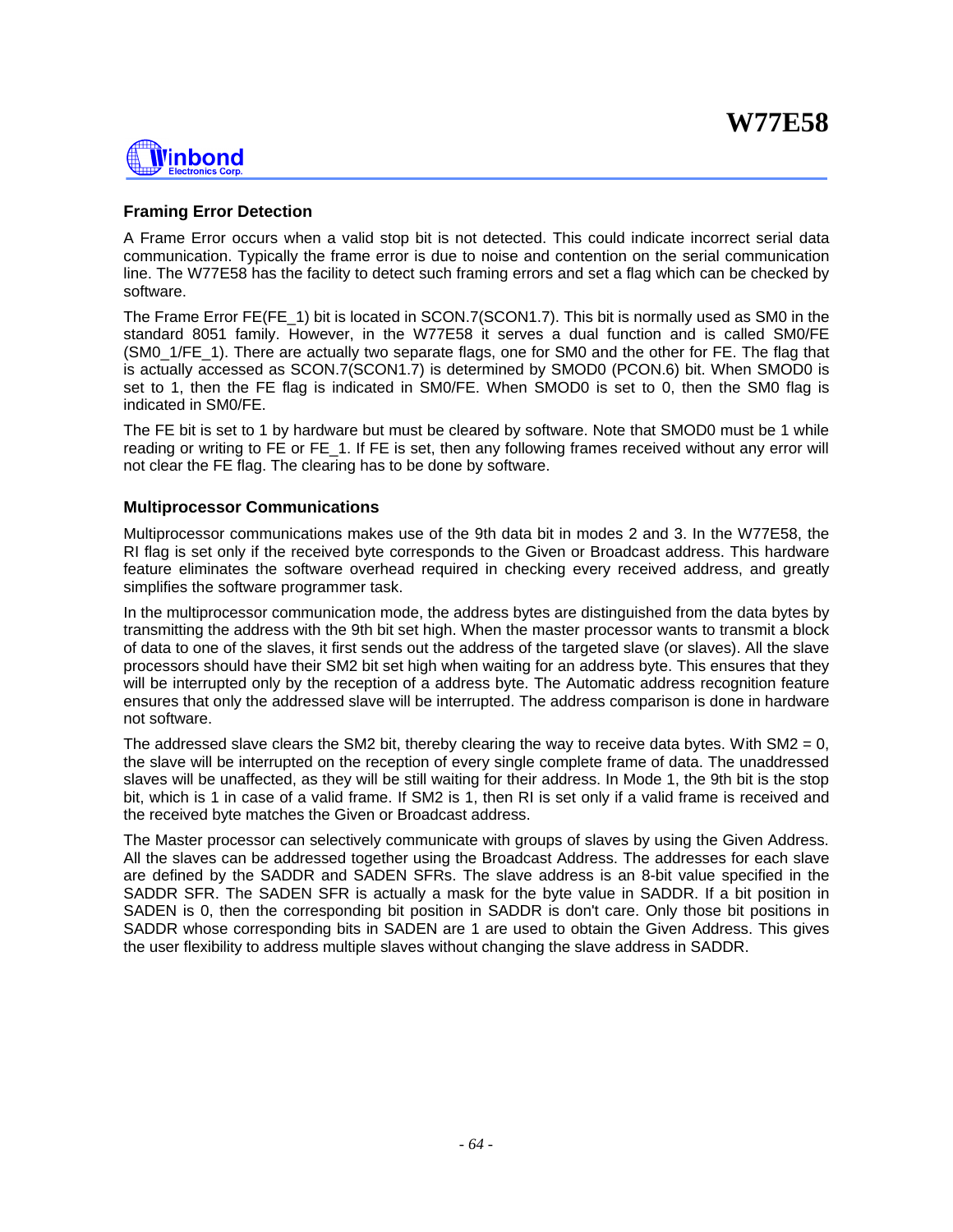## Framing Error Detection

A Frame Error occurs when a valid stop bit is not detected. This could indicate incorrect serial data communication. Typically the frame error is due to noise and contention on the serial communication line. The W77E58 has the facility to detect such framing errors and set a flag which can be checked by software.

The Frame Error FE(FE_1) bit is located in SCON.7(SCON1.7). This bit is normally used as SM0 in the standard 8051 family. However, in the W77E58 it serves a dual function and is called SM0/FE (SM0_1/FE_1). There are actually two separate flags, one for SM0 and the other for FE. The flag that is actually accessed as SCON.7(SCON1.7) is determined by SMOD0 (PCON.6) bit. When SMOD0 is set to 1, then the FE flag is indicated in SM0/FE. When SMOD0 is set to 0, then the SM0 flag is indicated in SM0/FE.

The FE bit is set to 1 by hardware but must be cleared by software. Note that SMOD0 must be 1 while reading or writing to FE or FE_1. If FE is set, then any following frames received without any error will not clear the FE flag. The clearing has to be done by software.

## Multiprocessor Communications

Multiprocessor communications makes use of the 9th data bit in modes 2 and 3. In the W77E58, the RI flag is set only if the received byte corresponds to the Given or Broadcast address. This hardware feature eliminates the software overhead required in checking every received address, and greatly simplifies the software programmer task.

In the multiprocessor communication mode, the address bytes are distinguished from the data bytes by transmitting the address with the 9th bit set high. When the master processor wants to transmit a block of data to one of the slaves, it first sends out the address of the targeted slave (or slaves). All the slave processors should have their SM2 bit set high when waiting for an address byte. This ensures that they will be interrupted only by the reception of a address byte. The Automatic address recognition feature ensures that only the addressed slave will be interrupted. The address comparison is done in hardware not software.

The addressed slave clears the SM2 bit, thereby clearing the way to receive data bytes. With SM2 = 0, the slave will be interrupted on the reception of every single complete frame of data. The unaddressed slaves will be unaffected, as they will be still waiting for their address. In Mode 1, the 9th bit is the stop bit, which is 1 in case of a valid frame. If SM2 is 1, then RI is set only if a valid frame is received and the received byte matches the Given or Broadcast address.

The Master processor can selectively communicate with groups of slaves by using the Given Address. All the slaves can be addressed together using the Broadcast Address. The addresses for each slave are defined by the SADDR and SADEN SFRs. The slave address is an 8-bit value specified in the SADDR SFR. The SADEN SFR is actually a mask for the byte value in SADDR. If a bit position in SADEN is 0, then the corresponding bit position in SADDR is don't care. Only those bit positions in SADDR whose corresponding bits in SADEN are 1 are used to obtain the Given Address. This gives the user flexibility to address multiple slaves without changing the slave address in SADDR.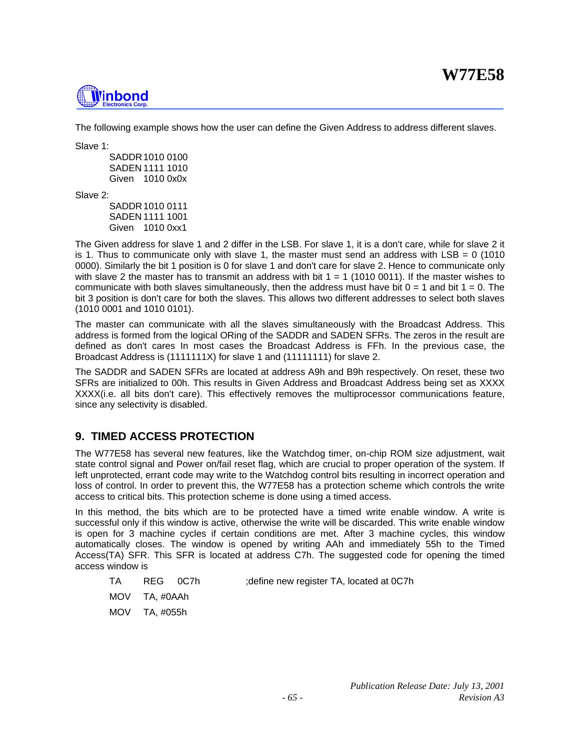The following example shows how the user can define the Given Address to address different slaves.

Slave 1:

```
SADDR 1010 0100
SADEN 1111 1010
Given 1010 0x0x
```

Slave 2:

```
SADDR 1010 0111
SADEN 1111 1001
Given 1010 0xx1
```

The Given address for slave 1 and 2 differ in the LSB. For slave 1, it is a don't care, while for slave 2 it is 1. Thus to communicate only with slave 1, the master must send an address with LSB = 0 (1010 0000). Similarly the bit 1 position is 0 for slave 1 and don't care for slave 2. Hence to communicate only with slave 2 the master has to transmit an address with bit 1 = 1 (1010 0011). If the master wishes to communicate with both slaves simultaneously, then the address must have bit 0 = 1 and bit 1 = 0. The bit 3 position is don't care for both the slaves. This allows two different addresses to select both slaves (1010 0001 and 1010 0101).

The master can communicate with all the slaves simultaneously with the Broadcast Address. This address is formed from the logical ORing of the SADDR and SADEN SFRs. The zeros in the result are defined as don't cares In most cases the Broadcast Address is FFh. In the previous case, the Broadcast Address is (1111111X) for slave 1 and (11111111) for slave 2.

The SADDR and SADEN SFRs are located at address A9h and B9h respectively. On reset, these two SFRs are initialized to 00h. This results in Given Address and Broadcast Address being set as XXXX XXXX(i.e. all bits don't care). This effectively removes the multiprocessor communications feature, since any selectivity is disabled.

## 9. TIMED ACCESS PROTECTION

The W77E58 has several new features, like the Watchdog timer, on-chip ROM size adjustment, wait state control signal and Power on/fail reset flag, which are crucial to proper operation of the system. If left unprotected, errant code may write to the Watchdog control bits resulting in incorrect operation and loss of control. In order to prevent this, the W77E58 has a protection scheme which controls the write access to critical bits. This protection scheme is done using a timed access.

In this method, the bits which are to be protected have a timed write enable window. A write is successful only if this window is active, otherwise the write will be discarded. This write enable window is open for 3 machine cycles if certain conditions are met. After 3 machine cycles, this window automatically closes. The window is opened by writing AAh and immediately 55h to the Timed Access(TA) SFR. This SFR is located at address C7h. The suggested code for opening the timed access window is

```
TA      REG   0C7h          ;define new register TA, located at 0C7h
MOV     TA, #0AAh
MOV     TA, #055h
```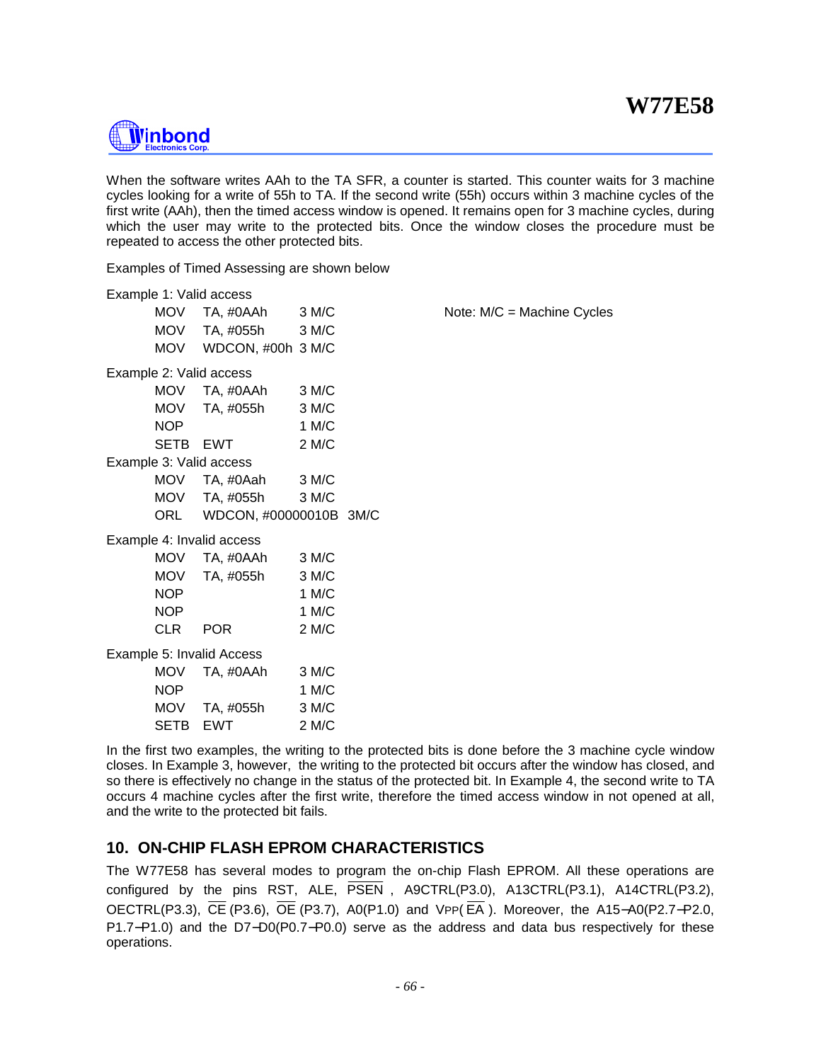When the software writes AAh to the TA SFR, a counter is started. This counter waits for 3 machine cycles looking for a write of 55h to TA. If the second write (55h) occurs within 3 machine cycles of the first write (AAh), then the timed access window is opened. It remains open for 3 machine cycles, during which the user may write to the protected bits. Once the window closes the procedure must be repeated to access the other protected bits.

Examples of Timed Assessing are shown below

Example 1: Valid access

```
MOV   TA, #0AAh      3 M/C
MOV   TA, #055h      3 M/C
MOV   WDCON, #00h    3 M/C
```

Note: M/C = Machine Cycles

Example 2: Valid access

```
MOV   TA, #0AAh      3 M/C
MOV   TA, #055h      3 M/C
NOP                  1 M/C
SETB  EWT            2 M/C
```

Example 3: Valid access

```
MOV   TA, #0Aah      3 M/C
MOV   TA, #055h      3 M/C
ORL   WDCON, #00000010B  3M/C
```

Example 4: Invalid access

```
MOV   TA, #0AAh      3 M/C
MOV   TA, #055h      3 M/C
NOP                  1 M/C
NOP                  1 M/C
CLR   POR            2 M/C
```

Example 5: Invalid Access

```
MOV   TA, #0AAh      3 M/C
NOP                  1 M/C
MOV   TA, #055h      3 M/C
SETB  EWT            2 M/C
```

In the first two examples, the writing to the protected bits is done before the 3 machine cycle window closes. In Example 3, however, the writing to the protected bit occurs after the window has closed, and so there is effectively no change in the status of the protected bit. In Example 4, the second write to TA occurs 4 machine cycles after the first write, therefore the timed access window in not opened at all, and the write to the protected bit fails.

## 10. ON-CHIP FLASH EPROM CHARACTERISTICS

The W77E58 has several modes to program the on-chip Flash EPROM. All these operations are configured by the pins RST, ALE, $\overline{\text{PSEN}}$, A9CTRL(P3.0), A13CTRL(P3.1), A14CTRL(P3.2), OECTRL(P3.3), $\overline{\text{CE}}$ (P3.6), $\overline{\text{OE}}$ (P3.7), A0(P1.0) and $V_{PP}$($\overline{\text{EA}}$). Moreover, the A15−A0(P2.7−P2.0, P1.7−P1.0) and the D7−D0(P0.7−P0.0) serve as the address and data bus respectively for these operations.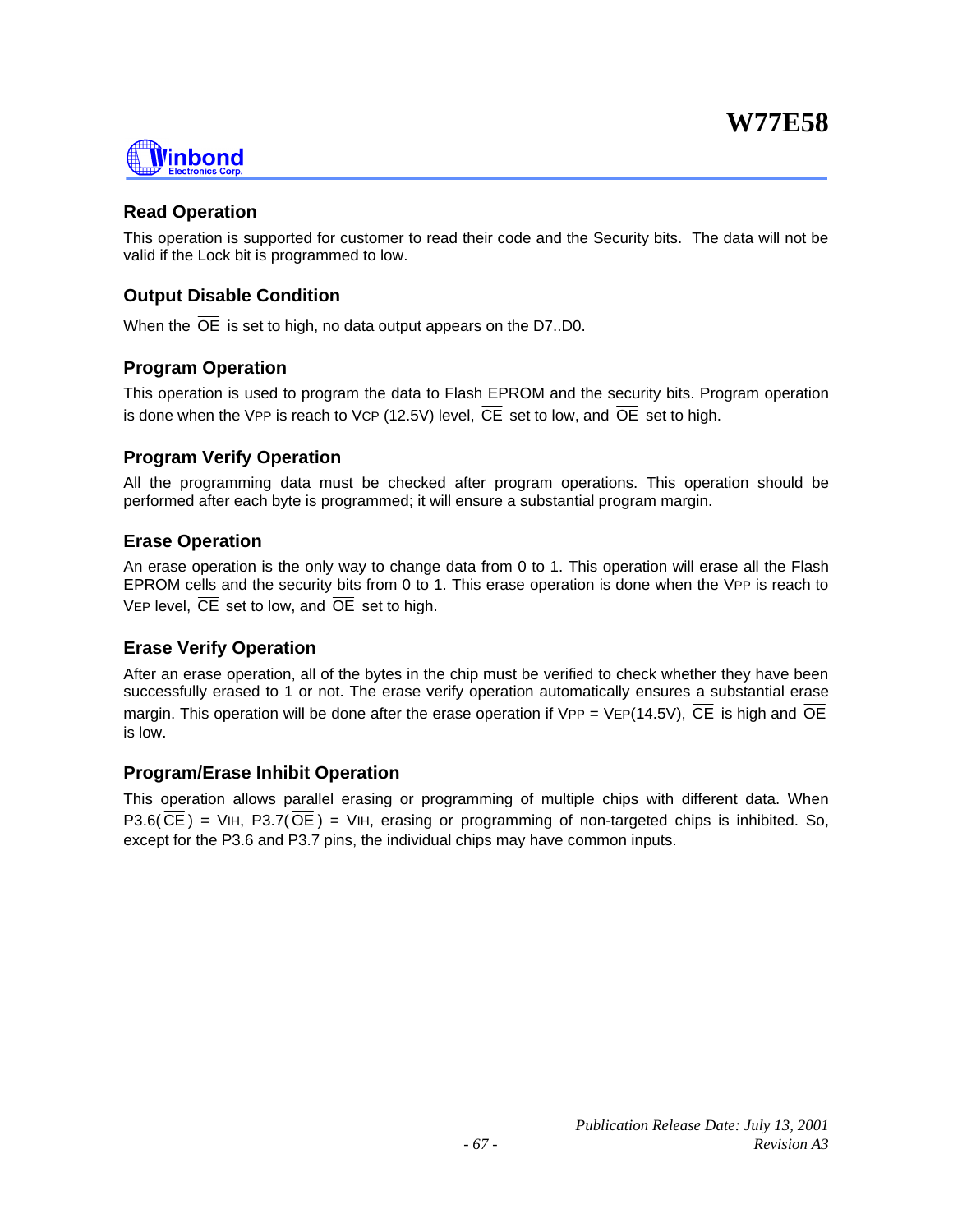### Read Operation

This operation is supported for customer to read their code and the Security bits. The data will not be valid if the Lock bit is programmed to low.

### Output Disable Condition

When the $\overline{OE}$ is set to high, no data output appears on the D7..D0.

### Program Operation

This operation is used to program the data to Flash EPROM and the security bits. Program operation is done when the $V_{PP}$ is reach to $V_{CP}$ (12.5V) level, $\overline{CE}$ set to low, and $\overline{OE}$ set to high.

### Program Verify Operation

All the programming data must be checked after program operations. This operation should be performed after each byte is programmed; it will ensure a substantial program margin.

### Erase Operation

An erase operation is the only way to change data from 0 to 1. This operation will erase all the Flash EPROM cells and the security bits from 0 to 1. This erase operation is done when the $V_{PP}$ is reach to $V_{EP}$ level, $\overline{CE}$ set to low, and $\overline{OE}$ set to high.

### Erase Verify Operation

After an erase operation, all of the bytes in the chip must be verified to check whether they have been successfully erased to 1 or not. The erase verify operation automatically ensures a substantial erase margin. This operation will be done after the erase operation if $V_{PP}$ = $V_{EP}$(14.5V), $\overline{CE}$ is high and $\overline{OE}$ is low.

### Program/Erase Inhibit Operation

This operation allows parallel erasing or programming of multiple chips with different data. When P3.6($\overline{CE}$) = $V_{IH}$, P3.7($\overline{OE}$) = $V_{IH}$, erasing or programming of non-targeted chips is inhibited. So, except for the P3.6 and P3.7 pins, the individual chips may have common inputs.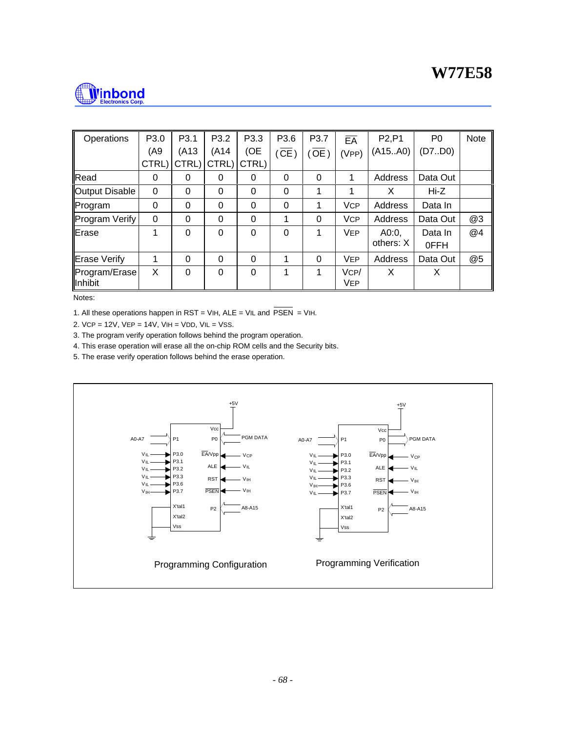| Operations | P3.0 (A9 CTRL) | P3.1 (A13 CTRL) | P3.2 (A14 CTRL) | P3.3 (OE CTRL) | P3.6 ($\overline{CE}$) | P3.7 ($\overline{OE}$) | $\overline{EA}$ ($V_{PP}$) | P2,P1 (A15..A0) | P0 (D7..D0) | Note |
|---|---|---|---|---|---|---|---|---|---|---|
| Read | 0 | 0 | 0 | 0 | 0 | 0 | 1 | Address | Data Out | |
| Output Disable | 0 | 0 | 0 | 0 | 0 | 1 | 1 | X | Hi-Z | |
| Program | 0 | 0 | 0 | 0 | 0 | 1 | $V_{CP}$ | Address | Data In | |
| Program Verify | 0 | 0 | 0 | 0 | 1 | 0 | $V_{CP}$ | Address | Data Out | @3 |
| Erase | 1 | 0 | 0 | 0 | 0 | 1 | $V_{EP}$ | A0:0, others: X | Data In 0FFH | @4 |
| Erase Verify | 1 | 0 | 0 | 0 | 1 | 0 | $V_{EP}$ | Address | Data Out | @5 |
| Program/Erase Inhibit | X | 0 | 0 | 0 | 1 | 1 | $V_{CP}$/ $V_{EP}$ | X | X | |

Notes:

1. All these operations happen in RST = $V_{IH}$, ALE = $V_{IL}$ and $\overline{PSEN}$ = $V_{IH}$.
2. $V_{CP}$ = 12V, $V_{EP}$ = 14V, $V_{IH}$ = $V_{DD}$, $V_{IL}$ = $V_{SS}$.
3. The program verify operation follows behind the program operation.
4. This erase operation will erase all the on-chip ROM cells and the Security bits.
5. The erase verify operation follows behind the erase operation.

Programming Configuration

Programming Verification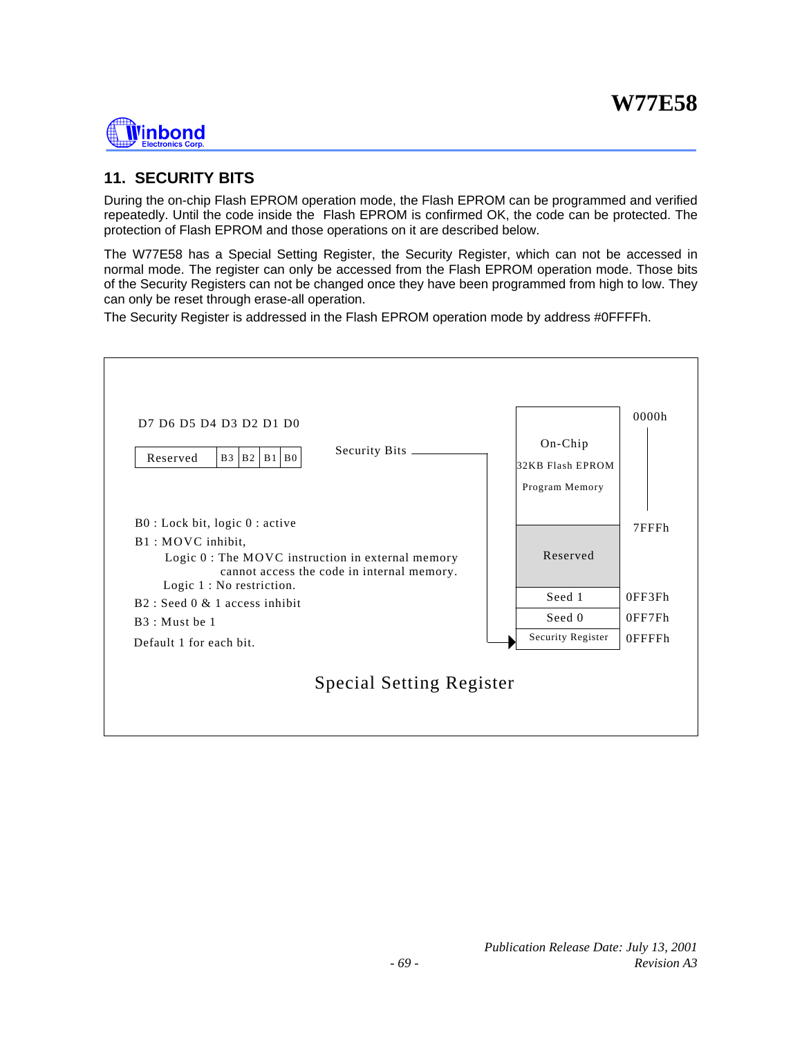## 11. SECURITY BITS

During the on-chip Flash EPROM operation mode, the Flash EPROM can be programmed and verified repeatedly. Until the code inside the Flash EPROM is confirmed OK, the code can be protected. The protection of Flash EPROM and those operations on it are described below.

The W77E58 has a Special Setting Register, the Security Register, which can not be accessed in normal mode. The register can only be accessed from the Flash EPROM operation mode. Those bits of the Security Registers can not be changed once they have been programmed from high to low. They can only be reset through erase-all operation.

The Security Register is addressed in the Flash EPROM operation mode by address #0FFFFh.

| D7 D6 D5 D4 | D3 | D2 | D1 | D0 |
|---|---|---|---|---|
| Reserved | B3 | B2 | B1 | B0 |

Security Bits → Security Register

B0 : Lock bit, logic 0 : active

B1 : MOVC inhibit,
  Logic 0 : The MOVC instruction in external memory cannot access the code in internal memory.
  Logic 1 : No restriction.

B2 : Seed 0 & 1 access inhibit

B3 : Must be 1

Default 1 for each bit.

| Region | Address |
|---|---|
| On-Chip 32KB Flash EPROM Program Memory | 0000h – 7FFFh |
| Reserved | |
| Seed 1 | 0FF3Fh |
| Seed 0 | 0FF7Fh |
| Security Register | 0FFFFh |

Special Setting Register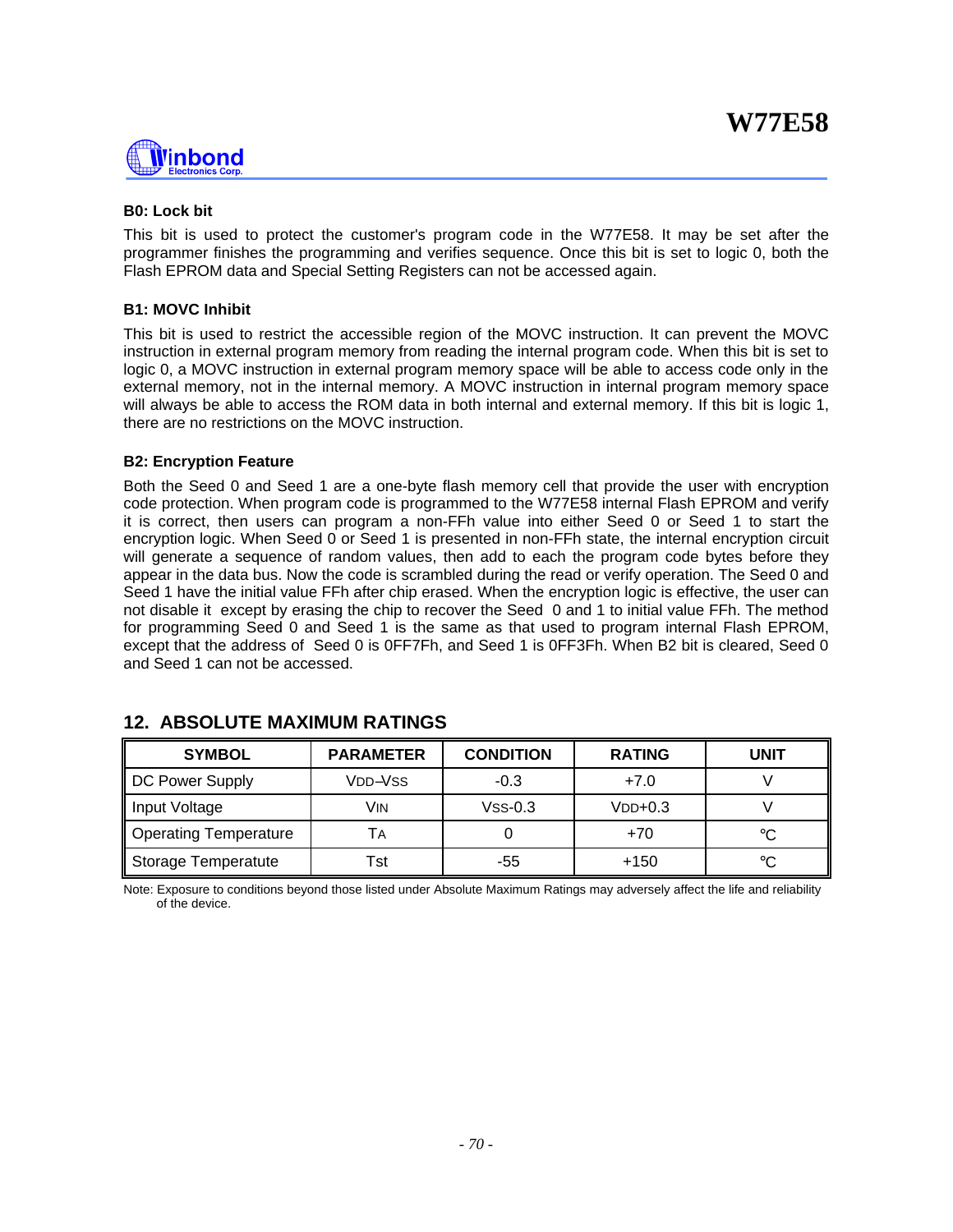**B0: Lock bit**

This bit is used to protect the customer's program code in the W77E58. It may be set after the programmer finishes the programming and verifies sequence. Once this bit is set to logic 0, both the Flash EPROM data and Special Setting Registers can not be accessed again.

**B1: MOVC Inhibit**

This bit is used to restrict the accessible region of the MOVC instruction. It can prevent the MOVC instruction in external program memory from reading the internal program code. When this bit is set to logic 0, a MOVC instruction in external program memory space will be able to access code only in the external memory, not in the internal memory. A MOVC instruction in internal program memory space will always be able to access the ROM data in both internal and external memory. If this bit is logic 1, there are no restrictions on the MOVC instruction.

**B2: Encryption Feature**

Both the Seed 0 and Seed 1 are a one-byte flash memory cell that provide the user with encryption code protection. When program code is programmed to the W77E58 internal Flash EPROM and verify it is correct, then users can program a non-FFh value into either Seed 0 or Seed 1 to start the encryption logic. When Seed 0 or Seed 1 is presented in non-FFh state, the internal encryption circuit will generate a sequence of random values, then add to each the program code bytes before they appear in the data bus. Now the code is scrambled during the read or verify operation. The Seed 0 and Seed 1 have the initial value FFh after chip erased. When the encryption logic is effective, the user can not disable it except by erasing the chip to recover the Seed 0 and 1 to initial value FFh. The method for programming Seed 0 and Seed 1 is the same as that used to program internal Flash EPROM, except that the address of Seed 0 is 0FF7Fh, and Seed 1 is 0FF3Fh. When B2 bit is cleared, Seed 0 and Seed 1 can not be accessed.

## 12. ABSOLUTE MAXIMUM RATINGS

| SYMBOL | PARAMETER | CONDITION | RATING | UNIT |
|---|---|---|---|---|
| DC Power Supply | $V_{DD}-V_{SS}$ | -0.3 | +7.0 | V |
| Input Voltage | $V_{IN}$ | $V_{SS}$-0.3 | $V_{DD}$+0.3 | V |
| Operating Temperature | $T_A$ | 0 | +70 | °C |
| Storage Temperatute | Tst | -55 | +150 | °C |

Note: Exposure to conditions beyond those listed under Absolute Maximum Ratings may adversely affect the life and reliability of the device.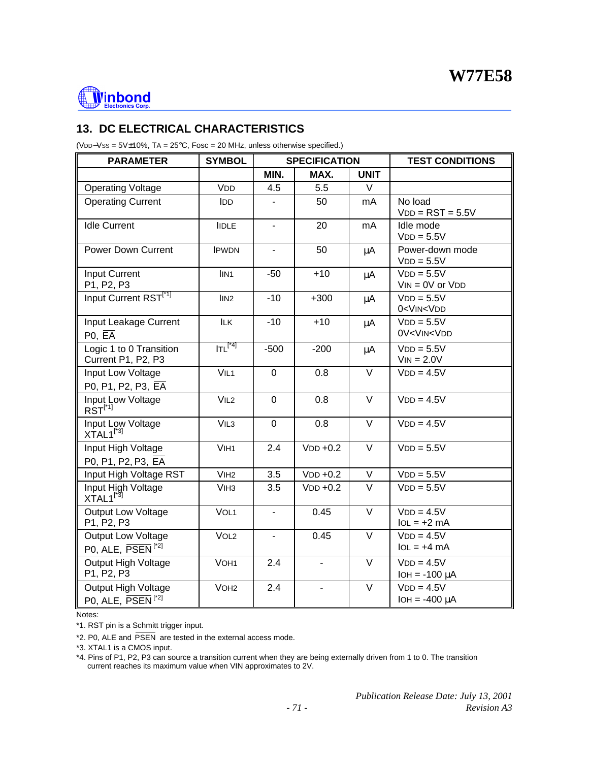## 13. DC ELECTRICAL CHARACTERISTICS

($V_{DD}-V_{SS}$ = 5V±10%, $T_A$ = 25°C, Fosc = 20 MHz, unless otherwise specified.)

| PARAMETER | SYMBOL | SPECIFICATION | | | TEST CONDITIONS |
|---|---|---|---|---|---|
| | | MIN. | MAX. | UNIT | |
| Operating Voltage | $V_{DD}$ | 4.5 | 5.5 | V | |
| Operating Current | $I_{DD}$ | - | 50 | mA | No load<br>$V_{DD}$ = RST = 5.5V |
| Idle Current | $I_{IDLE}$ | - | 20 | mA | Idle mode<br>$V_{DD}$ = 5.5V |
| Power Down Current | $I_{PWDN}$ | - | 50 | μA | Power-down mode<br>$V_{DD}$ = 5.5V |
| Input Current<br>P1, P2, P3 | $I_{IN1}$ | -50 | +10 | μA | $V_{DD}$ = 5.5V<br>$V_{IN}$ = 0V or $V_{DD}$ |
| Input Current RST[*1] | $I_{IN2}$ | -10 | +300 | μA | $V_{DD}$ = 5.5V<br>0<$V_{IN}$<$V_{DD}$ |
| Input Leakage Current<br>P0, $\overline{EA}$ | $I_{LK}$ | -10 | +10 | μA | $V_{DD}$ = 5.5V<br>0V<$V_{IN}$<$V_{DD}$ |
| Logic 1 to 0 Transition Current P1, P2, P3 | $I_{TL}$[*4] | -500 | -200 | μA | $V_{DD}$ = 5.5V<br>$V_{IN}$ = 2.0V |
| Input Low Voltage<br>P0, P1, P2, P3, $\overline{EA}$ | $V_{IL1}$ | 0 | 0.8 | V | $V_{DD}$ = 4.5V |
| Input Low Voltage<br>RST[*1] | $V_{IL2}$ | 0 | 0.8 | V | $V_{DD}$ = 4.5V |
| Input Low Voltage<br>XTAL1[*3] | $V_{IL3}$ | 0 | 0.8 | V | $V_{DD}$ = 4.5V |
| Input High Voltage<br>P0, P1, P2, P3, $\overline{EA}$ | $V_{IH1}$ | 2.4 | $V_{DD}$ +0.2 | V | $V_{DD}$ = 5.5V |
| Input High Voltage RST | $V_{IH2}$ | 3.5 | $V_{DD}$ +0.2 | V | $V_{DD}$ = 5.5V |
| Input High Voltage<br>XTAL1[*3] | $V_{IH3}$ | 3.5 | $V_{DD}$ +0.2 | V | $V_{DD}$ = 5.5V |
| Output Low Voltage<br>P1, P2, P3 | $V_{OL1}$ | - | 0.45 | V | $V_{DD}$ = 4.5V<br>$I_{OL}$ = +2 mA |
| Output Low Voltage<br>P0, ALE, $\overline{PSEN}$ [*2] | $V_{OL2}$ | - | 0.45 | V | $V_{DD}$ = 4.5V<br>$I_{OL}$ = +4 mA |
| Output High Voltage<br>P1, P2, P3 | $V_{OH1}$ | 2.4 | - | V | $V_{DD}$ = 4.5V<br>$I_{OH}$ = -100 μA |
| Output High Voltage<br>P0, ALE, $\overline{PSEN}$ [*2] | $V_{OH2}$ | 2.4 | - | V | $V_{DD}$ = 4.5V<br>$I_{OH}$ = -400 μA |

Notes:

*1. RST pin is a Schmitt trigger input.

*2. P0, ALE and $\overline{PSEN}$ are tested in the external access mode.

*3. XTAL1 is a CMOS input.

*4. Pins of P1, P2, P3 can source a transition current when they are being externally driven from 1 to 0. The transition current reaches its maximum value when VIN approximates to 2V.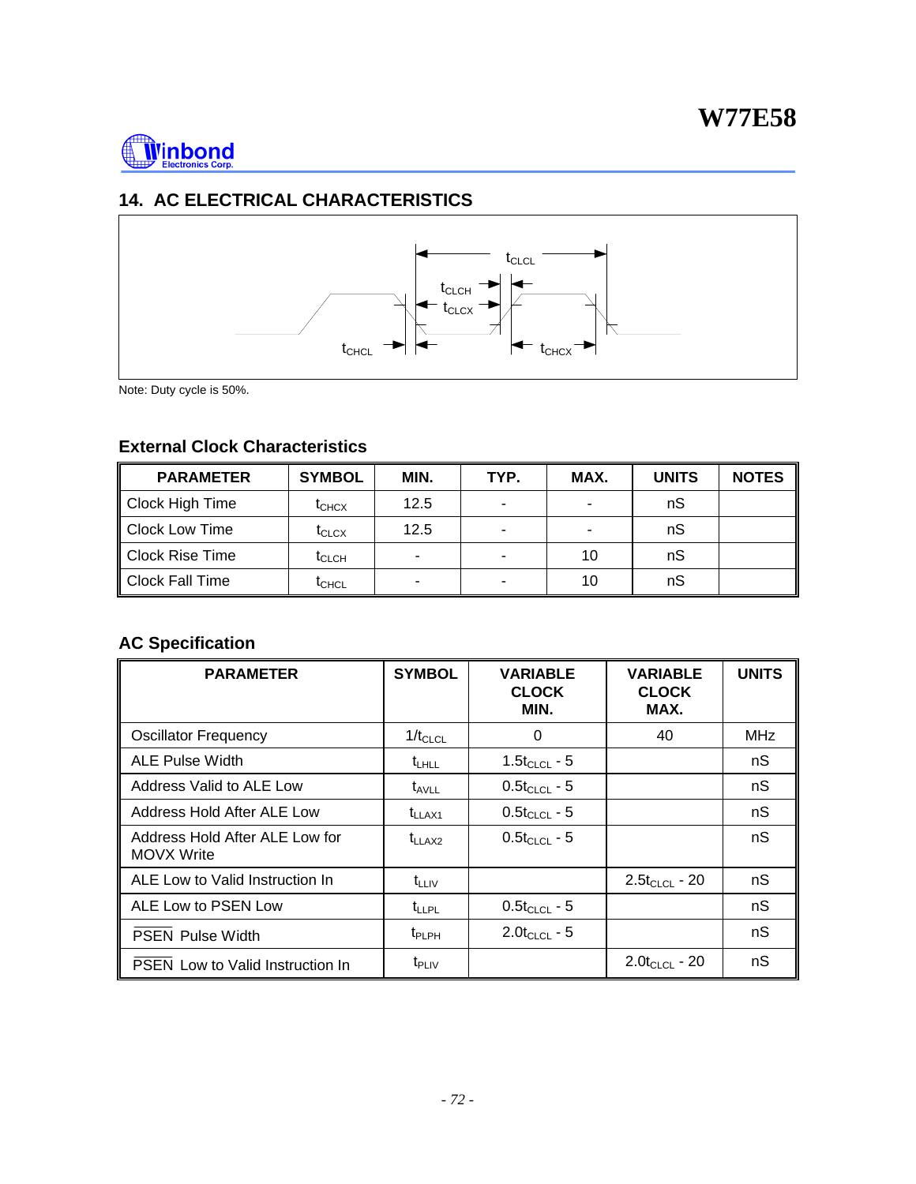## 14. AC ELECTRICAL CHARACTERISTICS

$t_{CLCL}$ $t_{CLCH}$ $t_{CLCX}$ $t_{CHCL}$ $t_{CHCX}$

Note: Duty cycle is 50%.

### External Clock Characteristics

| PARAMETER | SYMBOL | MIN. | TYP. | MAX. | UNITS | NOTES |
|---|---|---|---|---|---|---|
| Clock High Time | $t_{CHCX}$ | 12.5 | - | - | nS | |
| Clock Low Time | $t_{CLCX}$ | 12.5 | - | - | nS | |
| Clock Rise Time | $t_{CLCH}$ | - | - | 10 | nS | |
| Clock Fall Time | $t_{CHCL}$ | - | - | 10 | nS | |

### AC Specification

| PARAMETER | SYMBOL | VARIABLE CLOCK MIN. | VARIABLE CLOCK MAX. | UNITS |
|---|---|---|---|---|
| Oscillator Frequency | $1/t_{CLCL}$ | 0 | 40 | MHz |
| ALE Pulse Width | $t_{LHLL}$ | $1.5t_{CLCL}$ - 5 | | nS |
| Address Valid to ALE Low | $t_{AVLL}$ | $0.5t_{CLCL}$ - 5 | | nS |
| Address Hold After ALE Low | $t_{LLAX1}$ | $0.5t_{CLCL}$ - 5 | | nS |
| Address Hold After ALE Low for MOVX Write | $t_{LLAX2}$ | $0.5t_{CLCL}$ - 5 | | nS |
| ALE Low to Valid Instruction In | $t_{LLIV}$ | | $2.5t_{CLCL}$ - 20 | nS |
| ALE Low to PSEN Low | $t_{LLPL}$ | $0.5t_{CLCL}$ - 5 | | nS |
| $\overline{\text{PSEN}}$ Pulse Width | $t_{PLPH}$ | $2.0t_{CLCL}$ - 5 | | nS |
| $\overline{\text{PSEN}}$ Low to Valid Instruction In | $t_{PLIV}$ | | $2.0t_{CLCL}$ - 20 | nS |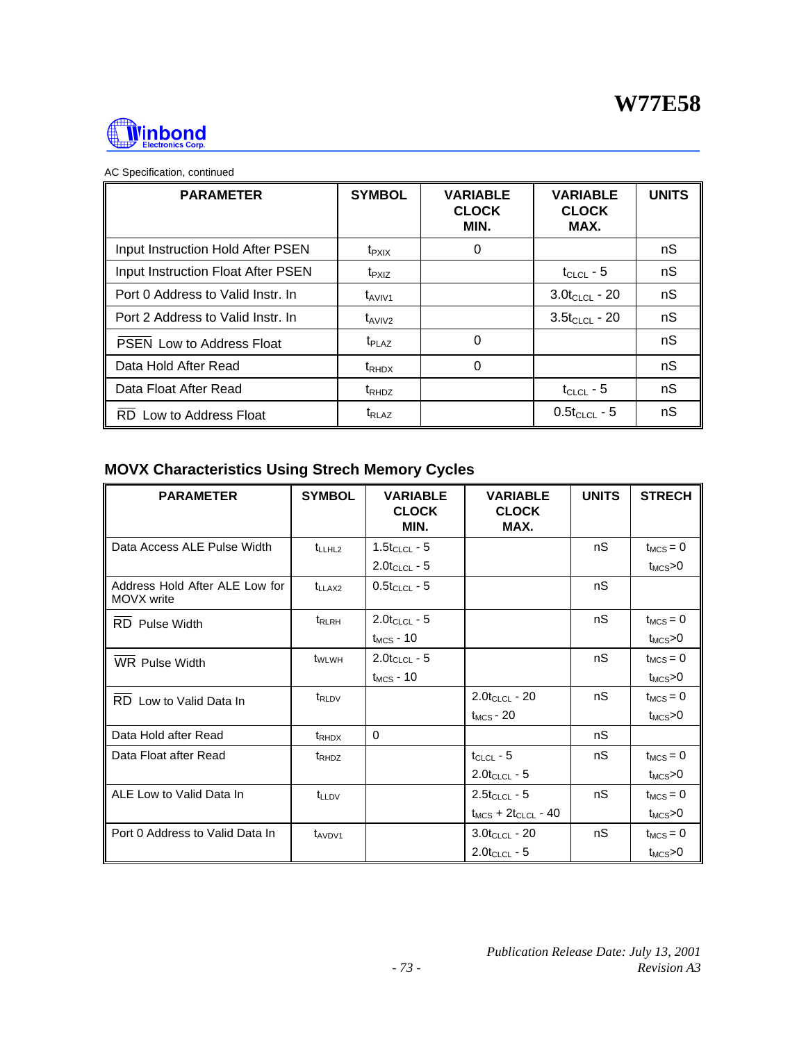AC Specification, continued

| PARAMETER | SYMBOL | VARIABLE CLOCK MIN. | VARIABLE CLOCK MAX. | UNITS |
|---|---|---|---|---|
| Input Instruction Hold After PSEN | $t_{PXIX}$ | 0 | | nS |
| Input Instruction Float After PSEN | $t_{PXIZ}$ | | $t_{CLCL}$ - 5 | nS |
| Port 0 Address to Valid Instr. In | $t_{AVIV1}$ | | $3.0t_{CLCL}$ - 20 | nS |
| Port 2 Address to Valid Instr. In | $t_{AVIV2}$ | | $3.5t_{CLCL}$ - 20 | nS |
| $\overline{PSEN}$ Low to Address Float | $t_{PLAZ}$ | 0 | | nS |
| Data Hold After Read | $t_{RHDX}$ | 0 | | nS |
| Data Float After Read | $t_{RHDZ}$ | | $t_{CLCL}$ - 5 | nS |
| $\overline{RD}$ Low to Address Float | $t_{RLAZ}$ | | $0.5t_{CLCL}$ - 5 | nS |

## MOVX Characteristics Using Strech Memory Cycles

| PARAMETER | SYMBOL | VARIABLE CLOCK MIN. | VARIABLE CLOCK MAX. | UNITS | STRECH |
|---|---|---|---|---|---|
| Data Access ALE Pulse Width | $t_{LLHL2}$ | $1.5t_{CLCL}$ - 5<br>$2.0t_{CLCL}$ - 5 | | nS | $t_{MCS} = 0$<br>$t_{MCS}>0$ |
| Address Hold After ALE Low for MOVX write | $t_{LLAX2}$ | $0.5t_{CLCL}$ - 5 | | nS | |
| $\overline{RD}$ Pulse Width | $t_{RLRH}$ | $2.0t_{CLCL}$ - 5<br>$t_{MCS}$ - 10 | | nS | $t_{MCS} = 0$<br>$t_{MCS}>0$ |
| $\overline{WR}$ Pulse Width | $t_{WLWH}$ | $2.0t_{CLCL}$ - 5<br>$t_{MCS}$ - 10 | | nS | $t_{MCS} = 0$<br>$t_{MCS}>0$ |
| $\overline{RD}$ Low to Valid Data In | $t_{RLDV}$ | | $2.0t_{CLCL}$ - 20<br>$t_{MCS}$ - 20 | nS | $t_{MCS} = 0$<br>$t_{MCS}>0$ |
| Data Hold after Read | $t_{RHDX}$ | 0 | | nS | |
| Data Float after Read | $t_{RHDZ}$ | | $t_{CLCL}$ - 5<br>$2.0t_{CLCL}$ - 5 | nS | $t_{MCS} = 0$<br>$t_{MCS}>0$ |
| ALE Low to Valid Data In | $t_{LLDV}$ | | $2.5t_{CLCL}$ - 5<br>$t_{MCS} + 2t_{CLCL}$ - 40 | nS | $t_{MCS} = 0$<br>$t_{MCS}>0$ |
| Port 0 Address to Valid Data In | $t_{AVDV1}$ | | $3.0t_{CLCL}$ - 20<br>$2.0t_{CLCL}$ - 5 | nS | $t_{MCS} = 0$<br>$t_{MCS}>0$ |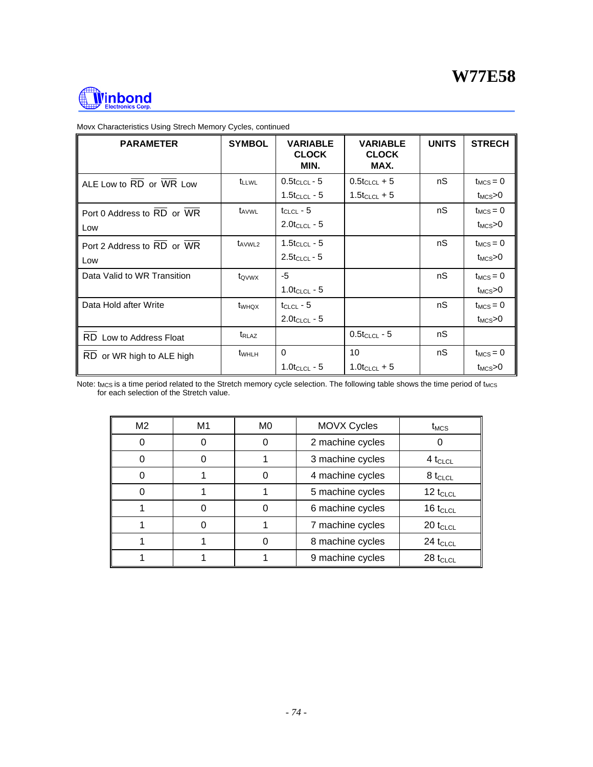Movx Characteristics Using Strech Memory Cycles, continued

| PARAMETER | SYMBOL | VARIABLE CLOCK MIN. | VARIABLE CLOCK MAX. | UNITS | STRECH |
|---|---|---|---|---|---|
| ALE Low to $\overline{RD}$ or $\overline{WR}$ Low | $t_{LLWL}$ | $0.5t_{CLCL}$ - 5<br>$1.5t_{CLCL}$ - 5 | $0.5t_{CLCL}$ + 5<br>$1.5t_{CLCL}$ + 5 | nS | $t_{MCS} = 0$<br>$t_{MCS}>0$ |
| Port 0 Address to $\overline{RD}$ or $\overline{WR}$ Low | $t_{AVWL}$ | $t_{CLCL}$ - 5<br>$2.0t_{CLCL}$ - 5 | | nS | $t_{MCS} = 0$<br>$t_{MCS}>0$ |
| Port 2 Address to $\overline{RD}$ or $\overline{WR}$ Low | $t_{AVWL2}$ | $1.5t_{CLCL}$ - 5<br>$2.5t_{CLCL}$ - 5 | | nS | $t_{MCS} = 0$<br>$t_{MCS}>0$ |
| Data Valid to WR Transition | $t_{QVWX}$ | -5<br>$1.0t_{CLCL}$ - 5 | | nS | $t_{MCS} = 0$<br>$t_{MCS}>0$ |
| Data Hold after Write | $t_{WHQX}$ | $t_{CLCL}$ - 5<br>$2.0t_{CLCL}$ - 5 | | nS | $t_{MCS} = 0$<br>$t_{MCS}>0$ |
| $\overline{RD}$ Low to Address Float | $t_{RLAZ}$ | | $0.5t_{CLCL}$ - 5 | nS | |
| $\overline{RD}$ or WR high to ALE high | $t_{WHLH}$ | 0<br>$1.0t_{CLCL}$ - 5 | 10<br>$1.0t_{CLCL}$ + 5 | nS | $t_{MCS} = 0$<br>$t_{MCS}>0$ |

Note: $t_{MCS}$ is a time period related to the Stretch memory cycle selection. The following table shows the time period of $t_{MCS}$ for each selection of the Stretch value.

| M2 | M1 | M0 | MOVX Cycles | $t_{MCS}$ |
|---|---|---|---|---|
| 0 | 0 | 0 | 2 machine cycles | 0 |
| 0 | 0 | 1 | 3 machine cycles | 4 $t_{CLCL}$ |
| 0 | 1 | 0 | 4 machine cycles | 8 $t_{CLCL}$ |
| 0 | 1 | 1 | 5 machine cycles | 12 $t_{CLCL}$ |
| 1 | 0 | 0 | 6 machine cycles | 16 $t_{CLCL}$ |
| 1 | 0 | 1 | 7 machine cycles | 20 $t_{CLCL}$ |
| 1 | 1 | 0 | 8 machine cycles | 24 $t_{CLCL}$ |
| 1 | 1 | 1 | 9 machine cycles | 28 $t_{CLCL}$ |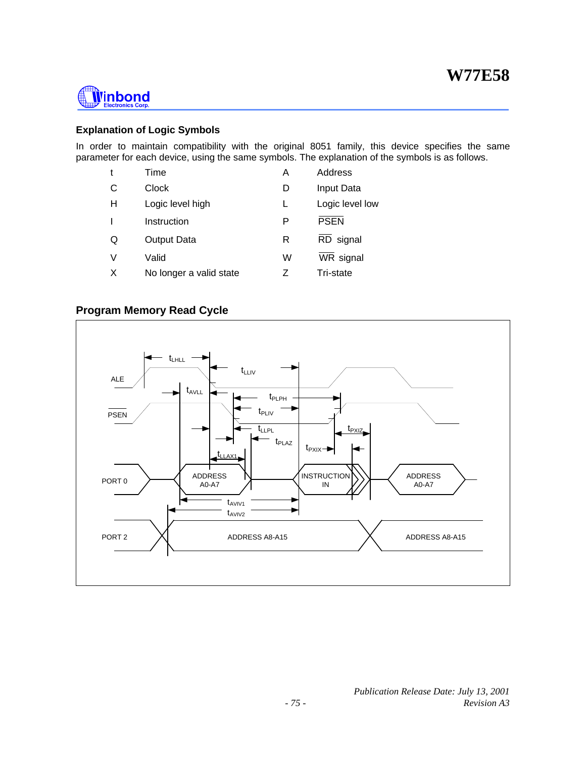## Explanation of Logic Symbols

In order to maintain compatibility with the original 8051 family, this device specifies the same parameter for each device, using the same symbols. The explanation of the symbols is as follows.

| | | | |
|---|---|---|---|
| t | Time | A | Address |
| C | Clock | D | Input Data |
| H | Logic level high | L | Logic level low |
| I | Instruction | P | $\overline{\text{PSEN}}$ |
| Q | Output Data | R | $\overline{\text{RD}}$ signal |
| V | Valid | W | $\overline{\text{WR}}$ signal |
| X | No longer a valid state | Z | Tri-state |

## Program Memory Read Cycle

ALE

$\overline{\text{PSEN}}$

PORT 0

PORT 2

$t_{LHLL}$ $t_{LLIV}$ $t_{AVLL}$ $t_{PLPH}$ $t_{PLIV}$ $t_{LLPL}$ $t_{PXIZ}$ $t_{PLAZ}$ $t_{PXIX}$ $t_{LLAX1}$ $t_{AVIV1}$ $t_{AVIV2}$

ADDRESS A0-A7 | INSTRUCTION IN | ADDRESS A0-A7

ADDRESS A8-A15 | ADDRESS A8-A15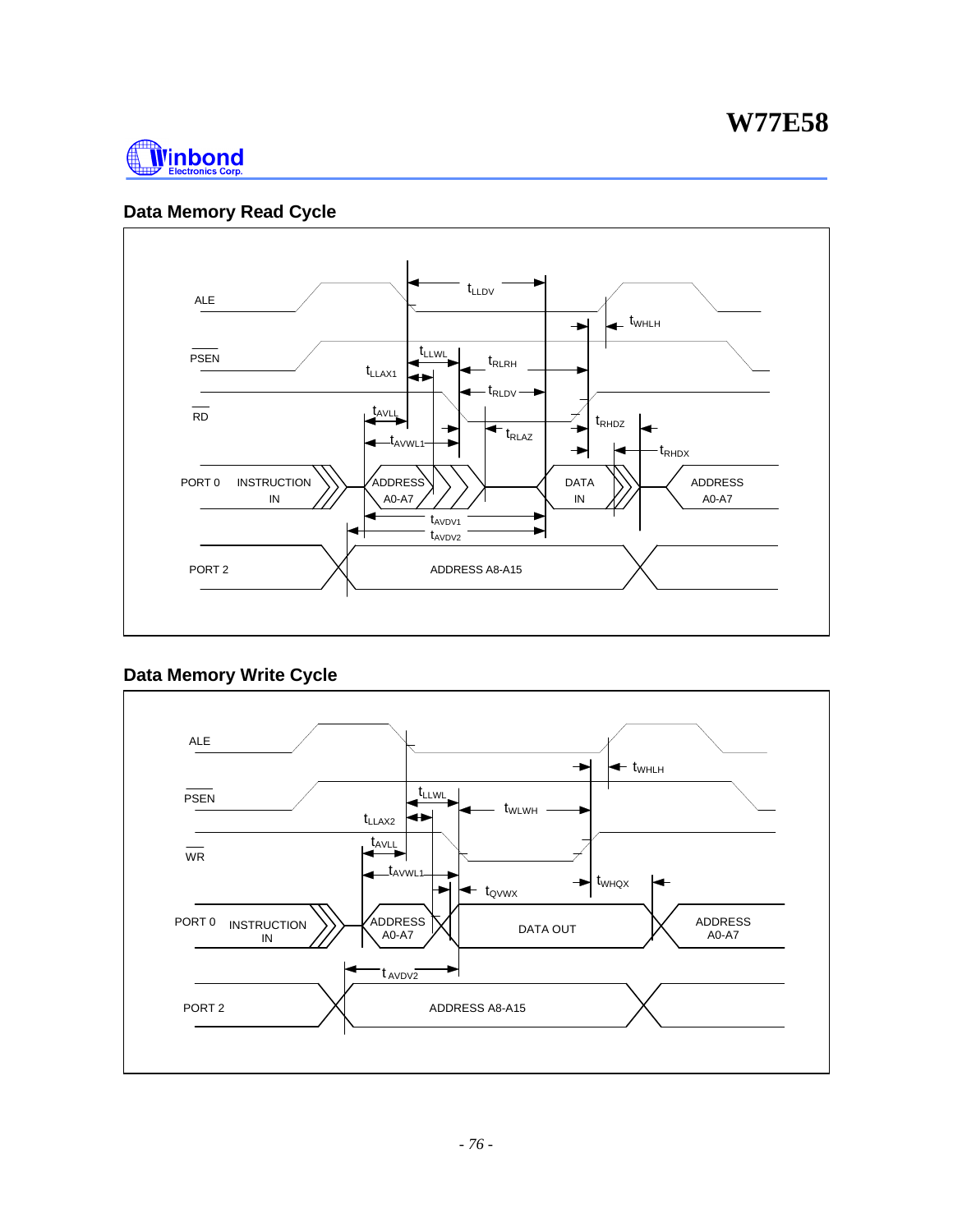## Data Memory Read Cycle

ALE

$\overline{PSEN}$

$\overline{RD}$

PORT 0 INSTRUCTION IN | ADDRESS A0-A7 | DATA IN | ADDRESS A0-A7

PORT 2 ADDRESS A8-A15

$t_{LLDV}$, $t_{WHLH}$, $t_{LLWL}$, $t_{LLAX1}$, $t_{RLRH}$, $t_{RLDV}$, $t_{AVLL}$, $t_{RHDZ}$, $t_{RLAZ}$, $t_{AVWL1}$, $t_{RHDX}$, $t_{AVDV1}$, $t_{AVDV2}$

## Data Memory Write Cycle

ALE

$\overline{PSEN}$

$\overline{WR}$

PORT 0 INSTRUCTION IN | ADDRESS A0-A7 | DATA OUT | ADDRESS A0-A7

PORT 2 ADDRESS A8-A15

$t_{WHLH}$, $t_{LLWL}$, $t_{WLWH}$, $t_{LLAX2}$, $t_{AVLL}$, $t_{AVWL1}$, $t_{WHQX}$, $t_{QVWX}$, $t_{AVDV2}$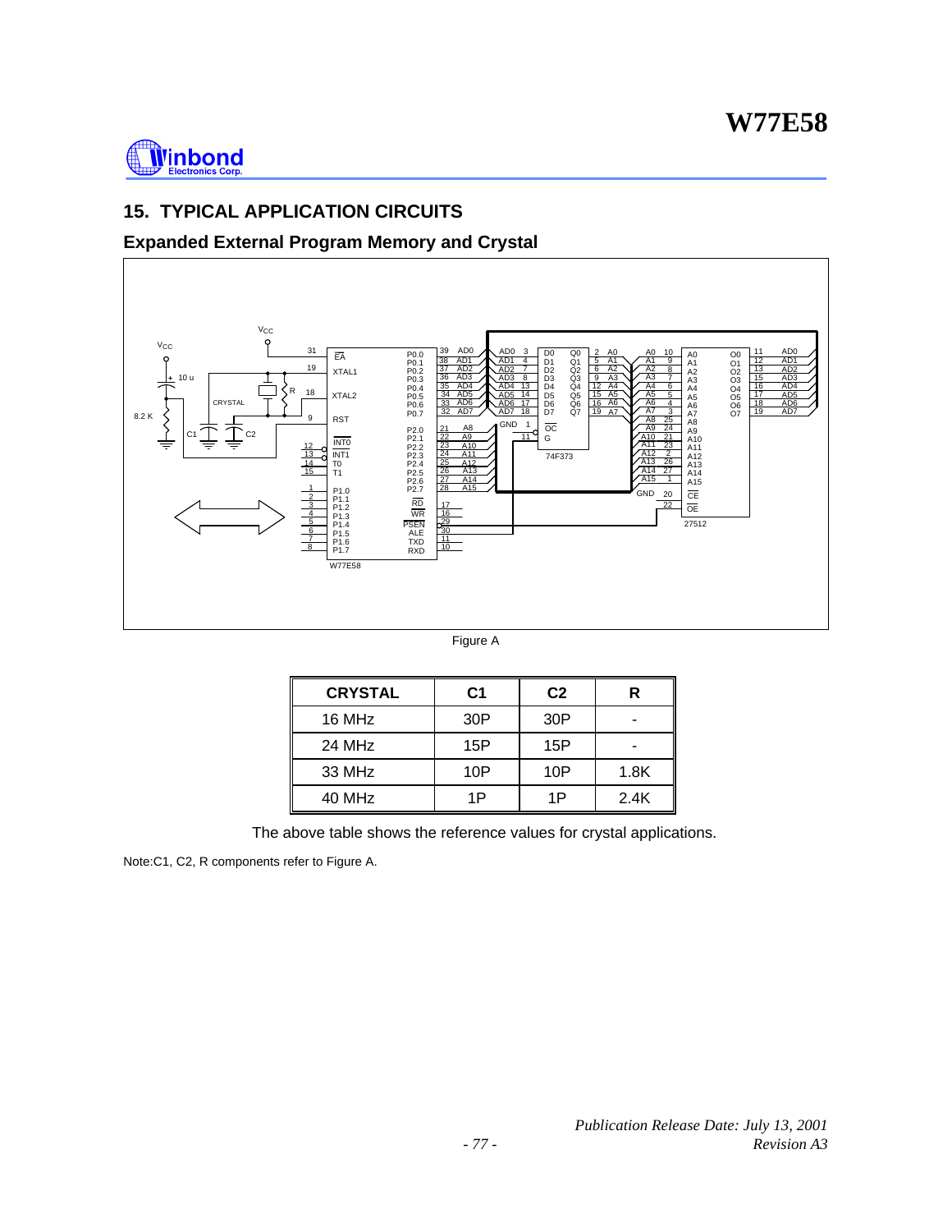## 15. TYPICAL APPLICATION CIRCUITS

### Expanded External Program Memory and Crystal

Figure A

| CRYSTAL | C1 | C2 | R |
|---|---|---|---|
| 16 MHz | 30P | 30P | - |
| 24 MHz | 15P | 15P | - |
| 33 MHz | 10P | 10P | 1.8K |
| 40 MHz | 1P | 1P | 2.4K |

The above table shows the reference values for crystal applications.

Note:C1, C2, R components refer to Figure A.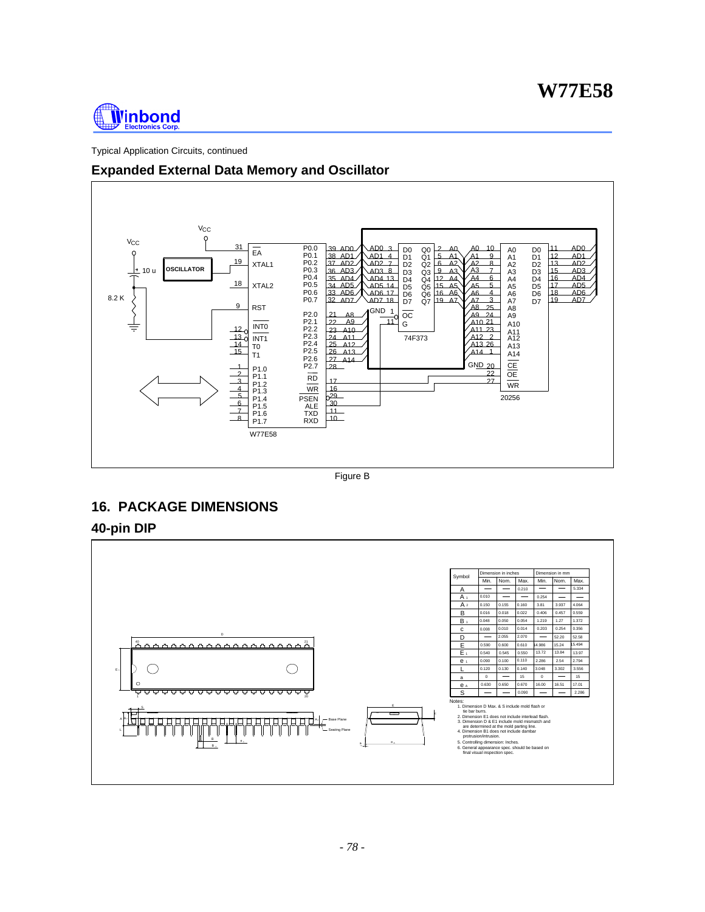Typical Application Circuits, continued

## Expanded External Data Memory and Oscillator

Figure B

# 16. PACKAGE DIMENSIONS

## 40-pin DIP

| Symbol | Dimension in inches | | | Dimension in mm | | |
|---|---|---|---|---|---|---|
| | Min. | Nom. | Max. | Min. | Nom. | Max. |
| A | — | — | 0.210 | — | — | 5.334 |
| $A_1$ | 0.010 | — | — | 0.254 | — | — |
| $A_2$ | 0.150 | 0.155 | 0.160 | 3.81 | 3.937 | 4.064 |
| B | 0.016 | 0.018 | 0.022 | 0.406 | 0.457 | 0.559 |
| $B_1$ | 0.048 | 0.050 | 0.054 | 1.219 | 1.27 | 1.372 |
| c | 0.008 | 0.010 | 0.014 | 0.203 | 0.254 | 0.356 |
| D | — | 2.055 | 2.070 | — | 52.20 | 52.58 |
| E | 0.590 | 0.600 | 0.610 | 14.986 | 15.24 | 15.494 |
| $E_1$ | 0.540 | 0.545 | 0.550 | 13.72 | 13.84 | 13.97 |
| $e_1$ | 0.090 | 0.100 | 0.110 | 2.286 | 2.54 | 2.794 |
| L | 0.120 | 0.130 | 0.140 | 3.048 | 3.302 | 3.556 |
| a | 0 | — | 15 | 0 | — | 15 |
| $e_A$ | 0.630 | 0.650 | 0.670 | 16.00 | 16.51 | 17.01 |
| S | — | — | 0.090 | — | — | 2.286 |

Notes:
1. Dimension D Max. & S include mold flash or tie bar burrs.
2. Dimension E1 does not include interlead flash.
3. Dimension D & E1 include mold mismatch and are determined at the mold parting line.
4. Dimension B1 does not include dambar protrusion/intrusion.
5. Controlling dimension: Inches.
6. General appearance spec. should be based on final visual inspection spec.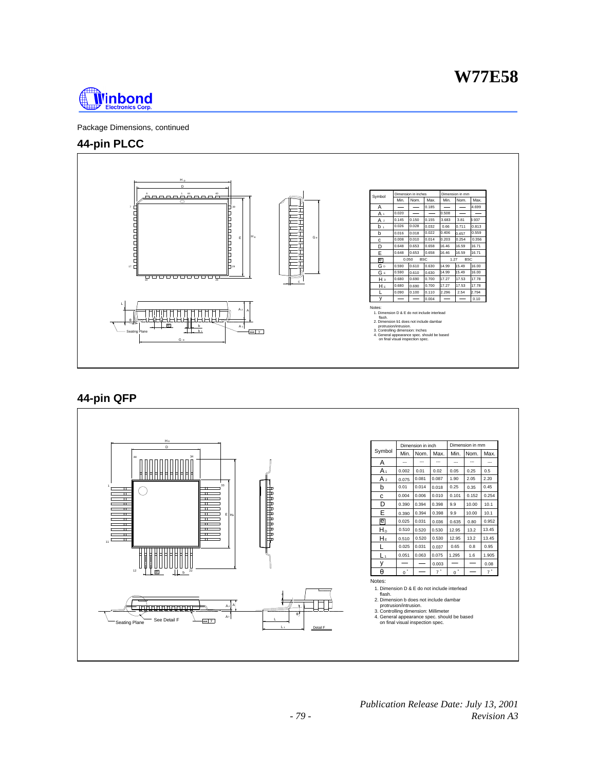Package Dimensions, continued

## 44-pin PLCC

| Symbol | Dimension in inches | | | Dimension in mm | | |
|---|---|---|---|---|---|---|
| | Min. | Nom. | Max. | Min. | Nom. | Max. |
| A | — | — | 0.185 | — | — | 4.699 |
| $A_1$ | 0.020 | — | — | 0.508 | — | — |
| $A_2$ | 0.145 | 0.150 | 0.155 | 3.683 | 3.81 | 3.937 |
| $b_1$ | 0.026 | 0.028 | 0.032 | 0.66 | 0.711 | 0.813 |
| b | 0.016 | 0.018 | 0.022 | 0.406 | 0.457 | 0.559 |
| c | 0.008 | 0.010 | 0.014 | 0.203 | 0.254 | 0.356 |
| D | 0.648 | 0.653 | 0.658 | 16.46 | 16.59 | 16.71 |
| E | 0.648 | 0.653 | 0.658 | 16.46 | 16.59 | 16.71 |
| e | 0.050 BSC | | | 1.27 BSC | | |
| $G_D$ | 0.590 | 0.610 | 0.630 | 14.99 | 15.49 | 16.00 |
| $G_E$ | 0.590 | 0.610 | 0.630 | 14.99 | 15.49 | 16.00 |
| $H_D$ | 0.680 | 0.690 | 0.700 | 17.27 | 17.53 | 17.78 |
| $H_E$ | 0.680 | 0.690 | 0.700 | 17.27 | 17.53 | 17.78 |
| L | 0.090 | 0.100 | 0.110 | 2.296 | 2.54 | 2.794 |
| y | — | — | 0.004 | — | — | 0.10 |

Notes:
1. Dimension D & E do not include interlead flash.
2. Dimension b1 does not include dambar protrusion/intrusion.
3. Controlling dimension: Inches
4. General appearance spec. should be based on final visual inspection spec.

## 44-pin QFP

| Symbol | Dimension in inch | | | Dimension in mm | | |
|---|---|---|---|---|---|---|
| | Min. | Nom. | Max. | Min. | Nom. | Max. |
| A | --- | --- | --- | --- | --- | --- |
| $A_1$ | 0.002 | 0.01 | 0.02 | 0.05 | 0.25 | 0.5 |
| $A_2$ | 0.075 | 0.081 | 0.087 | 1.90 | 2.05 | 2.20 |
| b | 0.01 | 0.014 | 0.018 | 0.25 | 0.35 | 0.45 |
| c | 0.004 | 0.006 | 0.010 | 0.101 | 0.152 | 0.254 |
| D | 0.390 | 0.394 | 0.398 | 9.9 | 10.00 | 10.1 |
| E | 0.390 | 0.394 | 0.398 | 9.9 | 10.00 | 10.1 |
| e | 0.025 | 0.031 | 0.036 | 0.635 | 0.80 | 0.952 |
| $H_D$ | 0.510 | 0.520 | 0.530 | 12.95 | 13.2 | 13.45 |
| $H_E$ | 0.510 | 0.520 | 0.530 | 12.95 | 13.2 | 13.45 |
| L | 0.025 | 0.031 | 0.037 | 0.65 | 0.8 | 0.95 |
| $L_1$ | 0.051 | 0.063 | 0.075 | 1.295 | 1.6 | 1.905 |
| y | — | — | 0.003 | — | — | 0.08 |
| θ | 0° | — | 7° | 0° | — | 7° |

Notes:
1. Dimension D & E do not include interlead flash.
2. Dimension b does not include dambar protrusion/intrusion.
3. Controlling dimension: Millimeter
4. General appearance spec. should be based on final visual inspection spec.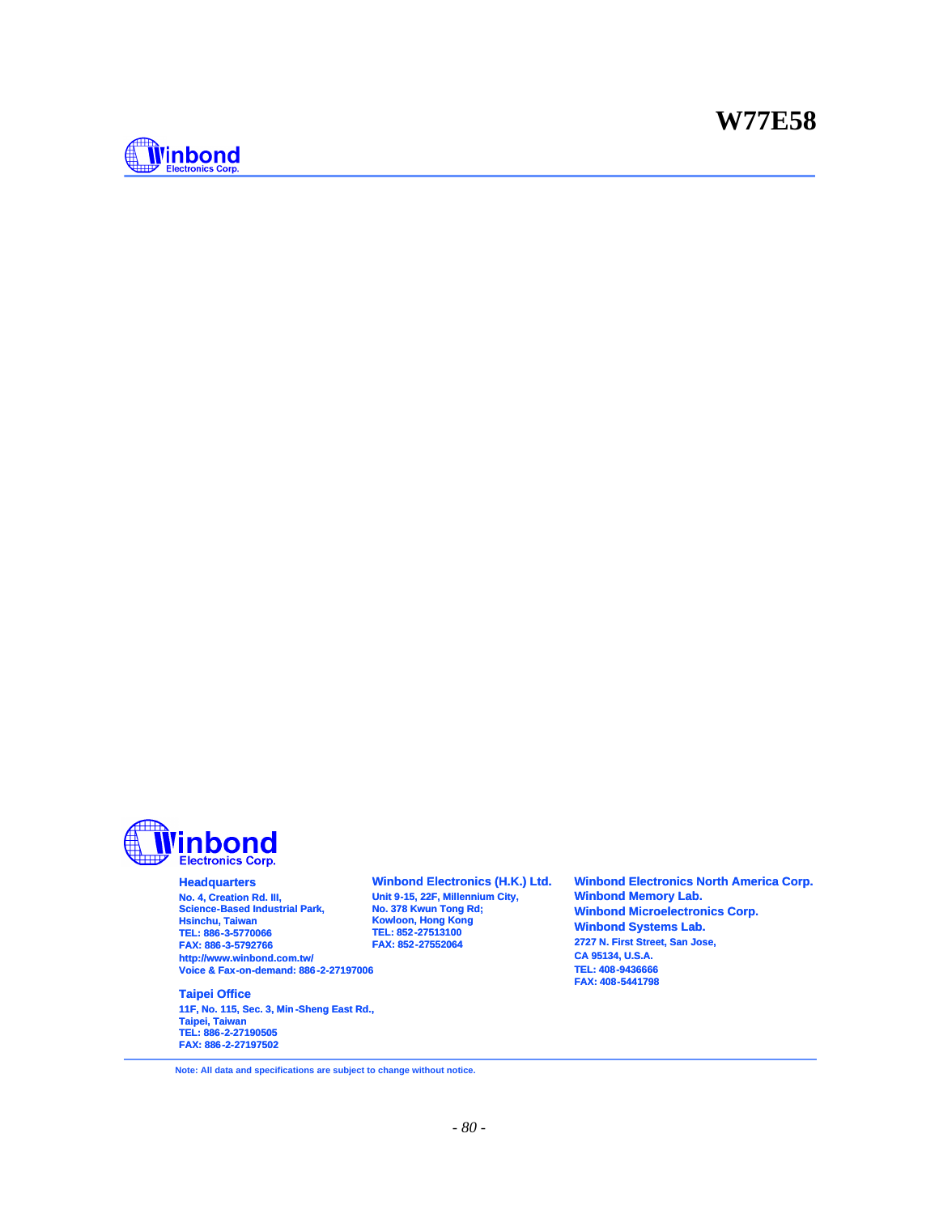**Winbond Electronics Corp.**

**Headquarters**
No. 4, Creation Rd. III,
Science-Based Industrial Park,
Hsinchu, Taiwan
TEL: 886-3-5770066
FAX: 886-3-5792766
http://www.winbond.com.tw/
Voice & Fax-on-demand: 886-2-27197006

**Taipei Office**
11F, No. 115, Sec. 3, Min-Sheng East Rd.,
Taipei, Taiwan
TEL: 886-2-27190505
FAX: 886-2-27197502

**Winbond Electronics (H.K.) Ltd.**
Unit 9-15, 22F, Millennium City,
No. 378 Kwun Tong Rd;
Kowloon, Hong Kong
TEL: 852-27513100
FAX: 852-27552064

**Winbond Electronics North America Corp.**
**Winbond Memory Lab.**
**Winbond Microelectronics Corp.**
**Winbond Systems Lab.**
2727 N. First Street, San Jose,
CA 95134, U.S.A.
TEL: 408-9436666
FAX: 408-5441798

Note: All data and specifications are subject to change without notice.